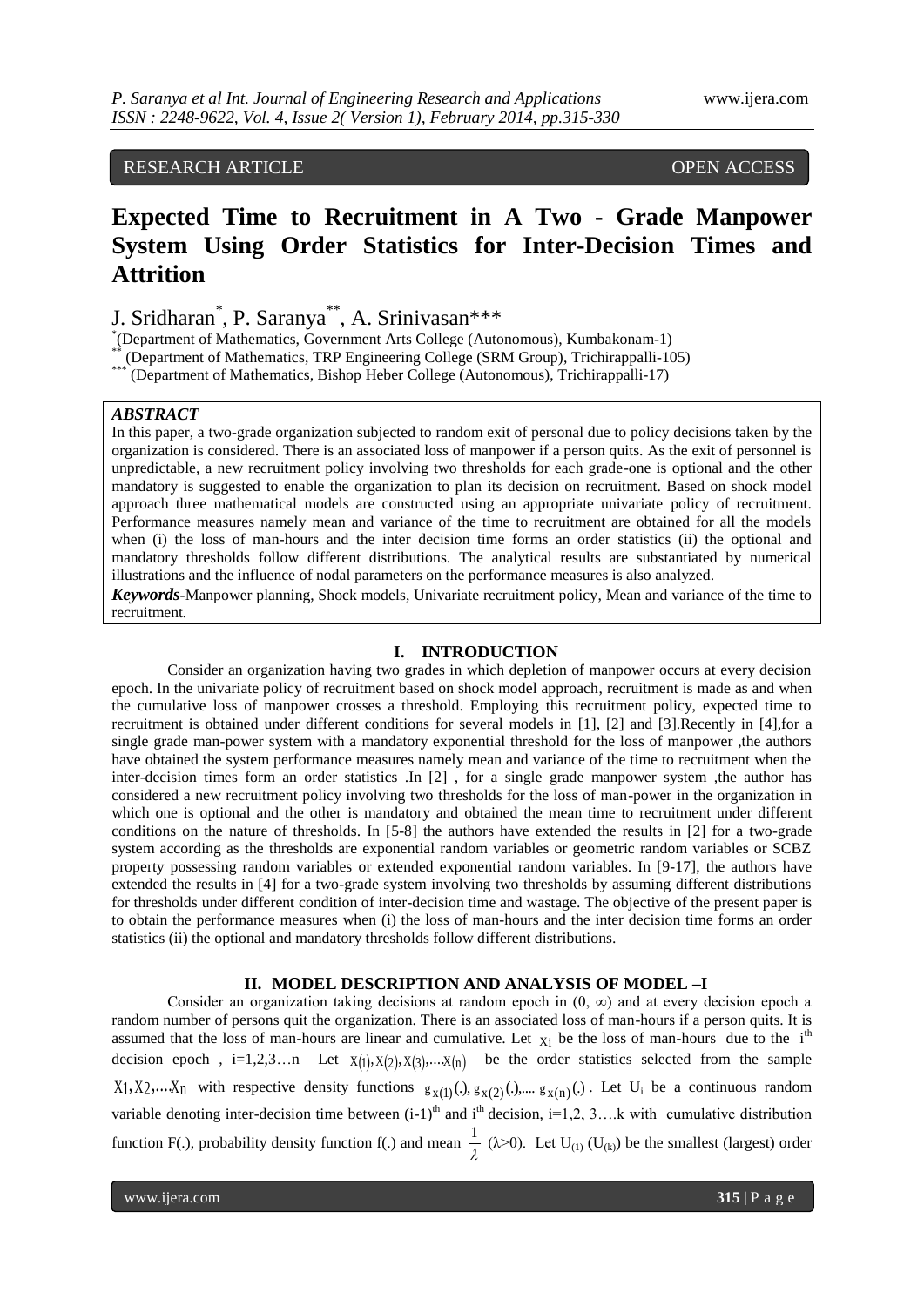RESEARCH ARTICLE OPEN ACCESS

# Expected Time to Recruitment in A Two - Grade Manpower System Using Order Statistics for Inter-Decision Times and Attrition

J. Sridharan[*], P. Saranya[**], A. Srinivasan[***]

[*](Department of Mathematics, Government Arts College (Autonomous), Kumbakonam-1)

[**](Department of Mathematics, TRP Engineering College (SRM Group), Trichirappalli-105)

[***](Department of Mathematics, Bishop Heber College (Autonomous), Trichirappalli-17)

***ABSTRACT***

In this paper, a two-grade organization subjected to random exit of personal due to policy decisions taken by the organization is considered. There is an associated loss of manpower if a person quits. As the exit of personnel is unpredictable, a new recruitment policy involving two thresholds for each grade-one is optional and the other mandatory is suggested to enable the organization to plan its decision on recruitment. Based on shock model approach three mathematical models are constructed using an appropriate univariate policy of recruitment. Performance measures namely mean and variance of the time to recruitment are obtained for all the models when (i) the loss of man-hours and the inter decision time forms an order statistics (ii) the optional and mandatory thresholds follow different distributions. The analytical results are substantiated by numerical illustrations and the influence of nodal parameters on the performance measures is also analyzed.

***Keywords***-Manpower planning, Shock models, Univariate recruitment policy, Mean and variance of the time to recruitment.

## I. INTRODUCTION

Consider an organization having two grades in which depletion of manpower occurs at every decision epoch. In the univariate policy of recruitment based on shock model approach, recruitment is made as and when the cumulative loss of manpower crosses a threshold. Employing this recruitment policy, expected time to recruitment is obtained under different conditions for several models in [1], [2] and [3].Recently in [4],for a single grade man-power system with a mandatory exponential threshold for the loss of manpower ,the authors have obtained the system performance measures namely mean and variance of the time to recruitment when the inter-decision times form an order statistics .In [2] , for a single grade manpower system ,the author has considered a new recruitment policy involving two thresholds for the loss of man-power in the organization in which one is optional and the other is mandatory and obtained the mean time to recruitment under different conditions on the nature of thresholds. In [5-8] the authors have extended the results in [2] for a two-grade system according as the thresholds are exponential random variables or geometric random variables or SCBZ property possessing random variables or extended exponential random variables. In [9-17], the authors have extended the results in [4] for a two-grade system involving two thresholds by assuming different distributions for thresholds under different condition of inter-decision time and wastage. The objective of the present paper is to obtain the performance measures when (i) the loss of man-hours and the inter decision time forms an order statistics (ii) the optional and mandatory thresholds follow different distributions.

## II. MODEL DESCRIPTION AND ANALYSIS OF MODEL –I

Consider an organization taking decisions at random epoch in $(0, \infty)$ and at every decision epoch a random number of persons quit the organization. There is an associated loss of man-hours if a person quits. It is assumed that the loss of man-hours are linear and cumulative. Let $X_i$ be the loss of man-hours due to the $i^{th}$ decision epoch , $i=1,2,3\ldots n$ Let $X_{(1)}, X_{(2)}, X_{(3)},\ldots X_{(n)}$ be the order statistics selected from the sample $X_1, X_2,\ldots X_n$ with respective density functions $g_{x(1)}(.), g_{x(2)}(.),\ldots g_{x(n)}(.)$. Let $U_i$ be a continuous random variable denoting inter-decision time between $(i-1)^{th}$ and $i^{th}$ decision, $i=1,2, 3\ldots.k$ with cumulative distribution function F(.), probability density function f(.) and mean $\frac{1}{\lambda}$ $(\lambda>0)$. Let $U_{(1)}$ ($U_{(k)}$) be the smallest (largest) order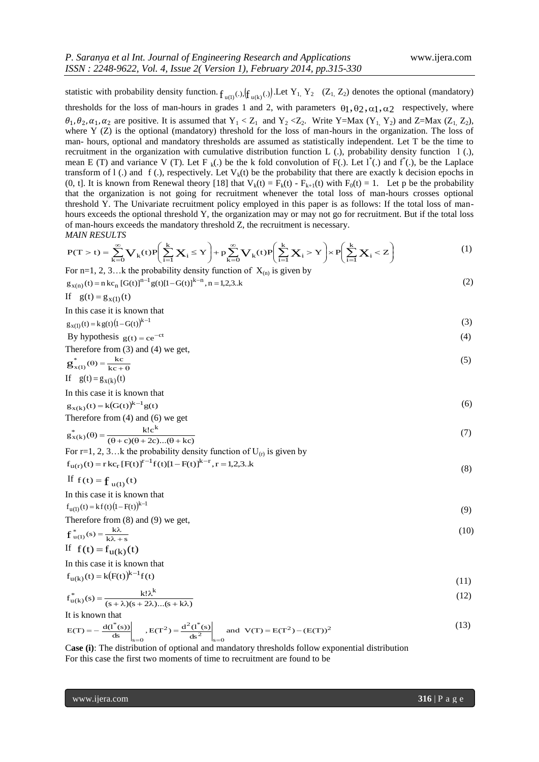statistic with probability density function. $f_{u(1)}(.), (f_{u(k)}(.))$. Let $Y_1, Y_2$ ($Z_1, Z_2$) denotes the optional (mandatory) thresholds for the loss of man-hours in grades 1 and 2, with parameters $\theta_1, \theta_2, \alpha_1, \alpha_2$ respectively, where $\theta_1, \theta_2, \alpha_1, \alpha_2$ are positive. It is assumed that $Y_1 < Z_1$ and $Y_2 < Z_2$. Write $Y = Max(Y_1, Y_2)$ and $Z = Max(Z_1, Z_2)$, where $Y$ ($Z$) is the optional (mandatory) threshold for the loss of man-hours in the organization. The loss of man- hours, optional and mandatory thresholds are assumed as statistically independent. Let T be the time to recruitment in the organization with cumulative distribution function L (.), probability density function l (.), mean E (T) and variance V (T). Let $F_k(.)$ be the k fold convolution of F(.). Let $l^*(.)$ and $f^*(.)$, be the Laplace transform of l (.) and f (.), respectively. Let $V_k(t)$ be the probability that there are exactly k decision epochs in (0, t]. It is known from Renewal theory [18] that $V_k(t) = F_k(t) - F_{k+1}(t)$ with $F_0(t) = 1$. Let p be the probability that the organization is not going for recruitment whenever the total loss of man-hours crosses optional threshold Y. The Univariate recruitment policy employed in this paper is as follows: If the total loss of man-hours exceeds the optional threshold Y, the organization may or may not go for recruitment. But if the total loss of man-hours exceeds the mandatory threshold Z, the recruitment is necessary.

***MAIN RESULTS***

$$P(T > t) = \sum_{k=0}^{\infty} V_k(t) P\left(\sum_{i=1}^{k} X_i \le Y\right) + p \sum_{k=0}^{\infty} V_k(t) P\left(\sum_{i=1}^{k} X_i > Y\right) \times P\left(\sum_{i=1}^{k} X_i < Z\right) \tag{1}$$

For n=1, 2, 3…k the probability density function of $X_{(n)}$ is given by

$$g_{x(n)}(t) = n\, kc_n\, [G(t)]^{n-1} g(t) [1 - G(t)]^{k-n}, \; n = 1,2,3..k \tag{2}$$

If $g(t) = g_{x(1)}(t)$

In this case it is known that

$$g_{x(1)}(t) = k\, g(t) (1 - G(t))^{k-1} \tag{3}$$

By hypothesis $g(t) = c e^{-ct}$ (4)

Therefore from (3) and (4) we get,

$$g^*_{x(1)}(\theta) = \frac{kc}{kc + \theta} \tag{5}$$

If $g(t) = g_{x(k)}(t)$

In this case it is known that

$$g_{x(k)}(t) = k (G(t))^{k-1} g(t) \tag{6}$$

Therefore from (4) and (6) we get

$$g^*_{x(k)}(\theta) = \frac{k!\, c^k}{(\theta + c)(\theta + 2c)...(\theta + kc)} \tag{7}$$

For r=1, 2, 3…k the probability density function of $U_{(r)}$ is given by

$$f_{u(r)}(t) = r\, kc_r\, [F(t)]^{r-1} f(t) [1 - F(t)]^{k-r}, \; r = 1,2,3..k \tag{8}$$

If $f(t) = f_{u(1)}(t)$

In this case it is known that

$$f_{u(1)}(t) = k\, f(t) (1 - F(t))^{k-1} \tag{9}$$

Therefore from (8) and (9) we get,

$$f^*_{u(1)}(s) = \frac{k\lambda}{k\lambda + s} \tag{10}$$

If $f(t) = f_{u(k)}(t)$

In this case it is known that

$$f_{u(k)}(t) = k (F(t))^{k-1} f(t) \tag{11}$$

$$f^*_{u(k)}(s) = \frac{k!\, \lambda^k}{(s + \lambda)(s + 2\lambda)...(s + k\lambda)} \tag{12}$$

It is known that

$$E(T) = -\left.\frac{d(l^*(s))}{ds}\right|_{s=0}, \; E(T^2) = \left.\frac{d^2(l^*(s))}{ds^2}\right|_{s=0} \text{ and } V(T) = E(T^2) - (E(T))^2 \tag{13}$$

**Case (i)**: The distribution of optional and mandatory thresholds follow exponential distribution

For this case the first two moments of time to recruitment are found to be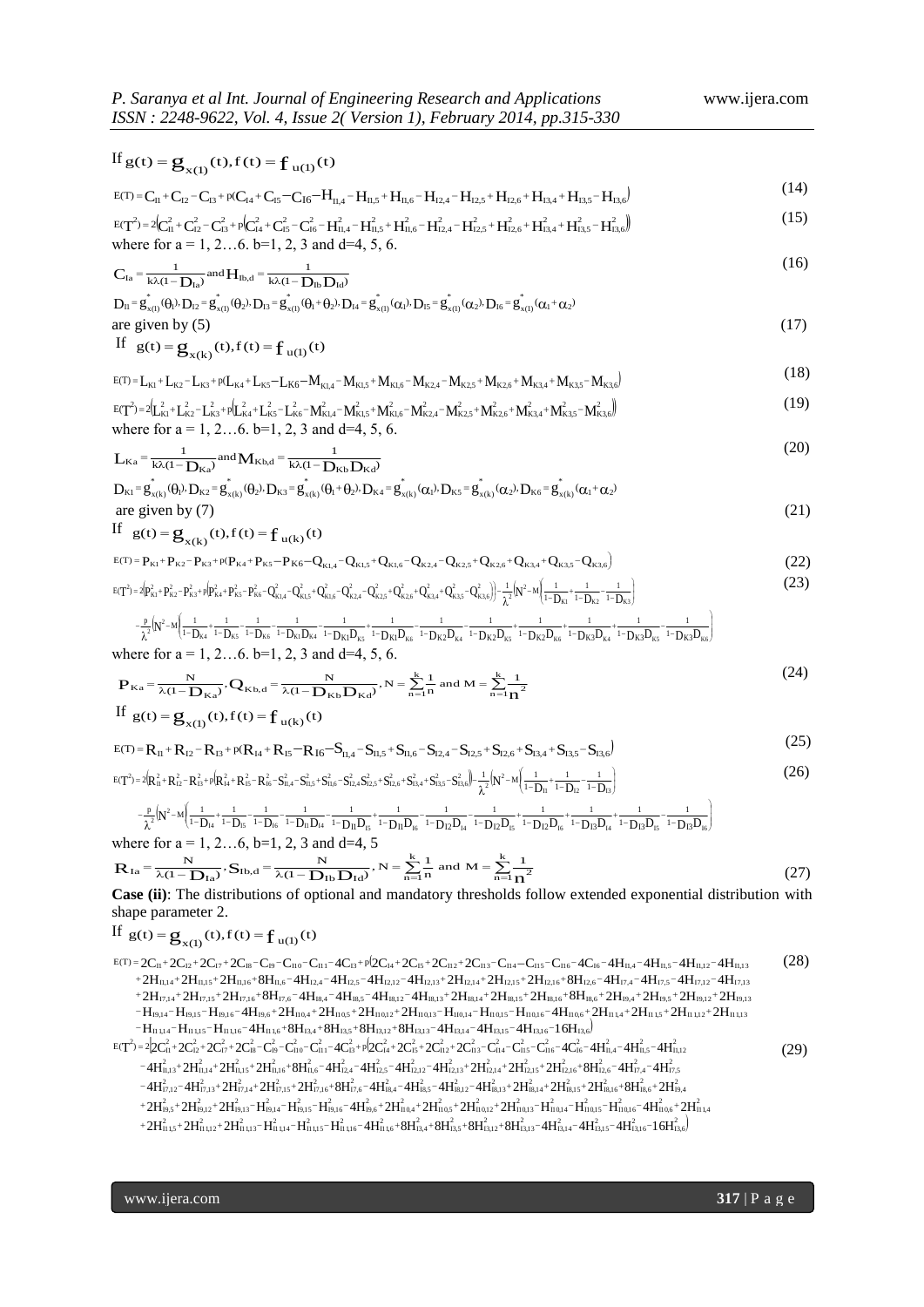If $g(t) = g_{x(1)}(t), f(t) = f_{u(1)}(t)$

$$E(T) = C_{I1} + C_{I2} - C_{I3} + p(C_{I4} + C_{I5} - C_{I6} - H_{I1,4} - H_{I1,5} + H_{I1,6} - H_{I2,4} - H_{I2,5} + H_{I2,6} + H_{I3,4} + H_{I3,5} - H_{I3,6}) \tag{14}$$

$$E(T^2) = 2\left(C_{I1}^2 + C_{I2}^2 - C_{I3}^2 + p\left(C_{I4}^2 + C_{I5}^2 - C_{I6}^2 - H_{I1,4}^2 - H_{I1,5}^2 + H_{I1,6}^2 - H_{I2,4}^2 - H_{I2,5}^2 + H_{I2,6}^2 + H_{I3,4}^2 + H_{I3,5}^2 - H_{I3,6}^2\right)\right) \tag{15}$$

where for a = 1, 2…6. b=1, 2, 3 and d=4, 5, 6.

$$C_{Ia} = \frac{1}{k\lambda(1 - D_{Ia})} \text{ and } H_{Ib,d} = \frac{1}{k\lambda(1 - D_{Ib}D_{Id})} \tag{16}$$

$D_{I1} = g_{x(1)}^{*}(\theta_1), D_{I2} = g_{x(1)}^{*}(\theta_2), D_{I3} = g_{x(1)}^{*}(\theta_1 + \theta_2), D_{I4} = g_{x(1)}^{*}(\alpha_1), D_{I5} = g_{x(1)}^{*}(\alpha_2), D_{I6} = g_{x(1)}^{*}(\alpha_1 + \alpha_2)$

are given by (5) (17)

If $g(t) = g_{x(k)}(t), f(t) = f_{u(1)}(t)$

$$E(T) = L_{K1} + L_{K2} - L_{K3} + p(L_{K4} + L_{K5} - L_{K6} - M_{K1,4} - M_{K1,5} + M_{K1,6} - M_{K2,4} - M_{K2,5} + M_{K2,6} + M_{K3,4} + M_{K3,5} - M_{K3,6}) \tag{18}$$

$$E(T^2) = 2\left(L_{K1}^2 + L_{K2}^2 - L_{K3}^2 + p\left(L_{K4}^2 + L_{K5}^2 - L_{K6}^2 - M_{K1,4}^2 - M_{K1,5}^2 + M_{K1,6}^2 - M_{K2,4}^2 - M_{K2,5}^2 + M_{K2,6}^2 + M_{K3,4}^2 + M_{K3,5}^2 - M_{K3,6}^2\right)\right) \tag{19}$$

where for a = 1, 2…6. b=1, 2, 3 and d=4, 5, 6.

$$L_{Ka} = \frac{1}{k\lambda(1 - D_{Ka})} \text{ and } M_{Kb,d} = \frac{1}{k\lambda(1 - D_{Kb}D_{Kd})} \tag{20}$$

$D_{K1} = g_{x(k)}^{*}(\theta_1), D_{K2} = g_{x(k)}^{*}(\theta_2), D_{K3} = g_{x(k)}^{*}(\theta_1 + \theta_2), D_{K4} = g_{x(k)}^{*}(\alpha_1), D_{K5} = g_{x(k)}^{*}(\alpha_2), D_{K6} = g_{x(k)}^{*}(\alpha_1 + \alpha_2)$

are given by (7) (21)

If $g(t) = g_{x(k)}(t), f(t) = f_{u(k)}(t)$

$$E(T) = P_{K1} + P_{K2} - P_{K3} + p(P_{K4} + P_{K5} - P_{K6} - Q_{K1,4} - Q_{K1,5} + Q_{K1,6} - Q_{K2,4} - Q_{K2,5} + Q_{K2,6} + Q_{K3,4} + Q_{K3,5} - Q_{K3,6}) \tag{22}$$

$$E(T^2) = 2\left(P_{K1}^2 + P_{K2}^2 - P_{K3}^2 + p\left(P_{K4}^2 + P_{K5}^2 - P_{K6}^2 - Q_{K1,4}^2 - Q_{K1,5}^2 + Q_{K1,6}^2 - Q_{K2,4}^2 - Q_{K2,5}^2 + Q_{K2,6}^2 + Q_{K3,4}^2 + Q_{K3,5}^2 - Q_{K3,6}^2\right)\right) - \frac{1}{\lambda^2}\left(N^2 - M\left(\frac{1}{1-D_{K1}} + \frac{1}{1-D_{K2}} - \frac{1}{1-D_{K3}}\right)\right.$$

$$\left. - \frac{p}{\lambda^2}\left(N^2 - M\left(\frac{1}{1-D_{K4}} + \frac{1}{1-D_{K5}} - \frac{1}{1-D_{K6}} - \frac{1}{1-D_{K1}D_{K4}} - \frac{1}{1-D_{K1}D_{K5}} + \frac{1}{1-D_{K1}D_{K6}} - \frac{1}{1-D_{K2}D_{K4}} - \frac{1}{1-D_{K2}D_{K5}} + \frac{1}{1-D_{K2}D_{K6}} + \frac{1}{1-D_{K3}D_{K4}} + \frac{1}{1-D_{K3}D_{K5}} - \frac{1}{1-D_{K3}D_{K6}}\right)\right) \tag{23}$$

where for a = 1, 2…6. b=1, 2, 3 and d=4, 5, 6.

$$P_{Ka} = \frac{N}{\lambda(1 - D_{Ka})}, Q_{Kb,d} = \frac{N}{\lambda(1 - D_{Kb}D_{Kd})}, N = \sum_{n=1}^{k}\frac{1}{n} \text{ and } M = \sum_{n=1}^{k}\frac{1}{n^2} \tag{24}$$

If $g(t) = g_{x(1)}(t), f(t) = f_{u(k)}(t)$

$$E(T) = R_{I1} + R_{I2} - R_{I3} + p(R_{I4} + R_{I5} - R_{I6} - S_{I1,4} - S_{I1,5} + S_{I1,6} - S_{I2,4} - S_{I2,5} + S_{I2,6} + S_{I3,4} + S_{I3,5} - S_{I3,6}) \tag{25}$$

$$E(T^2) = 2\left(R_{I1}^2 + R_{I2}^2 - R_{I3}^2 + p\left(R_{I4}^2 + R_{I5}^2 - R_{I6}^2 - S_{I1,4}^2 - S_{I1,5}^2 + S_{I1,6}^2 - S_{I2,4}^2 S_{I2,5}^2 + S_{I2,6}^2 + S_{I3,4}^2 + S_{I3,5}^2 - S_{I3,6}^2\right)\right) - \frac{1}{\lambda^2}\left(N^2 - M\left(\frac{1}{1-D_{I1}} + \frac{1}{1-D_{I2}} - \frac{1}{1-D_{I3}}\right)\right.$$

$$\left. - \frac{p}{\lambda^2}\left(N^2 - M\left(\frac{1}{1-D_{I4}} + \frac{1}{1-D_{I5}} - \frac{1}{1-D_{I6}} - \frac{1}{1-D_{I1}D_{I4}} - \frac{1}{1-D_{I1}D_{I5}} + \frac{1}{1-D_{I1}D_{I6}} - \frac{1}{1-D_{I2}D_{I4}} - \frac{1}{1-D_{I2}D_{I5}} + \frac{1}{1-D_{I2}D_{I6}} + \frac{1}{1-D_{I3}D_{I4}} + \frac{1}{1-D_{I3}D_{I5}} - \frac{1}{1-D_{I3}D_{I6}}\right)\right) \tag{26}$$

where for a = 1, 2…6, b=1, 2, 3 and d=4, 5

$$R_{Ia} = \frac{N}{\lambda(1 - D_{Ia})}, S_{Ib,d} = \frac{N}{\lambda(1 - D_{Ib}D_{Id})}, N = \sum_{n=1}^{k}\frac{1}{n} \text{ and } M = \sum_{n=1}^{k}\frac{1}{n^2} \tag{27}$$

**Case (ii)**: The distributions of optional and mandatory thresholds follow extended exponential distribution with shape parameter 2.

If $g(t) = g_{x(1)}(t), f(t) = f_{u(1)}(t)$

$$\begin{aligned}
E(T) = {} & 2C_{I1} + 2C_{I2} + 2C_{I7} + 2C_{I8} - C_{I9} - C_{I10} - C_{I11} - 4C_{I3} + p\big(2C_{I4} + 2C_{I5} + 2C_{I12} + 2C_{I13} - C_{I14} - C_{I15} - C_{I16} - 4C_{I6} - 4H_{I1,4} - 4H_{I1,5} - 4H_{I1,12} - 4H_{I1,13} \\
& + 2H_{I1,14} + 2H_{I1,15} + 2H_{I1,16} + 8H_{I1,6} - 4H_{I2,4} - 4H_{I2,5} - 4H_{I2,12} - 4H_{I2,13} + 2H_{I2,14} + 2H_{I2,15} + 2H_{I2,16} + 8H_{I2,6} - 4H_{I7,4} - 4H_{I7,5} - 4H_{I7,12} - 4H_{I7,13} \\
& + 2H_{I7,14} + 2H_{I7,15} + 2H_{I7,16} + 8H_{I7,6} - 4H_{I8,4} - 4H_{I8,5} - 4H_{I8,12} - 4H_{I8,13} + 2H_{I8,14} + 2H_{I8,15} + 2H_{I8,16} + 8H_{I8,6} + 2H_{I9,4} + 2H_{I9,5} + 2H_{I9,12} + 2H_{I9,13} \\
& - H_{I9,14} - H_{I9,15} - H_{I9,16} - 4H_{I9,6} + 2H_{I10,4} + 2H_{I10,5} + 2H_{I10,12} + 2H_{I10,13} - H_{I10,14} - H_{I10,15} - H_{I10,16} - 4H_{I10,6} + 2H_{I11,4} + 2H_{I11,5} + 2H_{I11,12} + 2H_{I11,13} \\
& - H_{I11,14} - H_{I11,15} - H_{I11,16} - 4H_{I11,6} + 8H_{I3,4} + 8H_{I3,5} + 8H_{I3,12} + 8H_{I3,13} - 4H_{I3,14} - 4H_{I3,15} - 4H_{I3,16} - 16H_{I3,6}\big)
\end{aligned} \tag{28}$$

$$\begin{aligned}
E(T^2) = 2\big[ & 2C_{I1}^2 + 2C_{I2}^2 + 2C_{I7}^2 + 2C_{I8}^2 - C_{I9}^2 - C_{I10}^2 - C_{I11}^2 - 4C_{I3}^2 + p\big(2C_{I4}^2 + 2C_{I5}^2 + 2C_{I12}^2 + 2C_{I13}^2 - C_{I14}^2 - C_{I15}^2 - C_{I16}^2 - 4C_{I6}^2 - 4H_{I1,4}^2 - 4H_{I1,5}^2 - 4H_{I1,12}^2 \\
& - 4H_{I1,13}^2 + 2H_{I1,14}^2 + 2H_{I1,15}^2 + 2H_{I1,16}^2 + 8H_{I1,6}^2 - 4H_{I2,4}^2 - 4H_{I2,5}^2 - 4H_{I2,12}^2 - 4H_{I2,13}^2 + 2H_{I2,14}^2 + 2H_{I2,15}^2 + 2H_{I2,16}^2 + 8H_{I2,6}^2 - 4H_{I7,4}^2 - 4H_{I7,5}^2 \\
& - 4H_{I7,12}^2 - 4H_{I7,13}^2 + 2H_{I7,14}^2 + 2H_{I7,15}^2 + 2H_{I7,16}^2 + 8H_{I7,6}^2 - 4H_{I8,4}^2 - 4H_{I8,5}^2 - 4H_{I8,12}^2 - 4H_{I8,13}^2 + 2H_{I8,14}^2 + 2H_{I8,15}^2 + 2H_{I8,16}^2 + 8H_{I8,6}^2 + 2H_{I9,4}^2 \\
& + 2H_{I9,5}^2 + 2H_{I9,12}^2 + 2H_{I9,13}^2 - H_{I9,14}^2 - H_{I9,15}^2 - H_{I9,16}^2 - 4H_{I9,6}^2 + 2H_{I10,4}^2 + 2H_{I10,5}^2 + 2H_{I10,12}^2 + 2H_{I10,13}^2 - H_{I10,14}^2 - H_{I10,15}^2 - H_{I10,16}^2 - 4H_{I10,6}^2 + 2H_{I11,4}^2 \\
& + 2H_{I11,5}^2 + 2H_{I11,12}^2 + 2H_{I11,13}^2 - H_{I11,14}^2 - H_{I11,15}^2 - H_{I11,16}^2 - 4H_{I11,6}^2 + 8H_{I3,4}^2 + 8H_{I3,5}^2 + 8H_{I3,12}^2 + 8H_{I3,13}^2 - 4H_{I3,14}^2 - 4H_{I3,15}^2 - 4H_{I3,16}^2 - 16H_{I3,6}^2\big)
\end{aligned} \tag{29}$$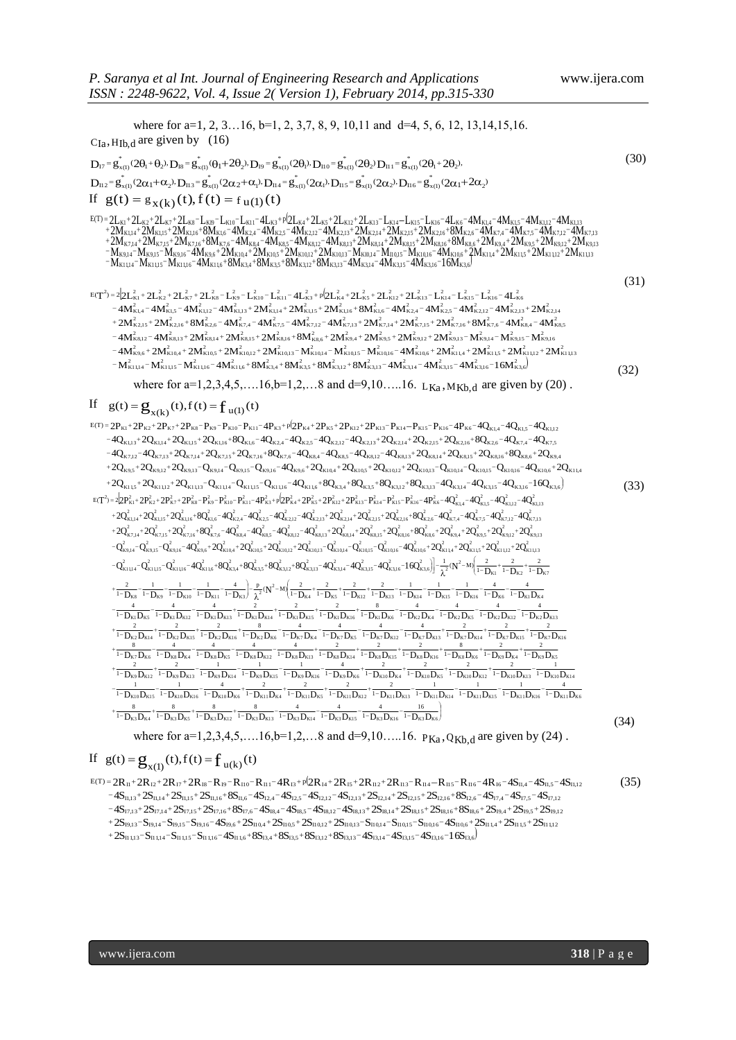where for a=1, 2, 3…16, b=1, 2, 3,7, 8, 9, 10,11 and d=4, 5, 6, 12, 13,14,15,16.

$C_{Ia}, H_{Ib,d}$ are given by (16)

$$D_{I7} = g^{*}_{x(I)}(2\theta_1+\theta_2), D_{I8} = g^{*}_{x(I)}(\theta_1+2\theta_2), D_{I9} = g^{*}_{x(I)}(2\theta_1), D_{I10} = g^{*}_{x(I)}(2\theta_2), D_{I11} = g^{*}_{x(I)}(2\theta_1+2\theta_2),$$
$$D_{I12} = g^{*}_{x(I)}(2\alpha_1+\alpha_2), D_{I13} = g^{*}_{x(I)}(2\alpha_2+\alpha_1), D_{I14} = g^{*}_{x(I)}(2\alpha_1), D_{I15} = g^{*}_{x(I)}(2\alpha_2), D_{I16} = g^{*}_{x(I)}(2\alpha_1+2\alpha_2) \tag{30}$$

If $g(t) = g_{x(k)}(t), f(t) = f_{u(1)}(t)$

$$\begin{aligned}E(T) = {} & 2L_{K1}+2L_{K2}+2L_{K7}+2L_{K8}-L_{K9}-L_{K10}-L_{K11}-4L_{K3}+p\big(2L_{K4}+2L_{K5}+2L_{K12}+2L_{K13}-L_{K14}-L_{K15}-L_{K16}-4L_{K6}-4M_{K1,4}-4M_{K1,5}-4M_{K1,12}-4M_{K1,13}\\&+2M_{K1,14}+2M_{K1,15}+2M_{K1,16}+8M_{K1,6}-4M_{K2,4}-4M_{K2,5}-4M_{K2,12}-4M_{K2,13}+2M_{K2,14}+2M_{K2,15}+2M_{K2,16}+8M_{K2,6}-4M_{K7,4}-4M_{K7,5}-4M_{K7,12}-4M_{K7,13}\\&+2M_{K7,14}+2M_{K7,15}+2M_{K7,16}+8M_{K7,6}-4M_{K8,4}-4M_{K8,5}-4M_{K8,12}-4M_{K8,13}+2M_{K8,14}+2M_{K8,15}+2M_{K8,16}+8M_{K8,6}+2M_{K9,4}+2M_{K9,5}+2M_{K9,12}+2M_{K9,13}\\&-M_{K9,14}-M_{K9,15}-M_{K9,16}-4M_{K9,6}+2M_{K10,4}+2M_{K10,5}+2M_{K10,12}+2M_{K10,13}-M_{K10,14}-M_{K10,15}-M_{K10,16}-4M_{K10,6}+2M_{K11,4}+2M_{K11,5}+2M_{K11,12}+2M_{K11,13}\\&-M_{K11,14}-M_{K11,15}-M_{K11,16}-4M_{K11,6}+8M_{K3,4}+8M_{K3,5}+8M_{K3,12}+8M_{K3,13}-4M_{K3,14}-4M_{K3,15}-4M_{K3,16}-16M_{K3,6}\big)\end{aligned} \tag{31}$$

$$\begin{aligned}E(T^2) = 2\big[ & 2L^2_{K1}+2L^2_{K2}+2L^2_{K7}+2L^2_{K8}-L^2_{K9}-L^2_{K10}-L^2_{K11}-4L^2_{K3}+p\big(2L^2_{K4}+2L^2_{K5}+2L^2_{K12}+2L^2_{K13}-L^2_{K14}-L^2_{K15}-L^2_{K16}-4L^2_{K6}\\&-4M^2_{K1,4}-4M^2_{K1,5}-4M^2_{K1,12}-4M^2_{K1,13}+2M^2_{K1,14}+2M^2_{K1,15}+2M^2_{K1,16}+8M^2_{K1,6}-4M^2_{K2,4}-4M^2_{K2,5}-4M^2_{K2,12}-4M^2_{K2,13}+2M^2_{K2,14}\\&+2M^2_{K2,15}+2M^2_{K2,16}+8M^2_{K2,6}-4M^2_{K7,4}-4M^2_{K7,5}-4M^2_{K7,12}-4M^2_{K7,13}+2M^2_{K7,14}+2M^2_{K7,15}+2M^2_{K7,16}+8M^2_{K7,6}-4M^2_{K8,4}-4M^2_{K8,5}\\&-4M^2_{K8,12}-4M^2_{K8,13}+2M^2_{K8,14}+2M^2_{K8,15}+2M^2_{K8,16}+8M^2_{K8,6}+2M^2_{K9,4}+2M^2_{K9,5}+2M^2_{K9,12}+2M^2_{K9,13}-M^2_{K9,14}-M^2_{K9,15}-M^2_{K9,16}\\&-4M^2_{K9,6}+2M^2_{K10,4}+2M^2_{K10,5}+2M^2_{K10,12}+2M^2_{K10,13}-M^2_{K10,14}-M^2_{K10,15}-M^2_{K10,16}-4M^2_{K10,6}+2M^2_{K11,4}+2M^2_{K11,5}+2M^2_{K11,12}+2M^2_{K11,13}\\&-M^2_{K11,14}-M^2_{K11,15}-M^2_{K11,16}-4M^2_{K11,6}+8M^2_{K3,4}+8M^2_{K3,5}+8M^2_{K3,12}+8M^2_{K3,13}-4M^2_{K3,14}-4M^2_{K3,15}-4M^2_{K3,16}-16M^2_{K3,6}\big)\end{aligned} \tag{32}$$

where for a=1,2,3,4,5,….16, b=1,2,…8 and d=9,10…..16. $L_{Ka}, M_{Kb,d}$ are given by (20) .

If $g(t) = g_{x(k)}(t), f(t) = f_{u(1)}(t)$

$$\begin{aligned}E(T) = {} & 2P_{K1}+2P_{K2}+2P_{K7}+2P_{K8}-P_{K9}-P_{K10}-P_{K11}-4P_{K3}+p\big(2P_{K4}+2P_{K5}+2P_{K12}+2P_{K13}-P_{K14}-P_{K15}-P_{K16}-4P_{K6}-4Q_{K1,4}-4Q_{K1,5}-4Q_{K1,12}\\&-4Q_{K1,13}+2Q_{K1,14}+2Q_{K1,15}+2Q_{K1,16}+8Q_{K1,6}-4Q_{K2,4}-4Q_{K2,5}-4Q_{K2,12}-4Q_{K2,13}+2Q_{K2,14}+2Q_{K2,15}+2Q_{K2,16}+8Q_{K2,6}-4Q_{K7,4}-4Q_{K7,5}\\&-4Q_{K7,12}-4Q_{K7,13}+2Q_{K7,14}+2Q_{K7,15}+2Q_{K7,16}+8Q_{K7,6}-4Q_{K8,4}-4Q_{K8,5}-4Q_{K8,12}-4Q_{K8,13}+2Q_{K8,14}+2Q_{K8,15}+2Q_{K8,16}+8Q_{K8,6}+2Q_{K9,4}\\&+2Q_{K9,5}+2Q_{K9,12}+2Q_{K9,13}-Q_{K9,14}-Q_{K9,15}-Q_{K9,16}-4Q_{K9,6}+2Q_{K10,4}+2Q_{K10,5}+2Q_{K10,12}+2Q_{K10,13}-Q_{K10,14}-Q_{K10,15}-Q_{K10,16}-4Q_{K10,6}+2Q_{K11,4}\\&+2Q_{K11,5}+2Q_{K11,12}+2Q_{K11,13}-Q_{K11,14}-Q_{K11,15}-Q_{K11,16}-4Q_{K11,6}+8Q_{K3,4}+8Q_{K3,5}+8Q_{K3,12}+8Q_{K3,13}-4Q_{K3,14}-4Q_{K3,15}-4Q_{K3,16}-16Q_{K3,6}\big)\end{aligned} \tag{33}$$

$$\begin{aligned}E(T^2) = 2\big[ & 2P^2_{K1}+2P^2_{K2}+2P^2_{K7}+2P^2_{K8}-P^2_{K9}-P^2_{K10}-P^2_{K11}-4P^2_{K3}+p\big(2P^2_{K4}+2P^2_{K5}+2P^2_{K12}+2P^2_{K13}-P^2_{K14}-P^2_{K15}-P^2_{K16}-4P^2_{K6}-4Q^2_{K1,4}-4Q^2_{K1,5}-4Q^2_{K1,12}-4Q^2_{K1,13}\\&+2Q^2_{K1,14}+2Q^2_{K1,15}+2Q^2_{K1,16}+8Q^2_{K1,6}-4Q^2_{K2,4}-4Q^2_{K2,5}-4Q^2_{K2,12}-4Q^2_{K2,13}+2Q^2_{K2,14}+2Q^2_{K2,15}+2Q^2_{K2,16}+8Q^2_{K2,6}-4Q^2_{K7,4}-4Q^2_{K7,5}-4Q^2_{K7,12}-4Q^2_{K7,13}\\&+2Q^2_{K7,14}+2Q^2_{K7,15}+2Q^2_{K7,16}+8Q^2_{K7,6}-4Q^2_{K8,4}-4Q^2_{K8,5}-4Q^2_{K8,12}-4Q^2_{K8,13}+2Q^2_{K8,14}+2Q^2_{K8,15}+2Q^2_{K8,16}+8Q^2_{K8,6}+2Q^2_{K9,4}+2Q^2_{K9,5}+2Q^2_{K9,12}+2Q^2_{K9,13}\\&-Q^2_{K9,14}-Q^2_{K9,15}-Q^2_{K9,16}-4Q^2_{K9,6}+2Q^2_{K10,4}+2Q^2_{K10,5}+2Q^2_{K10,12}+2Q^2_{K10,13}-Q^2_{K10,14}-Q^2_{K10,15}-Q^2_{K10,16}-4Q^2_{K10,6}+2Q^2_{K11,4}+2Q^2_{K11,5}+2Q^2_{K11,12}+2Q^2_{K11,13}\\&-Q^2_{K11,14}-Q^2_{K11,15}-Q^2_{K11,16}-4Q^2_{K11,6}+8Q^2_{K3,4}+8Q^2_{K3,5}+8Q^2_{K3,12}+8Q^2_{K3,13}-4Q^2_{K3,14}-4Q^2_{K3,15}-4Q^2_{K3,16}-16Q^2_{K3,6}\big)\big] - \frac{1}{\lambda^2}(N^2-M)\Big(\frac{2}{1-D_{K1}}+\frac{2}{1-D_{K2}}+\frac{2}{1-D_{K7}}\\&+\frac{2}{1-D_{K8}}-\frac{1}{1-D_{K9}}-\frac{1}{1-D_{K10}}-\frac{1}{1-D_{K11}}-\frac{4}{1-D_{K3}}\Big)-\frac{p}{\lambda^2}(N^2-M)\Big(\frac{2}{1-D_{K4}}+\frac{2}{1-D_{K5}}+\frac{2}{1-D_{K12}}+\frac{2}{1-D_{K13}}-\frac{1}{1-D_{K14}}-\frac{1}{1-D_{K15}}-\frac{1}{1-D_{K16}}-\frac{4}{1-D_{K6}}-\frac{4}{1-D_{K1}D_{K4}}\\&-\frac{4}{1-D_{K1}D_{K5}}-\frac{4}{1-D_{K1}D_{K12}}-\frac{4}{1-D_{K1}D_{K13}}+\frac{2}{1-D_{K1}D_{K14}}+\frac{2}{1-D_{K1}D_{K15}}+\frac{2}{1-D_{K1}D_{K16}}+\frac{8}{1-D_{K1}D_{K6}}-\frac{4}{1-D_{K2}D_{K4}}-\frac{4}{1-D_{K2}D_{K5}}-\frac{4}{1-D_{K2}D_{K12}}-\frac{4}{1-D_{K2}D_{K13}}\\&+\frac{2}{1-D_{K2}D_{K14}}+\frac{2}{1-D_{K2}D_{K15}}+\frac{2}{1-D_{K2}D_{K16}}+\frac{8}{1-D_{K2}D_{K6}}-\frac{4}{1-D_{K7}D_{K4}}-\frac{4}{1-D_{K7}D_{K5}}-\frac{4}{1-D_{K7}D_{K12}}-\frac{4}{1-D_{K7}D_{K13}}+\frac{2}{1-D_{K7}D_{K14}}+\frac{2}{1-D_{K7}D_{K15}}+\frac{2}{1-D_{K7}D_{K16}}\\&+\frac{8}{1-D_{K7}D_{K6}}-\frac{4}{1-D_{K8}D_{K4}}-\frac{4}{1-D_{K8}D_{K5}}-\frac{4}{1-D_{K8}D_{K12}}-\frac{4}{1-D_{K8}D_{K13}}+\frac{2}{1-D_{K8}D_{K14}}+\frac{2}{1-D_{K8}D_{K15}}+\frac{2}{1-D_{K8}D_{K16}}+\frac{8}{1-D_{K8}D_{K6}}+\frac{2}{1-D_{K9}D_{K4}}+\frac{2}{1-D_{K9}D_{K5}}\\&+\frac{2}{1-D_{K9}D_{K12}}+\frac{2}{1-D_{K9}D_{K13}}-\frac{1}{1-D_{K9}D_{K14}}-\frac{1}{1-D_{K9}D_{K15}}-\frac{1}{1-D_{K9}D_{K16}}-\frac{4}{1-D_{K9}D_{K6}}+\frac{2}{1-D_{K10}D_{K4}}+\frac{2}{1-D_{K10}D_{K5}}+\frac{2}{1-D_{K10}D_{K12}}+\frac{2}{1-D_{K10}D_{K13}}-\frac{1}{1-D_{K10}D_{K14}}\\&-\frac{1}{1-D_{K10}D_{K15}}-\frac{1}{1-D_{K10}D_{K16}}-\frac{4}{1-D_{K10}D_{K6}}+\frac{2}{1-D_{K11}D_{K4}}+\frac{2}{1-D_{K11}D_{K5}}+\frac{2}{1-D_{K11}D_{K12}}+\frac{2}{1-D_{K11}D_{K13}}-\frac{1}{1-D_{K11}D_{K14}}-\frac{1}{1-D_{K11}D_{K15}}-\frac{1}{1-D_{K11}D_{K16}}-\frac{4}{1-D_{K11}D_{K6}}\\&+\frac{8}{1-D_{K3}D_{K4}}+\frac{8}{1-D_{K3}D_{K5}}+\frac{8}{1-D_{K3}D_{K12}}+\frac{8}{1-D_{K3}D_{K13}}-\frac{4}{1-D_{K3}D_{K14}}-\frac{4}{1-D_{K3}D_{K15}}-\frac{4}{1-D_{K3}D_{K16}}-\frac{16}{1-D_{K3}D_{K6}}\Big)\end{aligned} \tag{34}$$

where for a=1,2,3,4,5,….16, b=1,2,…8 and d=9,10…..16. $P_{Ka}, Q_{Kb,d}$ are given by (24) .

If $g(t) = g_{x(I)}(t), f(t) = f_{u(k)}(t)$

$$\begin{aligned}E(T) = {} & 2R_{I1}+2R_{I2}+2R_{I7}+2R_{I8}-R_{I9}-R_{I10}-R_{I11}-4R_{I3}+p\big(2R_{I4}+2R_{I5}+2R_{I12}+2R_{I13}-R_{I14}-R_{I15}-R_{I16}-4R_{I6}-4S_{I1,4}-4S_{I1,5}-4S_{I1,12}\\&-4S_{I1,13}+2S_{I1,14}+2S_{I1,15}+2S_{I1,16}+8S_{I1,6}-4S_{I2,4}-4S_{I2,5}-4S_{I2,12}-4S_{I2,13}+2S_{I2,14}+2S_{I2,15}+2S_{I2,16}+8S_{I2,6}-4S_{I7,4}-4S_{I7,5}-4S_{I7,12}\\&-4S_{I7,13}+2S_{I7,14}+2S_{I7,15}+2S_{I7,16}+8S_{I7,6}-4S_{I8,4}-4S_{I8,5}-4S_{I8,12}-4S_{I8,13}+2S_{I8,14}+2S_{I8,15}+2S_{I8,16}+8S_{I8,6}+2S_{I9,4}+2S_{I9,5}+2S_{I9,12}\\&+2S_{I9,13}-S_{I9,14}-S_{I9,15}-S_{I9,16}-4S_{I9,6}+2S_{I10,4}+2S_{I10,5}+2S_{I10,12}+2S_{I10,13}-S_{I10,14}-S_{I10,15}-S_{I10,16}-4S_{I10,6}+2S_{I11,4}+2S_{I11,5}+2S_{I11,12}\\&+2S_{I11,13}-S_{I11,14}-S_{I11,15}-S_{I11,16}-4S_{I11,6}+8S_{I3,4}+8S_{I3,5}+8S_{I3,12}+8S_{I3,13}-4S_{I3,14}-4S_{I3,15}-4S_{I3,16}-16S_{I3,6}\big)\end{aligned} \tag{35}$$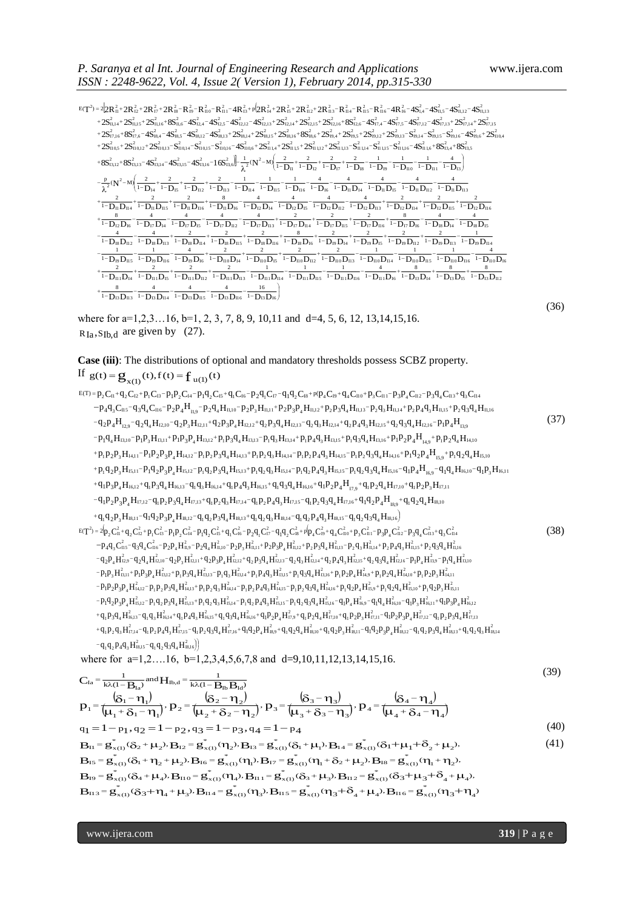$$E(T^2)=2\Big[2R_{I1}^2+2R_{I2}^2+2R_{I7}^2+2R_{I8}^2-R_{I9}^2-R_{I10}^2-R_{I11}^2-4R_{I3}^2+p\big(2R_{I4}^2+2R_{I5}^2+2R_{I12}^2+2R_{I13}^2-R_{I14}^2-R_{I15}^2-R_{I16}^2-4R_{I6}^2-4S_{I1,4}^2-4S_{I1,5}^2-4S_{I1,12}^2-4S_{I1,13}^2$$
$$+2S_{I1,14}^2+2S_{I1,15}^2+2S_{I1,16}^2+8S_{I1,6}^2-4S_{I2,4}^2-4S_{I2,5}^2-4S_{I2,12}^2-4S_{I2,13}^2+2S_{I2,14}^2+2S_{I2,15}^2+2S_{I2,16}^2+8S_{I2,6}^2-4S_{I7,4}^2-4S_{I7,5}^2-4S_{I7,12}^2-4S_{I7,13}^2+2S_{I7,14}^2+2S_{I7,15}^2$$
$$+2S_{I7,16}^2+8S_{I7,6}^2-4S_{I8,4}^2-4S_{I8,5}^2-4S_{I8,12}^2-4S_{I8,13}^2+2S_{I8,14}^2+2S_{I8,15}^2+2S_{I8,16}^2+8S_{I8,6}^2+2S_{I9,4}^2+2S_{I9,5}^2+2S_{I9,12}^2+2S_{I9,13}^2-S_{I9,14}^2-S_{I9,15}^2-S_{I9,16}^2-4S_{I9,6}^2+2S_{I10,4}^2$$
$$+2S_{I10,5}^2+2S_{I10,12}^2+2S_{I10,13}^2-S_{I10,14}^2-S_{I10,15}^2-S_{I10,16}^2-4S_{I10,6}^2+2S_{I11,4}^2+2S_{I11,5}^2+2S_{I11,12}^2+2S_{I11,13}^2-S_{I11,14}^2-S_{I11,15}^2-S_{I11,16}^2-4S_{I11,6}^2+8S_{I3,4}^2+8S_{I3,5}^2$$
$$+8S_{I3,12}^2+8S_{I3,13}^2-4S_{I3,14}^2-4S_{I3,15}^2-4S_{I3,16}^2-16S_{I3,6}^2\big)\Big]-\frac{1}{\lambda^2}(N^2-M)\left(\frac{2}{1-D_{I1}}+\frac{2}{1-D_{I2}}+\frac{2}{1-D_{I7}}+\frac{2}{1-D_{I8}}-\frac{1}{1-D_{I9}}-\frac{1}{1-D_{I10}}-\frac{1}{1-D_{I11}}-\frac{4}{1-D_{I3}}\right)$$
$$-\frac{p}{\lambda^2}(N^2-M)\left(\frac{2}{1-D_{I4}}+\frac{2}{1-D_{I5}}+\frac{2}{1-D_{I12}}+\frac{2}{1-D_{I13}}-\frac{1}{1-D_{I14}}-\frac{1}{1-D_{I15}}-\frac{1}{1-D_{I16}}-\frac{4}{1-D_{I6}}-\frac{4}{1-D_{I1}D_{I4}}-\frac{4}{1-D_{I1}D_{I5}}-\frac{4}{1-D_{I1}D_{I12}}-\frac{4}{1-D_{I1}D_{I13}}\right.$$
$$+\frac{2}{1-D_{I1}D_{I14}}+\frac{2}{1-D_{I1}D_{I15}}+\frac{2}{1-D_{I1}D_{I16}}+\frac{8}{1-D_{I1}D_{I6}}-\frac{4}{1-D_{I2}D_{I4}}-\frac{4}{1-D_{I2}D_{I5}}-\frac{4}{1-D_{I2}D_{I12}}-\frac{4}{1-D_{I2}D_{I13}}+\frac{2}{1-D_{I2}D_{I14}}+\frac{2}{1-D_{I2}D_{I15}}+\frac{2}{1-D_{I2}D_{I16}}$$
$$+\frac{8}{1-D_{I2}D_{I6}}-\frac{4}{1-D_{I7}D_{I4}}-\frac{4}{1-D_{I7}D_{I5}}-\frac{4}{1-D_{I7}D_{I12}}-\frac{4}{1-D_{I7}D_{I13}}+\frac{2}{1-D_{I7}D_{I14}}+\frac{2}{1-D_{I7}D_{I15}}+\frac{2}{1-D_{I7}D_{I16}}+\frac{8}{1-D_{I7}D_{I6}}-\frac{4}{1-D_{I8}D_{I4}}-\frac{4}{1-D_{I8}D_{I5}}$$
$$-\frac{4}{1-D_{I8}D_{I12}}-\frac{4}{1-D_{I8}D_{I13}}+\frac{2}{1-D_{I8}D_{I14}}+\frac{2}{1-D_{I8}D_{I15}}+\frac{2}{1-D_{I8}D_{I16}}+\frac{8}{1-D_{I8}D_{I6}}+\frac{2}{1-D_{I9}D_{I4}}+\frac{2}{1-D_{I9}D_{I5}}+\frac{2}{1-D_{I9}D_{I12}}+\frac{2}{1-D_{I9}D_{I13}}-\frac{1}{1-D_{I9}D_{I14}}$$
$$-\frac{1}{1-D_{I9}D_{I15}}-\frac{1}{1-D_{I9}D_{I16}}-\frac{4}{1-D_{I9}D_{I6}}+\frac{2}{1-D_{I10}D_{I4}}+\frac{2}{1-D_{I10}D_{I5}}+\frac{2}{1-D_{I10}D_{I12}}+\frac{2}{1-D_{I10}D_{I13}}-\frac{1}{1-D_{I10}D_{I14}}-\frac{1}{1-D_{I10}D_{I15}}-\frac{1}{1-D_{I10}D_{I16}}-\frac{4}{1-D_{I10}D_{I6}}$$
$$+\frac{2}{1-D_{I11}D_{I4}}+\frac{2}{1-D_{I11}D_{I5}}+\frac{2}{1-D_{I11}D_{I12}}+\frac{2}{1-D_{I11}D_{I13}}-\frac{1}{1-D_{I11}D_{I14}}-\frac{1}{1-D_{I11}D_{I15}}-\frac{1}{1-D_{I11}D_{I16}}-\frac{4}{1-D_{I11}D_{I6}}+\frac{8}{1-D_{I3}D_{I4}}+\frac{8}{1-D_{I3}D_{I5}}+\frac{8}{1-D_{I3}D_{I12}}$$
$$\left.+\frac{8}{1-D_{I3}D_{I13}}-\frac{4}{1-D_{I3}D_{I14}}-\frac{4}{1-D_{I3}D_{I15}}-\frac{4}{1-D_{I3}D_{I16}}-\frac{16}{1-D_{I3}D_{I6}}\right) \tag{36}$$

where for a=1,2,3…16, b=1, 2, 3, 7, 8, 9, 10,11 and d=4, 5, 6, 12, 13,14,15,16. $R_{Ia}, S_{Ib,d}$ are given by (27).

**Case (iii)**: The distributions of optional and mandatory thresholds possess SCBZ property.

If $g(t)=g_{x(1)}(t), f(t)=f_{u(1)}(t)$

$$E(T)=p_2C_{I1}+q_2C_{I2}+p_1C_{I3}-p_1p_2C_{I4}-p_1q_2C_{I5}+q_1C_{I6}-p_2q_1C_{I7}-q_1q_2C_{I8}+p\big(p_4C_{I9}+q_4C_{I10}+p_3C_{I11}-p_3p_4C_{I12}-p_3q_4C_{I13}+q_3C_{I14}$$
$$-p_4q_3C_{I15}-q_3q_4C_{I16}-p_2p_4H_{I1,9}-p_2q_4H_{I1,10}-p_2p_3H_{I1,11}+p_2p_3p_4H_{I1,12}+p_2p_3q_4H_{I1,13}-p_2q_3H_{I1,14}+p_2p_4q_3H_{I1,15}+p_2q_3q_4H_{I1,16}$$
$$-q_2p_4H_{I2,9}-q_2q_4H_{I2,10}-q_2p_3H_{I2,11}+q_2p_3p_4H_{I2,12}+q_2p_3q_4H_{I2,13}-q_2q_3H_{I2,14}+q_2p_4q_3H_{I2,15}+q_2q_3q_4H_{I2,16}-p_1p_4H_{I3,9} \tag{37}$$
$$-p_1q_4H_{I3,10}-p_1p_3H_{I3,11}+p_1p_3p_4H_{I3,12}+p_1p_3q_4H_{I3,13}-p_1q_3H_{I3,14}+p_1p_4q_3H_{I3,15}+p_1q_3q_4H_{I3,16}+p_1p_2p_4H_{I4,9}+p_1p_2q_4H_{I4,10}$$
$$+p_1p_2p_3H_{I4,11}-p_1p_2p_3p_4H_{I4,12}-p_1p_2p_3q_4H_{I4,13}+p_1p_2q_3H_{I4,14}-p_1p_2p_4q_3H_{I4,15}-p_1p_2q_3q_4H_{I4,16}+p_1q_2p_4H_{I5,9}+p_1q_2q_4H_{I5,10}$$
$$+p_1q_2p_3H_{I5,11}-p_1q_2p_3p_4H_{I5,12}-p_1q_2p_3q_4H_{I5,13}+p_1q_2q_3H_{I5,14}-p_1q_2p_4q_3H_{I5,15}-p_1q_2q_3q_4H_{I5,16}-q_1p_4H_{I6,9}-q_1q_4H_{I6,10}-q_1p_3H_{I6,11}$$
$$+q_1p_3p_4H_{I6,12}+q_1p_3q_4H_{I6,13}-q_1q_3H_{I6,14}+q_1p_4q_3H_{I6,15}+q_1q_3q_4H_{I6,16}+q_1p_2p_4H_{I7,9}+q_1p_2q_4H_{I7,10}+q_1p_2p_3H_{I7,11}$$
$$-q_1p_2p_3p_4H_{I7,12}-q_1p_2p_3q_4H_{I7,13}+q_1p_2q_3H_{I7,14}-q_1p_2p_4q_3H_{I7,15}-q_1p_2q_3q_4H_{I7,16}+q_1q_2p_4H_{I8,9}+q_1q_2q_4H_{I8,10}$$
$$+q_1q_2p_3H_{I8,11}-q_1q_2p_3p_4H_{I8,12}-q_1q_2p_3q_4H_{I8,13}+q_1q_2q_3H_{I8,14}-q_1q_2p_4q_3H_{I8,15}-q_1q_2q_3q_4H_{I8,16}\big)$$

$$E(T^2)=2\Big[p_2C_{I1}^2+q_2C_{I2}^2+p_1C_{I3}^2-p_1p_2C_{I4}^2-p_1q_2C_{I5}^2+q_1C_{I6}^2-p_2q_1C_{I7}^2-q_1q_2C_{I8}^2+p\big(p_4C_{I9}^2+q_4C_{I10}^2+p_3C_{I11}^2-p_3p_4C_{I12}^2-p_3q_4C_{I13}^2+q_3C_{I14}^2 \tag{38}$$
$$-p_4q_3C_{I15}^2-q_3q_4C_{I16}^2-p_2p_4H_{I1,9}^2-p_2q_4H_{I1,10}^2-p_2p_3H_{I1,11}^2+p_2p_3p_4H_{I1,12}^2+p_2p_3q_4H_{I1,13}^2-p_2q_3H_{I1,14}^2+p_2p_4q_3H_{I1,15}^2+p_2q_3q_4H_{I1,16}^2$$
$$-q_2p_4H_{I2,9}^2-q_2q_4H_{I2,10}^2-q_2p_3H_{I2,11}^2+q_2p_3p_4H_{I2,12}^2+q_2p_3q_4H_{I2,13}^2-q_2q_3H_{I2,14}^2+q_2p_4q_3H_{I2,15}^2+q_2q_3q_4H_{I2,16}^2-p_1p_4H_{I3,9}^2-p_1q_4H_{I3,10}^2$$
$$-p_1p_3H_{I3,11}^2+p_1p_3p_4H_{I3,12}^2+p_1p_3q_4H_{I3,13}^2-p_1q_3H_{I3,14}^2+p_1p_4q_3H_{I3,15}^2+p_1q_3q_4H_{I3,16}^2+p_1p_2p_4H_{I4,9}^2+p_1p_2q_4H_{I4,10}^2+p_1p_2p_3H_{I4,11}^2$$
$$-p_1p_2p_3p_4H_{I4,12}^2-p_1p_2p_3q_4H_{I4,13}^2+p_1p_2q_3H_{I4,14}^2-p_1p_2p_4q_3H_{I4,15}^2-p_1p_2q_3q_4H_{I4,16}^2+p_1q_2p_4H_{I5,9}^2+p_1q_2q_4H_{I5,10}^2+p_1q_2p_3H_{I5,11}^2$$
$$-p_1q_2p_3p_4H_{I5,12}^2-p_1q_2p_3q_4H_{I5,13}^2+p_1q_2q_3H_{I5,14}^2-p_1q_2p_4q_3H_{I5,15}^2-p_1q_2q_3q_4H_{I5,16}^2-q_1p_4H_{I6,9}^2-q_1q_4H_{I6,10}^2-q_1p_3H_{I6,11}^2+q_1p_3p_4H_{I6,12}^2$$
$$+q_1p_3q_4H_{I6,13}^2-q_1q_3H_{I6,14}^2+q_1p_4q_3H_{I6,15}^2+q_1q_3q_4H_{I6,16}^2+q_1p_2p_4H_{I7,9}^2+q_1p_2q_4H_{I7,10}^2+q_1p_2p_3H_{I7,11}^2-q_1p_2p_3p_4H_{I7,12}^2-q_1p_2p_3q_4H_{I7,13}^2$$
$$+q_1p_2q_3H_{I7,14}^2-q_1p_2p_4q_3H_{I7,15}^2-q_1p_2q_3q_4H_{I7,16}^2+q_1q_2p_4H_{I8,9}^2+q_1q_2q_4H_{I8,10}^2+q_1q_2p_3H_{I8,11}^2-q_1q_2p_3p_4H_{I8,12}^2-q_1q_2p_3q_4H_{I8,13}^2+q_1q_2q_3H_{I8,14}^2$$
$$-q_1q_2p_4q_3H_{I8,15}^2-q_1q_2q_3q_4H_{I8,16}^2\big)\Big]$$

where for a=1,2….16, b=1,2,3,4,5,6,7,8 and d=9,10,11,12,13,14,15,16.

$$C_{Ia}=\frac{1}{k\lambda(1-B_{Ia})} \text{ and } H_{Ib,d}=\frac{1}{k\lambda(1-B_{Ib}B_{Id})} \tag{39}$$

$$p_1=\frac{(\delta_1-\eta_1)}{(\mu_1+\delta_1-\eta_1)},\ p_2=\frac{(\delta_2-\eta_2)}{(\mu_2+\delta_2-\eta_2)},\ p_3=\frac{(\delta_3-\eta_3)}{(\mu_3+\delta_3-\eta_3)},\ p_4=\frac{(\delta_4-\eta_4)}{(\mu_4+\delta_4-\eta_4)}$$

$$q_1=1-p_1,\ q_2=1-p_2,\ q_3=1-p_3,\ q_4=1-p_4 \tag{40}$$

$$B_{I1}=g^*_{x(1)}(\delta_2+\mu_2),\ B_{I2}=g^*_{x(1)}(\eta_2),\ B_{I3}=g^*_{x(1)}(\delta_1+\mu_1),\ B_{I4}=g^*_{x(1)}(\delta_1+\mu_1+\delta_2+\mu_2), \tag{41}$$

$$B_{I5}=g^*_{x(1)}(\delta_1+\eta_2+\mu_2),\ B_{I6}=g^*_{x(1)}(\eta_1),\ B_{I7}=g^*_{x(1)}(\eta_1+\delta_2+\mu_2),\ B_{I8}=g^*_{x(1)}(\eta_1+\eta_2),$$

$$B_{I9}=g^*_{x(1)}(\delta_4+\mu_4),\ B_{I10}=g^*_{x(1)}(\eta_4),\ B_{I11}=g^*_{x(1)}(\delta_3+\mu_3),\ B_{I12}=g^*_{x(1)}(\delta_3+\mu_3+\delta_4+\mu_4),$$

$$B_{I13}=g^*_{x(1)}(\delta_3+\eta_4+\mu_3),\ B_{I14}=g^*_{x(1)}(\eta_3),\ B_{I15}=g^*_{x(1)}(\eta_3+\delta_4+\mu_4),\ B_{I16}=g^*_{x(1)}(\eta_3+\eta_4)$$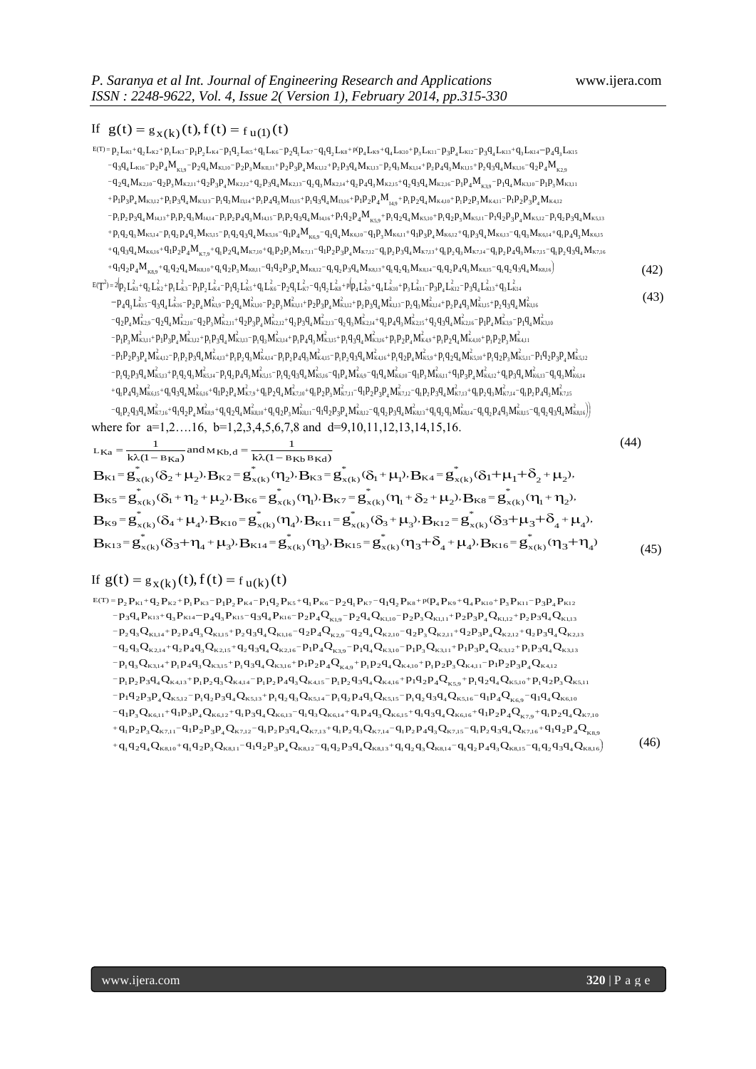If $g(t) = g_{x(k)}(t), f(t) = f_{u(1)}(t)$

$$
\begin{aligned}
E(T) = {} & p_2 L_{K1} + q_2 L_{K2} + p_1 L_{K3} - p_1 p_2 L_{K4} - p_1 q_2 L_{K5} + q_1 L_{K6} - p_2 q_1 L_{K7} - q_1 q_2 L_{K8} + p(p_4 L_{K9} + q_4 L_{K10} + p_3 L_{K11} - p_3 p_4 L_{K12} - p_3 q_4 L_{K13} + q_3 L_{K14} - p_4 q_3 L_{K15} \\
& - q_3 q_4 L_{K16} - p_2 p_4 M_{K1,9} - p_2 q_4 M_{K1,10} - p_2 p_3 M_{K1,11} + p_2 p_3 p_4 M_{K1,12} + p_2 p_3 q_4 M_{K1,13} - p_2 q_3 M_{K1,14} + p_2 p_4 q_3 M_{K1,15} + p_2 q_3 q_4 M_{K1,16} - q_2 p_4 M_{K2,9} \\
& - q_2 q_4 M_{K2,10} - q_2 p_3 M_{K2,11} + q_2 p_3 p_4 M_{K2,12} + q_2 p_3 q_4 M_{K2,13} - q_2 q_3 M_{K2,14} + q_2 p_4 q_3 M_{K2,15} + q_2 q_3 q_4 M_{K2,16} - p_1 p_4 M_{K3,9} - p_1 q_4 M_{K3,10} - p_1 p_3 M_{K3,11} \\
& + p_1 p_3 p_4 M_{K3,12} + p_1 p_3 q_4 M_{K3,13} - p_1 q_3 M_{K3,14} + p_1 p_4 q_3 M_{K3,15} + p_1 q_3 q_4 M_{K3,16} + p_1 p_2 p_4 M_{K4,9} + p_1 p_2 q_4 M_{K4,10} + p_1 p_2 p_3 M_{K4,11} - p_1 p_2 p_3 p_4 M_{K4,12} \\
& - p_1 p_2 p_3 q_4 M_{K4,13} + p_1 p_2 q_3 M_{K4,14} - p_1 p_2 p_4 q_3 M_{K4,15} - p_1 p_2 q_3 q_4 M_{K4,16} + p_1 q_2 p_4 M_{K5,9} + p_1 q_2 q_4 M_{K5,10} + p_1 q_2 p_3 M_{K5,11} - p_1 q_2 p_3 p_4 M_{K5,12} - p_1 q_2 p_3 q_4 M_{K5,13} \\
& + p_1 q_2 q_3 M_{K5,14} - p_1 q_2 p_4 q_3 M_{K5,15} - p_1 q_2 q_3 q_4 M_{K5,16} - q_1 p_4 M_{K6,9} - q_1 q_4 M_{K6,10} - q_1 p_3 M_{K6,11} + q_1 p_3 p_4 M_{K6,12} + q_1 p_3 q_4 M_{K6,13} - q_1 q_3 M_{K6,14} + q_1 p_4 q_3 M_{K6,15} \\
& + q_1 q_3 q_4 M_{K6,16} + q_1 p_2 p_4 M_{K7,9} + q_1 p_2 q_4 M_{K7,10} + q_1 p_2 p_3 M_{K7,11} - q_1 p_2 p_3 p_4 M_{K7,12} - q_1 p_2 p_3 q_4 M_{K7,13} + q_1 p_2 q_3 M_{K7,14} - q_1 p_2 p_4 q_3 M_{K7,15} - q_1 p_2 q_3 q_4 M_{K7,16} \\
& + q_1 q_2 p_4 M_{K8,9} + q_1 q_2 q_4 M_{K8,10} + q_1 q_2 p_3 M_{K8,11} - q_1 q_2 p_3 p_4 M_{K8,12} - q_1 q_2 p_3 q_4 M_{K8,13} + q_1 q_2 q_3 M_{K8,14} - q_1 q_2 p_4 q_3 M_{K8,15} - q_1 q_2 q_3 q_4 M_{K8,16} \big)
\end{aligned} \tag{42}
$$

$$
\begin{aligned}
E(T^2) = 2\big[ & p_2 L_{K1}^2 + q_2 L_{K2}^2 + p_1 L_{K3}^2 - p_1 p_2 L_{K4}^2 - p_1 q_2 L_{K5}^2 + q_1 L_{K6}^2 - p_2 q_1 L_{K7}^2 - q_1 q_2 L_{K8}^2 + p\big(p_4 L_{K9}^2 + q_4 L_{K10}^2 + p_3 L_{K11}^2 - p_3 p_4 L_{K12}^2 - p_3 q_4 L_{K13}^2 + q_3 L_{K14}^2 \\
& - p_4 q_3 L_{K15}^2 - q_3 q_4 L_{K16}^2 - p_2 p_4 M_{K1,9}^2 - p_2 q_4 M_{K1,10}^2 - p_2 p_3 M_{K1,11}^2 + p_2 p_3 p_4 M_{K1,12}^2 + p_2 p_3 q_4 M_{K1,13}^2 - p_2 q_3 M_{K1,14}^2 + p_2 p_4 q_3 M_{K1,15}^2 + p_2 q_3 q_4 M_{K1,16}^2 \\
& - q_2 p_4 M_{K2,9}^2 - q_2 q_4 M_{K2,10}^2 - q_2 p_3 M_{K2,11}^2 + q_2 p_3 p_4 M_{K2,12}^2 + q_2 p_3 q_4 M_{K2,13}^2 - q_2 q_3 M_{K2,14}^2 + q_2 p_4 q_3 M_{K2,15}^2 + q_2 q_3 q_4 M_{K2,16}^2 - p_1 p_4 M_{K3,9}^2 - p_1 q_4 M_{K3,10}^2 \\
& - p_1 p_3 M_{K3,11}^2 + p_1 p_3 p_4 M_{K3,12}^2 + p_1 p_3 q_4 M_{K3,13}^2 - p_1 q_3 M_{K3,14}^2 + p_1 p_4 q_3 M_{K3,15}^2 + p_1 q_3 q_4 M_{K3,16}^2 + p_1 p_2 p_4 M_{K4,9}^2 + p_1 p_2 q_4 M_{K4,10}^2 + p_1 p_2 p_3 M_{K4,11}^2 \\
& - p_1 p_2 p_3 p_4 M_{K4,12}^2 - p_1 p_2 p_3 q_4 M_{K4,13}^2 + p_1 p_2 q_3 M_{K4,14}^2 - p_1 p_2 p_4 q_3 M_{K4,15}^2 - p_1 p_2 q_3 q_4 M_{K4,16}^2 + p_1 q_2 p_4 M_{K5,9}^2 + p_1 q_2 q_4 M_{K5,10}^2 + p_1 q_2 p_3 M_{K5,11}^2 - p_1 q_2 p_3 p_4 M_{K5,12}^2 \\
& - p_1 q_2 p_3 q_4 M_{K5,13}^2 + p_1 q_2 q_3 M_{K5,14}^2 - p_1 q_2 p_4 q_3 M_{K5,15}^2 - p_1 q_2 q_3 q_4 M_{K5,16}^2 - q_1 p_4 M_{K6,9}^2 - q_1 q_4 M_{K6,10}^2 - q_1 p_3 M_{K6,11}^2 + q_1 p_3 p_4 M_{K6,12}^2 + q_1 p_3 q_4 M_{K6,13}^2 - q_1 q_3 M_{K6,14}^2 \\
& + q_1 p_4 q_3 M_{K6,15}^2 + q_1 q_3 q_4 M_{K6,16}^2 + q_1 p_2 p_4 M_{K7,9}^2 + q_1 p_2 q_4 M_{K7,10}^2 + q_1 p_2 p_3 M_{K7,11}^2 - q_1 p_2 p_3 p_4 M_{K7,12}^2 - q_1 p_2 p_3 q_4 M_{K7,13}^2 + q_1 p_2 q_3 M_{K7,14}^2 - q_1 p_2 p_4 q_3 M_{K7,15}^2 \\
& - q_1 p_2 q_3 q_4 M_{K7,16}^2 + q_1 q_2 p_4 M_{K8,9}^2 + q_1 q_2 q_4 M_{K8,10}^2 + q_1 q_2 p_3 M_{K8,11}^2 - q_1 q_2 p_3 p_4 M_{K8,12}^2 - q_1 q_2 p_3 q_4 M_{K8,13}^2 + q_1 q_2 q_3 M_{K8,14}^2 - q_1 q_2 p_4 q_3 M_{K8,15}^2 - q_1 q_2 q_3 q_4 M_{K8,16}^2 \big)\big]
\end{aligned} \tag{43}
$$

where for a=1,2….16, b=1,2,3,4,5,6,7,8 and d=9,10,11,12,13,14,15,16.

$$
L_{Ka} = \frac{1}{k\lambda(1 - B_{Ka})} \text{ and } M_{Kb,d} = \frac{1}{k\lambda(1 - B_{Kb} B_{Kd})} \tag{44}
$$

$$
\begin{aligned}
& B_{K1} = g_{x(k)}^*(\delta_2 + \mu_2), B_{K2} = g_{x(k)}^*(\eta_2), B_{K3} = g_{x(k)}^*(\delta_1 + \mu_1), B_{K4} = g_{x(k)}^*(\delta_1 + \mu_1 + \delta_2 + \mu_2), \\
& B_{K5} = g_{x(k)}^*(\delta_1 + \eta_2 + \mu_2), B_{K6} = g_{x(k)}^*(\eta_1), B_{K7} = g_{x(k)}^*(\eta_1 + \delta_2 + \mu_2), B_{K8} = g_{x(k)}^*(\eta_1 + \eta_2), \\
& B_{K9} = g_{x(k)}^*(\delta_4 + \mu_4), B_{K10} = g_{x(k)}^*(\eta_4), B_{K11} = g_{x(k)}^*(\delta_3 + \mu_3), B_{K12} = g_{x(k)}^*(\delta_3 + \mu_3 + \delta_4 + \mu_4), \\
& B_{K13} = g_{x(k)}^*(\delta_3 + \eta_4 + \mu_3), B_{K14} = g_{x(k)}^*(\eta_3), B_{K15} = g_{x(k)}^*(\eta_3 + \delta_4 + \mu_4), B_{K16} = g_{x(k)}^*(\eta_3 + \eta_4)
\end{aligned} \tag{45}
$$

If $g(t) = g_{x(k)}(t), f(t) = f_{u(k)}(t)$

$$
\begin{aligned}
E(T) = {} & p_2 P_{K1} + q_2 P_{K2} + p_1 P_{K3} - p_1 p_2 P_{K4} - p_1 q_2 P_{K5} + q_1 P_{K6} - p_2 q_1 P_{K7} - q_1 q_2 P_{K8} + p(p_4 P_{K9} + q_4 P_{K10} + p_3 P_{K11} - p_3 p_4 P_{K12} \\
& - p_3 q_4 P_{K13} + q_3 P_{K14} - p_4 q_3 P_{K15} - q_3 q_4 P_{K16} - p_2 p_4 Q_{K1,9} - p_2 q_4 Q_{K1,10} - p_2 p_3 Q_{K1,11} + p_2 p_3 p_4 Q_{K1,12} + p_2 p_3 q_4 Q_{K1,13} \\
& - p_2 q_3 Q_{K1,14} + p_2 p_4 q_3 Q_{K1,15} + p_2 q_3 q_4 Q_{K1,16} - q_2 p_4 Q_{K2,9} - q_2 q_4 Q_{K2,10} - q_2 p_3 Q_{K2,11} + q_2 p_3 p_4 Q_{K2,12} + q_2 p_3 q_4 Q_{K2,13} \\
& - q_2 q_3 Q_{K2,14} + q_2 p_4 q_3 Q_{K2,15} + q_2 q_3 q_4 Q_{K2,16} - p_1 p_4 Q_{K3,9} - p_1 q_4 Q_{K3,10} - p_1 p_3 Q_{K3,11} + p_1 p_3 p_4 Q_{K3,12} + p_1 p_3 q_4 Q_{K3,13} \\
& - p_1 q_3 Q_{K3,14} + p_1 p_4 q_3 Q_{K3,15} + p_1 q_3 q_4 Q_{K3,16} + p_1 p_2 p_4 Q_{K4,9} + p_1 p_2 q_4 Q_{K4,10} + p_1 p_2 p_3 Q_{K4,11} - p_1 p_2 p_3 p_4 Q_{K4,12} \\
& - p_1 p_2 p_3 q_4 Q_{K4,13} + p_1 p_2 q_3 Q_{K4,14} - p_1 p_2 p_4 q_3 Q_{K4,15} - p_1 p_2 q_3 q_4 Q_{K4,16} + p_1 q_2 p_4 Q_{K5,9} + p_1 q_2 q_4 Q_{K5,10} + p_1 q_2 p_3 Q_{K5,11} \\
& - p_1 q_2 p_3 p_4 Q_{K5,12} - p_1 q_2 p_3 q_4 Q_{K5,13} + p_1 q_2 q_3 Q_{K5,14} - p_1 q_2 p_4 q_3 Q_{K5,15} - p_1 q_2 q_3 q_4 Q_{K5,16} - q_1 p_4 Q_{K6,9} - q_1 q_4 Q_{K6,10} \\
& - q_1 p_3 Q_{K6,11} + q_1 p_3 p_4 Q_{K6,12} + q_1 p_3 q_4 Q_{K6,13} - q_1 q_3 Q_{K6,14} + q_1 p_4 q_3 Q_{K6,15} + q_1 q_3 q_4 Q_{K6,16} + q_1 p_2 p_4 Q_{K7,9} + q_1 p_2 q_4 Q_{K7,10} \\
& + q_1 p_2 p_3 Q_{K7,11} - q_1 p_2 p_3 p_4 Q_{K7,12} - q_1 p_2 p_3 q_4 Q_{K7,13} + q_1 p_2 q_3 Q_{K7,14} - q_1 p_2 p_4 q_3 Q_{K7,15} - q_1 p_2 q_3 q_4 Q_{K7,16} + q_1 q_2 p_4 Q_{K8,9} \\
& + q_1 q_2 q_4 Q_{K8,10} + q_1 q_2 p_3 Q_{K8,11} - q_1 q_2 p_3 p_4 Q_{K8,12} - q_1 q_2 p_3 q_4 Q_{K8,13} + q_1 q_2 q_3 Q_{K8,14} - q_1 q_2 p_4 q_3 Q_{K8,15} - q_1 q_2 q_3 q_4 Q_{K8,16} \big)
\end{aligned} \tag{46}
$$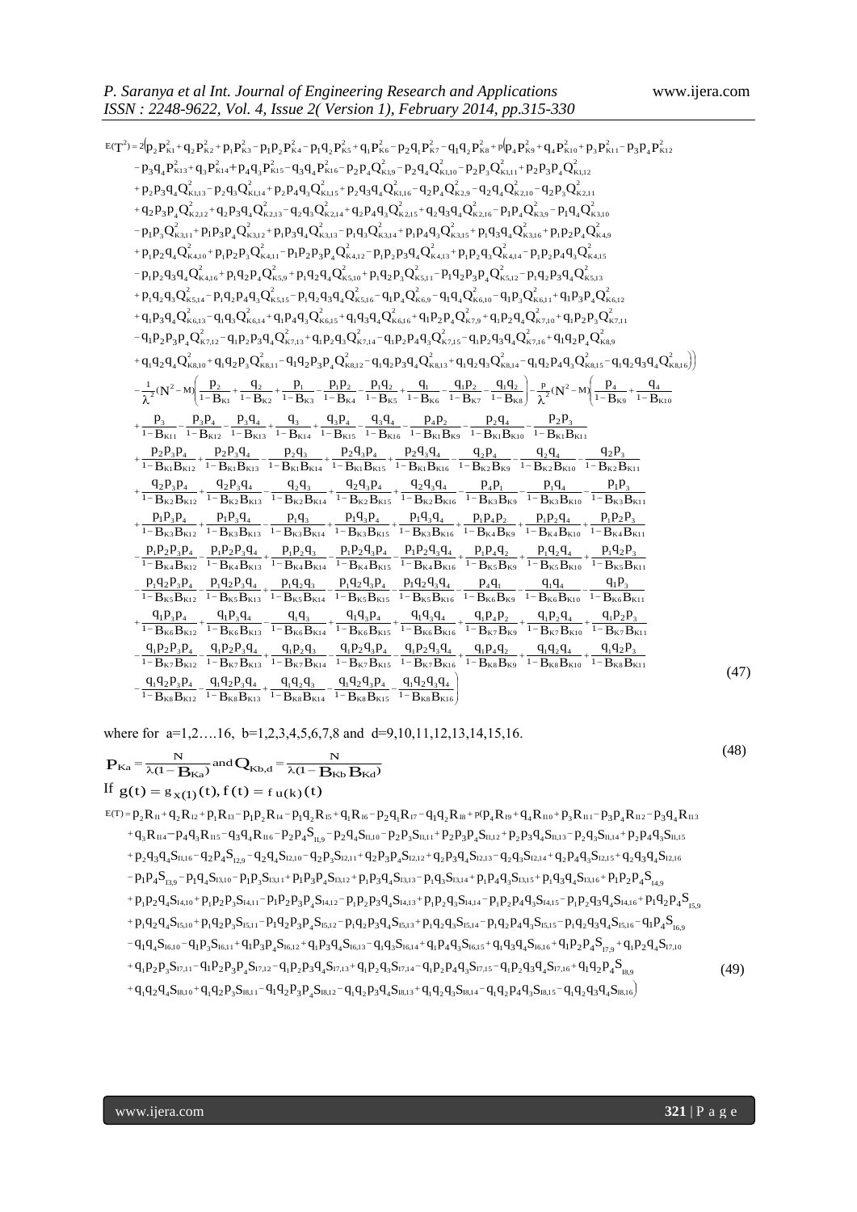$$E(T^2) = 2\Big(p_2P_{K1}^2 + q_2P_{K2}^2 + p_1P_{K3}^2 - p_1p_2P_{K4}^2 - p_1q_2P_{K5}^2 + q_1P_{K6}^2 - p_2q_1P_{K7}^2 - q_1q_2P_{K8}^2 + p\big(p_4P_{K9}^2 + q_4P_{K10}^2 + p_3P_{K11}^2 - p_3p_4P_{K12}^2$$
$$- p_3q_4P_{K13}^2 + q_3P_{K14}^2 + p_4q_3P_{K15}^2 - q_3q_4P_{K16}^2 - p_2p_4Q_{K1,9}^2 - p_2q_4Q_{K1,10}^2 - p_2p_3Q_{K1,11}^2 + p_2p_3p_4Q_{K1,12}^2$$
$$+ p_2p_3q_4Q_{K1,13}^2 - p_2q_3Q_{K1,14}^2 + p_2p_4q_3Q_{K1,15}^2 + p_2q_3q_4Q_{K1,16}^2 - q_2p_4Q_{K2,9}^2 - q_2q_4Q_{K2,10}^2 - q_2p_3Q_{K2,11}^2$$
$$+ q_2p_3p_4Q_{K2,12}^2 + q_2p_3q_4Q_{K2,13}^2 - q_2q_3Q_{K2,14}^2 + q_2p_4q_3Q_{K2,15}^2 + q_2q_3q_4Q_{K2,16}^2 - p_1p_4Q_{K3,9}^2 - p_1q_4Q_{K3,10}^2$$
$$- p_1p_3Q_{K3,11}^2 + p_1p_3p_4Q_{K3,12}^2 + p_1p_3q_4Q_{K3,13}^2 - p_1q_3Q_{K3,14}^2 + p_1p_4q_3Q_{K3,15}^2 + p_1q_3q_4Q_{K3,16}^2 + p_1p_2p_4Q_{K4,9}^2$$
$$+ p_1p_2q_4Q_{K4,10}^2 + p_1p_2p_3Q_{K4,11}^2 - p_1p_2p_3p_4Q_{K4,12}^2 - p_1p_2p_3q_4Q_{K4,13}^2 + p_1p_2q_3Q_{K4,14}^2 - p_1p_2p_4q_3Q_{K4,15}^2$$
$$- p_1p_2q_3q_4Q_{K4,16}^2 + p_1q_2p_4Q_{K5,9}^2 + p_1q_2q_4Q_{K5,10}^2 + p_1q_2p_3Q_{K5,11}^2 - p_1q_2p_3p_4Q_{K5,12}^2 - p_1q_2p_3q_4Q_{K5,13}^2$$
$$+ p_1q_2q_3Q_{K5,14}^2 - p_1q_2p_4q_3Q_{K5,15}^2 - p_1q_2q_3q_4Q_{K5,16}^2 - q_1p_4Q_{K6,9}^2 - q_1q_4Q_{K6,10}^2 - q_1p_3Q_{K6,11}^2 + q_1p_3p_4Q_{K6,12}^2$$
$$+ q_1p_3q_4Q_{K6,13}^2 - q_1q_3Q_{K6,14}^2 + q_1p_4q_3Q_{K6,15}^2 + q_1q_3q_4Q_{K6,16}^2 + q_1p_2p_4Q_{K7,9}^2 + q_1p_2q_4Q_{K7,10}^2 + q_1p_2p_3Q_{K7,11}^2$$
$$- q_1p_2p_3p_4Q_{K7,12}^2 - q_1p_2p_3q_4Q_{K7,13}^2 + q_1p_2q_3Q_{K7,14}^2 - q_1p_2p_4q_3Q_{K7,15}^2 - q_1p_2q_3q_4Q_{K7,16}^2 + q_1q_2p_4Q_{K8,9}^2$$
$$+ q_1q_2q_4Q_{K8,10}^2 + q_1q_2p_3Q_{K8,11}^2 - q_1q_2p_3p_4Q_{K8,12}^2 - q_1q_2p_3q_4Q_{K8,13}^2 + q_1q_2q_3Q_{K8,14}^2 - q_1q_2p_4q_3Q_{K8,15}^2 - q_1q_2q_3q_4Q_{K8,16}^2\big)\Big)$$
$$-\frac{1}{\lambda^2}(N^2-M)\left(\frac{p_2}{1-B_{K1}} + \frac{q_2}{1-B_{K2}} + \frac{p_1}{1-B_{K3}} - \frac{p_1p_2}{1-B_{K4}} - \frac{p_1q_2}{1-B_{K5}} + \frac{q_1}{1-B_{K6}} - \frac{q_1p_2}{1-B_{K7}} - \frac{q_1q_2}{1-B_{K8}}\right) - \frac{p}{\lambda^2}(N^2-M)\left(\frac{p_4}{1-B_{K9}} + \frac{q_4}{1-B_{K10}}\right.$$
$$+ \frac{p_3}{1-B_{K11}} - \frac{p_3p_4}{1-B_{K12}} - \frac{p_3q_4}{1-B_{K13}} + \frac{q_3}{1-B_{K14}} + \frac{q_3p_4}{1-B_{K15}} - \frac{q_3q_4}{1-B_{K16}} - \frac{p_4p_2}{1-B_{K1}B_{K9}} - \frac{p_2q_4}{1-B_{K1}B_{K10}} - \frac{p_2p_3}{1-B_{K1}B_{K11}}$$
$$+ \frac{p_2p_3p_4}{1-B_{K1}B_{K12}} + \frac{p_2p_3q_4}{1-B_{K1}B_{K13}} - \frac{p_2q_3}{1-B_{K1}B_{K14}} + \frac{p_2q_3p_4}{1-B_{K1}B_{K15}} + \frac{p_2q_3q_4}{1-B_{K1}B_{K16}} - \frac{q_2p_4}{1-B_{K2}B_{K9}} - \frac{q_2q_4}{1-B_{K2}B_{K10}} - \frac{q_2p_3}{1-B_{K2}B_{K11}}$$
$$+ \frac{q_2p_3p_4}{1-B_{K2}B_{K12}} + \frac{q_2p_3q_4}{1-B_{K2}B_{K13}} - \frac{q_2q_3}{1-B_{K2}B_{K14}} + \frac{q_2q_3p_4}{1-B_{K2}B_{K15}} + \frac{q_2q_3q_4}{1-B_{K2}B_{K16}} - \frac{p_4p_1}{1-B_{K3}B_{K9}} - \frac{p_1q_4}{1-B_{K3}B_{K10}} - \frac{p_1p_3}{1-B_{K3}B_{K11}}$$
$$+ \frac{p_1p_3p_4}{1-B_{K3}B_{K12}} + \frac{p_1p_3q_4}{1-B_{K3}B_{K13}} - \frac{p_1q_3}{1-B_{K3}B_{K14}} + \frac{p_1q_3p_4}{1-B_{K3}B_{K15}} + \frac{p_1q_3q_4}{1-B_{K3}B_{K16}} + \frac{p_1p_4p_2}{1-B_{K4}B_{K9}} + \frac{p_1p_2q_4}{1-B_{K4}B_{K10}} + \frac{p_1p_2p_3}{1-B_{K4}B_{K11}}$$
$$- \frac{p_1p_2p_3p_4}{1-B_{K4}B_{K12}} - \frac{p_1p_2p_3q_4}{1-B_{K4}B_{K13}} + \frac{p_1p_2q_3}{1-B_{K4}B_{K14}} - \frac{p_1p_2q_3p_4}{1-B_{K4}B_{K15}} - \frac{p_1p_2q_3q_4}{1-B_{K4}B_{K16}} + \frac{p_1p_4q_2}{1-B_{K5}B_{K9}} + \frac{p_1q_2q_4}{1-B_{K5}B_{K10}} + \frac{p_1q_2p_3}{1-B_{K5}B_{K11}}$$
$$- \frac{p_1q_2p_3p_4}{1-B_{K5}B_{K12}} - \frac{p_1q_2p_3q_4}{1-B_{K5}B_{K13}} + \frac{p_1q_2q_3}{1-B_{K5}B_{K14}} - \frac{p_1q_2q_3p_4}{1-B_{K5}B_{K15}} - \frac{p_1q_2q_3q_4}{1-B_{K5}B_{K16}} - \frac{p_4q_1}{1-B_{K6}B_{K9}} - \frac{q_1q_4}{1-B_{K6}B_{K10}} - \frac{q_1p_3}{1-B_{K6}B_{K11}}$$
$$+ \frac{q_1p_3p_4}{1-B_{K6}B_{K12}} + \frac{q_1p_3q_4}{1-B_{K6}B_{K13}} - \frac{q_1q_3}{1-B_{K6}B_{K14}} + \frac{q_1q_3p_4}{1-B_{K6}B_{K15}} + \frac{q_1q_3q_4}{1-B_{K6}B_{K16}} + \frac{q_1p_4p_2}{1-B_{K7}B_{K9}} + \frac{q_1p_2q_4}{1-B_{K7}B_{K10}} + \frac{q_1p_2p_3}{1-B_{K7}B_{K11}}$$
$$- \frac{q_1p_2p_3p_4}{1-B_{K7}B_{K12}} - \frac{q_1p_2p_3q_4}{1-B_{K7}B_{K13}} + \frac{q_1p_2q_3}{1-B_{K7}B_{K14}} - \frac{q_1p_2q_3p_4}{1-B_{K7}B_{K15}} - \frac{q_1p_2q_3q_4}{1-B_{K7}B_{K16}} + \frac{q_1p_4q_2}{1-B_{K8}B_{K9}} + \frac{q_1q_2q_4}{1-B_{K8}B_{K10}} + \frac{q_1q_2p_3}{1-B_{K8}B_{K11}}$$
$$\left. - \frac{q_1q_2p_3p_4}{1-B_{K8}B_{K12}} - \frac{q_1q_2p_3q_4}{1-B_{K8}B_{K13}} + \frac{q_1q_2q_3}{1-B_{K8}B_{K14}} - \frac{q_1q_2q_3p_4}{1-B_{K8}B_{K15}} - \frac{q_1q_2q_3q_4}{1-B_{K8}B_{K16}}\right) \tag{47}$$

where for a=1,2….16, b=1,2,3,4,5,6,7,8 and d=9,10,11,12,13,14,15,16.

$$P_{Ka} = \frac{N}{\lambda(1-B_{Ka})} \text{ and } Q_{Kb,d} = \frac{N}{\lambda(1-B_{Kb}B_{Kd})} \tag{48}$$

If $g(t) = g_{x(1)}(t), f(t) = f_{u(k)}(t)$

$$E(T) = p_2R_{I1} + q_2R_{I2} + p_1R_{I3} - p_1p_2R_{I4} - p_1q_2R_{I5} + q_1R_{I6} - p_2q_1R_{I7} - q_1q_2R_{I8} + p\big(p_4R_{I9} + q_4R_{I10} + p_3R_{I11} - p_3p_4R_{I12} - p_3q_4R_{I13}$$
$$+ q_3R_{I14} - p_4q_3R_{I15} - q_3q_4R_{I16} - p_2p_4S_{I1,9} - p_2q_4S_{I1,10} - p_2p_3S_{I1,11} + p_2p_3p_4S_{I1,12} + p_2p_3q_4S_{I1,13} - p_2q_3S_{I1,14} + p_2p_4q_3S_{I1,15}$$
$$+ p_2q_3q_4S_{I1,16} - q_2p_4S_{I2,9} - q_2q_4S_{I2,10} - q_2p_3S_{I2,11} + q_2p_3p_4S_{I2,12} + q_2p_3q_4S_{I2,13} - q_2q_3S_{I2,14} + q_2p_4q_3S_{I2,15} + q_2q_3q_4S_{I2,16}$$
$$- p_1p_4S_{I3,9} - p_1q_4S_{I3,10} - p_1p_3S_{I3,11} + p_1p_3p_4S_{I3,12} + p_1p_3q_4S_{I3,13} - p_1q_3S_{I3,14} + p_1p_4q_3S_{I3,15} + p_1q_3q_4S_{I3,16} + p_1p_2p_4S_{I4,9}$$
$$+ p_1p_2q_4S_{I4,10} + p_1p_2p_3S_{I4,11} - p_1p_2p_3p_4S_{I4,12} - p_1p_2p_3q_4S_{I4,13} + p_1p_2q_3S_{I4,14} - p_1p_2p_4q_3S_{I4,15} - p_1p_2q_3q_4S_{I4,16} + p_1q_2p_4S_{I5,9}$$
$$+ p_1q_2q_4S_{I5,10} + p_1q_2p_3S_{I5,11} - p_1q_2p_3p_4S_{I5,12} - p_1q_2p_3q_4S_{I5,13} + p_1q_2q_3S_{I5,14} - p_1q_2p_4q_3S_{I5,15} - p_1q_2q_3q_4S_{I5,16} - q_1p_4S_{I6,9}$$
$$- q_1q_4S_{I6,10} - q_1p_3S_{I6,11} + q_1p_3p_4S_{I6,12} + q_1p_3q_4S_{I6,13} - q_1q_3S_{I6,14} + q_1p_4q_3S_{I6,15} + q_1q_3q_4S_{I6,16} + q_1p_2p_4S_{I7,9} + q_1p_2q_4S_{I7,10}$$
$$+ q_1p_2p_3S_{I7,11} - q_1p_2p_3p_4S_{I7,12} - q_1p_2p_3q_4S_{I7,13} + q_1p_2q_3S_{I7,14} - q_1p_2p_4q_3S_{I7,15} - q_1p_2q_3q_4S_{I7,16} + q_1q_2p_4S_{I8,9}$$
$$+ q_1q_2q_4S_{I8,10} + q_1q_2p_3S_{I8,11} - q_1q_2p_3p_4S_{I8,12} - q_1q_2p_3q_4S_{I8,13} + q_1q_2q_3S_{I8,14} - q_1q_2p_4q_3S_{I8,15} - q_1q_2q_3q_4S_{I8,16}\big) \tag{49}$$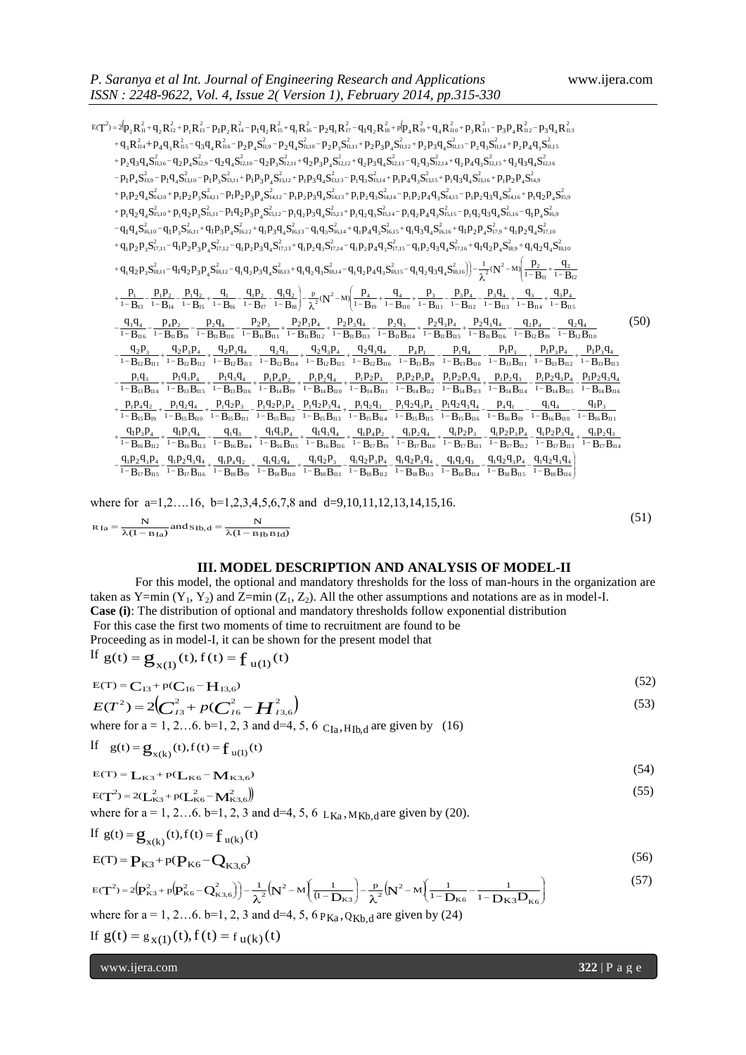$$
\begin{aligned}
E(T^2) = 2\Big(&p_2R_{I1}^2 + q_2R_{I2}^2 + p_1R_{I3}^2 - p_1p_2R_{I4}^2 - p_1q_2R_{I5}^2 + q_1R_{I6}^2 - p_2q_1R_{I7}^2 - q_1q_2R_{I8}^2 + p\big(p_4R_{I9}^2 + q_4R_{I10}^2 + p_3R_{I11}^2 - p_3p_4R_{I12}^2 - p_3q_4R_{I13}^2 \\
&+ q_3R_{I14}^2 + p_4q_3R_{I15}^2 - q_3q_4R_{I16}^2 - p_2p_4S_{I1,9}^2 - p_2q_4S_{I1,10}^2 - p_2p_3S_{I1,11}^2 + p_2p_3p_4S_{I1,12}^2 + p_2p_3q_4S_{I1,13}^2 - p_2q_3S_{I1,14}^2 + p_2p_4q_3S_{I1,15}^2 \\
&+ p_2q_3q_4S_{I1,16}^2 - q_2p_4S_{I2,9}^2 - q_2q_4S_{I2,10}^2 - q_2p_3S_{I2,11}^2 + q_2p_3p_4S_{I2,12}^2 + q_2p_3q_4S_{I2,13}^2 - q_2q_3S_{I2,14}^2 + q_2p_4q_3S_{I2,15}^2 + q_2q_3q_4S_{I2,16}^2 \\
&- p_1p_4S_{I3,9}^2 - p_1q_4S_{I3,10}^2 - p_1p_3S_{I3,11}^2 + p_1p_3p_4S_{I3,12}^2 + p_1p_3q_4S_{I3,13}^2 - p_1q_3S_{I3,14}^2 + p_1p_4q_3S_{I3,15}^2 + p_1q_3q_4S_{I3,16}^2 + p_1p_2p_4S_{I4,9}^2 \\
&+ p_1p_2q_4S_{I4,10}^2 + p_1p_2p_3S_{I4,11}^2 - p_1p_2p_3p_4S_{I4,12}^2 - p_1p_2p_3q_4S_{I4,13}^2 + p_1p_2q_3S_{I4,14}^2 - p_1p_2p_4q_3S_{I4,15}^2 - p_1p_2q_3q_4S_{I4,16}^2 + p_1q_2p_4S_{I5,9}^2 \\
&+ p_1q_2q_4S_{I5,10}^2 + p_1q_2p_3S_{I5,11}^2 - p_1q_2p_3p_4S_{I5,12}^2 - p_1q_2p_3q_4S_{I5,13}^2 + p_1q_2q_3S_{I5,14}^2 - p_1q_2p_4q_3S_{I5,15}^2 - p_1q_2q_3q_4S_{I5,16}^2 - q_1p_4S_{I6,9}^2 \\
&- q_1q_4S_{I6,10}^2 - q_1p_3S_{I6,11}^2 + q_1p_3p_4S_{I6,12}^2 + q_1p_3q_4S_{I6,13}^2 - q_1q_3S_{I6,14}^2 + q_1p_4q_3S_{I6,15}^2 + q_1q_3q_4S_{I6,16}^2 + q_1p_2p_4S_{I7,9}^2 + q_1p_2q_4S_{I7,10}^2 \\
&+ q_1p_2p_3S_{I7,11}^2 - q_1p_2p_3p_4S_{I7,12}^2 - q_1p_2p_3q_4S_{I7,13}^2 + q_1p_2q_3S_{I7,14}^2 - q_1p_2p_4q_3S_{I7,15}^2 - q_1p_2q_3q_4S_{I7,16}^2 + q_1q_2p_4S_{I8,9}^2 + q_1q_2q_4S_{I8,10}^2 \\
&+ q_1q_2p_3S_{I8,11}^2 - q_1q_2p_3p_4S_{I8,12}^2 - q_1q_2p_3q_4S_{I8,13}^2 + q_1q_2q_3S_{I8,14}^2 - q_1q_2p_4q_3S_{I8,15}^2 - q_1q_2q_3q_4S_{I8,16}^2\big)\Big) - \frac{1}{\lambda^2}(N^2 - M)\Bigg(\frac{p_2}{1-B_{I1}} + \frac{q_2}{1-B_{I2}} \\
&+ \frac{p_1}{1-B_{I3}} - \frac{p_1p_2}{1-B_{I4}} - \frac{p_1q_2}{1-B_{I5}} + \frac{q_1}{1-B_{I6}} - \frac{q_1p_2}{1-B_{I7}} - \frac{q_1q_2}{1-B_{I8}}\Bigg) - \frac{p}{\lambda^2}(N^2 - M)\Bigg(\frac{p_4}{1-B_{I9}} + \frac{q_4}{1-B_{I10}} + \frac{p_3}{1-B_{I11}} - \frac{p_3p_4}{1-B_{I12}} - \frac{p_3q_4}{1-B_{I13}} + \frac{q_3}{1-B_{I14}} + \frac{q_3p_4}{1-B_{I15}} \\
&- \frac{q_3q_4}{1-B_{I16}} - \frac{p_4p_2}{1-B_{I1}B_{I9}} - \frac{p_2q_4}{1-B_{I1}B_{I10}} - \frac{p_2p_3}{1-B_{I1}B_{I11}} + \frac{p_2p_3p_4}{1-B_{I1}B_{I12}} + \frac{p_2p_3q_4}{1-B_{I1}B_{I13}} - \frac{p_2q_3}{1-B_{I1}B_{I14}} + \frac{p_2q_3p_4}{1-B_{I1}B_{I15}} + \frac{p_2q_3q_4}{1-B_{I1}B_{I16}} - \frac{q_2p_4}{1-B_{I2}B_{I9}} - \frac{q_2q_4}{1-B_{I2}B_{I10}} \\
&- \frac{q_2p_3}{1-B_{I2}B_{I11}} + \frac{q_2p_3p_4}{1-B_{I2}B_{I12}} + \frac{q_2p_3q_4}{1-B_{I2}B_{I13}} - \frac{q_2q_3}{1-B_{I2}B_{I14}} + \frac{q_2q_3p_4}{1-B_{I2}B_{I15}} + \frac{q_2q_3q_4}{1-B_{I2}B_{I16}} - \frac{p_4p_1}{1-B_{I3}B_{I9}} - \frac{p_1q_4}{1-B_{I3}B_{I10}} - \frac{p_1p_3}{1-B_{I3}B_{I11}} + \frac{p_1p_3p_4}{1-B_{I3}B_{I12}} + \frac{p_1p_3q_4}{1-B_{I3}B_{I13}} \\
&- \frac{p_1q_3}{1-B_{I3}B_{I14}} + \frac{p_1q_3p_4}{1-B_{I3}B_{I15}} + \frac{p_1q_3q_4}{1-B_{I3}B_{I16}} + \frac{p_1p_4p_2}{1-B_{I4}B_{I9}} + \frac{p_1p_2q_4}{1-B_{I4}B_{I10}} + \frac{p_1p_2p_3}{1-B_{I4}B_{I11}} - \frac{p_1p_2p_3p_4}{1-B_{I4}B_{I12}} - \frac{p_1p_2p_3q_4}{1-B_{I4}B_{I13}} + \frac{p_1p_2q_3}{1-B_{I4}B_{I14}} - \frac{p_1p_2q_3p_4}{1-B_{I4}B_{I15}} - \frac{p_1p_2q_3q_4}{1-B_{I4}B_{I16}} \\
&+ \frac{p_1p_4q_2}{1-B_{I5}B_{I9}} + \frac{p_1q_2q_4}{1-B_{I5}B_{I10}} + \frac{p_1q_2p_3}{1-B_{I5}B_{I11}} - \frac{p_1q_2p_3p_4}{1-B_{I5}B_{I12}} - \frac{p_1q_2p_3q_4}{1-B_{I5}B_{I13}} + \frac{p_1q_2q_3}{1-B_{I5}B_{I14}} - \frac{p_1q_2q_3p_4}{1-B_{I5}B_{I15}} - \frac{p_1q_2q_3q_4}{1-B_{I5}B_{I16}} - \frac{p_4q_1}{1-B_{I6}B_{I9}} - \frac{q_1q_4}{1-B_{I6}B_{I10}} - \frac{q_1p_3}{1-B_{I6}B_{I11}} \\
&+ \frac{q_1p_3p_4}{1-B_{I6}B_{I12}} + \frac{q_1p_3q_4}{1-B_{I6}B_{I13}} - \frac{q_1q_3}{1-B_{I6}B_{I14}} + \frac{q_1q_3p_4}{1-B_{I6}B_{I15}} + \frac{q_1q_3q_4}{1-B_{I6}B_{I16}} + \frac{q_1p_4p_2}{1-B_{I7}B_{I9}} + \frac{q_1p_2q_4}{1-B_{I7}B_{I10}} + \frac{q_1p_2p_3}{1-B_{I7}B_{I11}} - \frac{q_1p_2p_3p_4}{1-B_{I7}B_{I12}} - \frac{q_1p_2p_3q_4}{1-B_{I7}B_{I13}} + \frac{q_1p_2q_3}{1-B_{I7}B_{I14}} \\
&- \frac{q_1p_2q_3p_4}{1-B_{I7}B_{I15}} - \frac{q_1p_2q_3q_4}{1-B_{I7}B_{I16}} + \frac{q_1p_4q_2}{1-B_{I8}B_{I9}} + \frac{q_1q_2q_4}{1-B_{I8}B_{I10}} + \frac{q_1q_2p_3}{1-B_{I8}B_{I11}} - \frac{q_1q_2p_3p_4}{1-B_{I8}B_{I12}} - \frac{q_1q_2p_3q_4}{1-B_{I8}B_{I13}} + \frac{q_1q_2q_3}{1-B_{I8}B_{I14}} - \frac{q_1q_2q_3p_4}{1-B_{I8}B_{I15}} - \frac{q_1q_2q_3q_4}{1-B_{I8}B_{I16}}\Bigg)
\end{aligned} \tag{50}
$$

where for a=1,2….16, b=1,2,3,4,5,6,7,8 and d=9,10,11,12,13,14,15,16.

$$
R_{Ia} = \frac{N}{\lambda(1-B_{Ia})} \text{ and } S_{Ib,d} = \frac{N}{\lambda(1-B_{Ib}B_{Id})} \tag{51}
$$

## III. MODEL DESCRIPTION AND ANALYSIS OF MODEL-II

For this model, the optional and mandatory thresholds for the loss of man-hours in the organization are taken as $Y=\min(Y_1, Y_2)$ and $Z=\min(Z_1, Z_2)$. All the other assumptions and notations are as in model-I.

**Case (i)**: The distribution of optional and mandatory thresholds follow exponential distribution

For this case the first two moments of time to recruitment are found to be

Proceeding as in model-I, it can be shown for the present model that

If $g(t) = g_{x(1)}(t), f(t) = f_{u(1)}(t)$

$$
E(T) = C_{I3} + p(C_{I6} - H_{I3,6}) \tag{52}
$$

$$
E(T^2) = 2\left(C_{I3}^2 + p\left(C_{I6}^2 - H_{I3,6}^2\right)\right) \tag{53}
$$

where for a = 1, 2…6. b=1, 2, 3 and d=4, 5, 6 $C_{Ia}, H_{Ib,d}$ are given by (16)

If $g(t) = g_{x(k)}(t), f(t) = f_{u(1)}(t)$

$$
E(T) = L_{K3} + p(L_{K6} - M_{K3,6}) \tag{54}
$$

$$
E(T^2) = 2\left(L_{K3}^2 + p\left(L_{K6}^2 - M_{K3,6}^2\right)\right) \tag{55}
$$

where for a = 1, 2…6. b=1, 2, 3 and d=4, 5, 6 $L_{Ka}, M_{Kb,d}$ are given by (20).

If $g(t) = g_{x(k)}(t), f(t) = f_{u(k)}(t)$

$$
E(T) = P_{K3} + p(P_{K6} - Q_{K3,6}) \tag{56}
$$

$$
E(T^2) = 2\left(P_{K3}^2 + p\left(P_{K6}^2 - Q_{K3,6}^2\right)\right) - \frac{1}{\lambda^2}\left(N^2 - M\right)\left(\frac{1}{(1-D_{K3})}\right) - \frac{p}{\lambda^2}\left(N^2 - M\right)\left(\frac{1}{1-D_{K6}} - \frac{1}{1-D_{K3}D_{K6}}\right) \tag{57}
$$

where for a = 1, 2…6. b=1, 2, 3 and d=4, 5, 6 $P_{Ka}, Q_{Kb,d}$ are given by (24)

If $g(t) = g_{x(1)}(t), f(t) = f_{u(k)}(t)$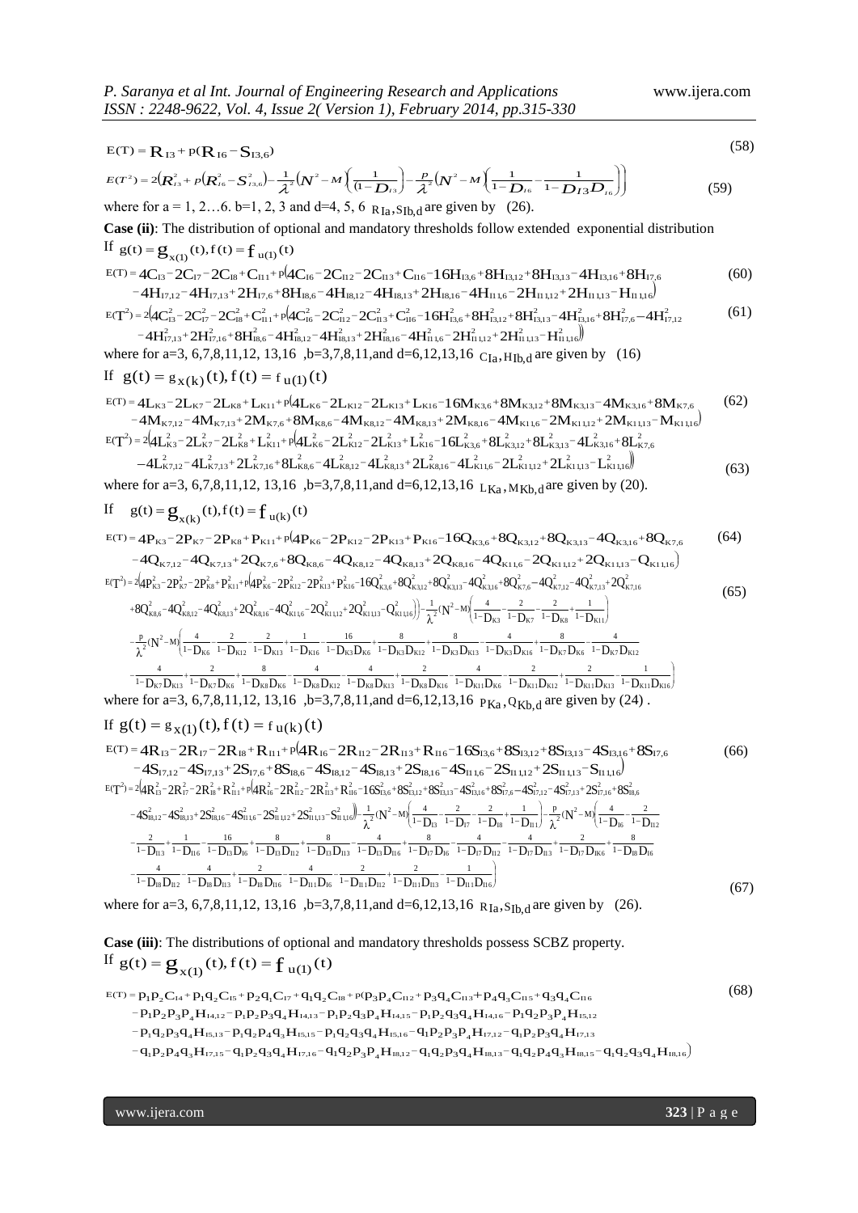$$E(T) = R_{I3} + p(R_{I6} - S_{I3,6}) \tag{58}$$

$$E(T^2) = 2\left(R_{I3}^2 + p\left(R_{I6}^2 - S_{I3,6}^2\right) - \frac{1}{\lambda^2}\left(N^2 - M\right)\left(\frac{1}{(1-D_{I3})}\right) - \frac{p}{\lambda^2}\left(N^2 - M\right)\left(\frac{1}{1-D_{I6}} - \frac{1}{1-D_{I3}D_{I6}}\right)\right) \tag{59}$$

where for a = 1, 2…6. b=1, 2, 3 and d=4, 5, 6 $R_{Ia}, S_{Ib,d}$ are given by (26).

**Case (ii)**: The distribution of optional and mandatory thresholds follow extended exponential distribution

If $g(t) = g_{x(1)}(t), f(t) = f_{u(1)}(t)$

$$\begin{aligned} E(T) = {} & 4C_{I3} - 2C_{I7} - 2C_{I8} + C_{I11} + p\big(4C_{I6} - 2C_{I12} - 2C_{I13} + C_{I16} - 16H_{I3,6} + 8H_{I3,12} + 8H_{I3,13} - 4H_{I3,16} + 8H_{I7,6} \\ & - 4H_{I7,12} - 4H_{I7,13} + 2H_{I7,6} + 8H_{I8,6} - 4H_{I8,12} - 4H_{I8,13} + 2H_{I8,16} - 4H_{I11,6} - 2H_{I11,12} + 2H_{I11,13} - H_{I11,16}\big) \end{aligned} \tag{60}$$

$$\begin{aligned} E(T^2) = {} & 2\big(4C_{I3}^2 - 2C_{I7}^2 - 2C_{I8}^2 + C_{I11}^2 + p\big(4C_{I6}^2 - 2C_{I12}^2 - 2C_{I13}^2 + C_{I16}^2 - 16H_{I3,6}^2 + 8H_{I3,12}^2 + 8H_{I3,13}^2 - 4H_{I3,16}^2 + 8H_{I7,6}^2 - 4H_{I7,12}^2 \\ & - 4H_{I7,13}^2 + 2H_{I7,16}^2 + 8H_{I8,6}^2 - 4H_{I8,12}^2 - 4H_{I8,13}^2 + 2H_{I8,16}^2 - 4H_{I11,6}^2 - 2H_{I11,12}^2 + 2H_{I11,13}^2 - H_{I11,16}^2\big)\big) \end{aligned} \tag{61}$$

where for a=3, 6,7,8,11,12, 13,16 ,b=3,7,8,11,and d=6,12,13,16 $C_{Ia}, H_{Ib,d}$ are given by (16)

If $g(t) = g_{x(k)}(t), f(t) = f_{u(1)}(t)$

$$\begin{aligned} E(T) = {} & 4L_{K3} - 2L_{K7} - 2L_{K8} + L_{K11} + p\big(4L_{K6} - 2L_{K12} - 2L_{K13} + L_{K16} - 16M_{K3,6} + 8M_{K3,12} + 8M_{K3,13} - 4M_{K3,16} + 8M_{K7,6} \\ & - 4M_{K7,12} - 4M_{K7,13} + 2M_{K7,6} + 8M_{K8,6} - 4M_{K8,12} - 4M_{K8,13} + 2M_{K8,16} - 4M_{K11,6} - 2M_{K11,12} + 2M_{K11,13} - M_{K11,16}\big) \end{aligned} \tag{62}$$

$$\begin{aligned} E(T^2) = {} & 2\big(4L_{K3}^2 - 2L_{K7}^2 - 2L_{K8}^2 + L_{K11}^2 + p\big(4L_{K6}^2 - 2L_{K12}^2 - 2L_{K13}^2 + L_{K16}^2 - 16L_{K3,6}^2 + 8L_{K3,12}^2 + 8L_{K3,13}^2 - 4L_{K3,16}^2 + 8L_{K7,6}^2 \\ & - 4L_{K7,12}^2 - 4L_{K7,13}^2 + 2L_{K7,16}^2 + 8L_{K8,6}^2 - 4L_{K8,12}^2 - 4L_{K8,13}^2 + 2L_{K8,16}^2 - 4L_{K11,6}^2 - 2L_{K11,12}^2 + 2L_{K11,13}^2 - L_{K11,16}^2\big)\big) \end{aligned} \tag{63}$$

where for a=3, 6,7,8,11,12, 13,16 ,b=3,7,8,11,and d=6,12,13,16 $L_{Ka}, M_{Kb,d}$ are given by (20).

If $g(t) = g_{x(k)}(t), f(t) = f_{u(k)}(t)$

$$\begin{aligned} E(T) = {} & 4P_{K3} - 2P_{K7} - 2P_{K8} + P_{K11} + p\big(4P_{K6} - 2P_{K12} - 2P_{K13} + P_{K16} - 16Q_{K3,6} + 8Q_{K3,12} + 8Q_{K3,13} - 4Q_{K3,16} + 8Q_{K7,6} \\ & - 4Q_{K7,12} - 4Q_{K7,13} + 2Q_{K7,6} + 8Q_{K8,6} - 4Q_{K8,12} - 4Q_{K8,13} + 2Q_{K8,16} - 4Q_{K11,6} - 2Q_{K11,12} + 2Q_{K11,13} - Q_{K11,16}\big) \end{aligned} \tag{64}$$

$$\begin{aligned} E(T^2) = {} & 2\Big(4P_{K3}^2 - 2P_{K7}^2 - 2P_{K8}^2 + P_{K11}^2 + p\big(4P_{K6}^2 - 2P_{K12}^2 - 2P_{K13}^2 + P_{K16}^2 - 16Q_{K3,6}^2 + 8Q_{K3,12}^2 + 8Q_{K3,13}^2 - 4Q_{K3,16}^2 + 8Q_{K7,6}^2 - 4Q_{K7,12}^2 - 4Q_{K7,13}^2 + 2Q_{K7,16}^2 \\ & + 8Q_{K8,6}^2 - 4Q_{K8,12}^2 - 4Q_{K8,13}^2 + 2Q_{K8,16}^2 - 4Q_{K11,6}^2 - 2Q_{K11,12}^2 + 2Q_{K11,13}^2 - Q_{K11,16}^2\big)\Big) - \frac{1}{\lambda^2}(N^2 - M)\left(\frac{4}{1-D_{K3}} - \frac{2}{1-D_{K7}} - \frac{2}{1-D_{K8}} + \frac{1}{1-D_{K11}}\right) \\ & - \frac{p}{\lambda^2}(N^2 - M)\left(\frac{4}{1-D_{K6}} - \frac{2}{1-D_{K12}} - \frac{2}{1-D_{K13}} + \frac{1}{1-D_{K16}} - \frac{16}{1-D_{K3}D_{K6}} + \frac{8}{1-D_{K3}D_{K12}} + \frac{8}{1-D_{K3}D_{K13}} - \frac{4}{1-D_{K3}D_{K16}} + \frac{8}{1-D_{K7}D_{K6}} - \frac{4}{1-D_{K7}D_{K12}} \right. \\ & \left. - \frac{4}{1-D_{K7}D_{K13}} + \frac{2}{1-D_{K7}D_{K6}} + \frac{8}{1-D_{K8}D_{K6}} - \frac{4}{1-D_{K8}D_{K12}} - \frac{4}{1-D_{K8}D_{K13}} + \frac{2}{1-D_{K8}D_{K16}} - \frac{4}{1-D_{K11}D_{K6}} - \frac{2}{1-D_{K11}D_{K12}} + \frac{2}{1-D_{K11}D_{K13}} - \frac{1}{1-D_{K11}D_{K16}}\right) \end{aligned} \tag{65}$$

where for a=3, 6,7,8,11,12, 13,16 ,b=3,7,8,11,and d=6,12,13,16 $P_{Ka}, Q_{Kb,d}$ are given by (24) .

If $g(t) = g_{x(1)}(t), f(t) = f_{u(k)}(t)$

$$\begin{aligned} E(T) = {} & 4R_{I3} - 2R_{I7} - 2R_{I8} + R_{I11} + p\big(4R_{I6} - 2R_{I12} - 2R_{I13} + R_{I16} - 16S_{I3,6} + 8S_{I3,12} + 8S_{I3,13} - 4S_{I3,16} + 8S_{I7,6} \\ & - 4S_{I7,12} - 4S_{I7,13} + 2S_{I7,6} + 8S_{I8,6} - 4S_{I8,12} - 4S_{I8,13} + 2S_{I8,16} - 4S_{I11,6} - 2S_{I11,12} + 2S_{I11,13} - S_{I11,16}\big) \end{aligned} \tag{66}$$

$$\begin{aligned} E(T^2) = {} & 2\Big(4R_{I3}^2 - 2R_{I7}^2 - 2R_{I8}^2 + R_{I11}^2 + p\big(4R_{I6}^2 - 2R_{I12}^2 - 2R_{I13}^2 + R_{I16}^2 - 16S_{I3,6}^2 + 8S_{I3,12}^2 + 8S_{I3,13}^2 - 4S_{I3,16}^2 + 8S_{I7,6}^2 - 4S_{I7,12}^2 - 4S_{I7,13}^2 + 2S_{I7,16}^2 + 8S_{I8,6}^2 \\ & - 4S_{I8,12}^2 - 4S_{I8,13}^2 + 2S_{I8,16}^2 - 4S_{I11,6}^2 - 2S_{I11,12}^2 + 2S_{I11,13}^2 - S_{I11,16}^2\big)\Big) - \frac{1}{\lambda^2}(N^2 - M)\left(\frac{4}{1-D_{I3}} - \frac{2}{1-D_{I7}} - \frac{2}{1-D_{I8}} + \frac{1}{1-D_{I11}}\right) - \frac{p}{\lambda^2}(N^2 - M)\left(\frac{4}{1-D_{I6}} - \frac{2}{1-D_{I12}} \right. \\ & - \frac{2}{1-D_{I13}} + \frac{1}{1-D_{I16}} - \frac{16}{1-D_{I3}D_{I6}} + \frac{8}{1-D_{I3}D_{I12}} + \frac{8}{1-D_{I3}D_{I13}} - \frac{4}{1-D_{I3}D_{I16}} + \frac{8}{1-D_{I7}D_{I6}} - \frac{4}{1-D_{I7}D_{I12}} - \frac{4}{1-D_{I7}D_{I13}} + \frac{2}{1-D_{I7}D_{IK6}} + \frac{8}{1-D_{I8}D_{I6}} \\ & \left. - \frac{4}{1-D_{I8}D_{I12}} - \frac{4}{1-D_{I8}D_{I13}} + \frac{2}{1-D_{I8}D_{I16}} - \frac{4}{1-D_{I11}D_{I6}} - \frac{2}{1-D_{I11}D_{I12}} + \frac{2}{1-D_{I11}D_{I13}} - \frac{1}{1-D_{I11}D_{I16}}\right) \end{aligned} \tag{67}$$

where for a=3, 6,7,8,11,12, 13,16 ,b=3,7,8,11,and d=6,12,13,16 $R_{Ia}, S_{Ib,d}$ are given by (26).

**Case (iii)**: The distributions of optional and mandatory thresholds possess SCBZ property.

If $g(t) = g_{x(1)}(t), f(t) = f_{u(1)}(t)$

$$\begin{aligned} E(T) = {} & p_1 p_2 C_{I4} + p_1 q_2 C_{I5} + p_2 q_1 C_{I7} + q_1 q_2 C_{I8} + p\big(p_3 p_4 C_{I12} + p_3 q_4 C_{I13} + p_4 q_3 C_{I15} + q_3 q_4 C_{I16} \\ & - p_1 p_2 p_3 p_4 H_{14,12} - p_1 p_2 p_3 q_4 H_{14,13} - p_1 p_2 q_3 p_4 H_{14,15} - p_1 p_2 q_3 q_4 H_{14,16} - p_1 q_2 p_3 p_4 H_{15,12} \\ & - p_1 q_2 p_3 q_4 H_{15,13} - p_1 q_2 p_4 q_3 H_{15,15} - p_1 q_2 q_3 q_4 H_{15,16} - q_1 p_2 p_3 p_4 H_{17,12} - q_1 p_2 p_3 q_4 H_{17,13} \\ & - q_1 p_2 p_4 q_3 H_{17,15} - q_1 p_2 q_3 q_4 H_{17,16} - q_1 q_2 p_3 p_4 H_{18,12} - q_1 q_2 p_3 q_4 H_{18,13} - q_1 q_2 p_4 q_3 H_{18,15} - q_1 q_2 q_3 q_4 H_{18,16}\big) \end{aligned} \tag{68}$$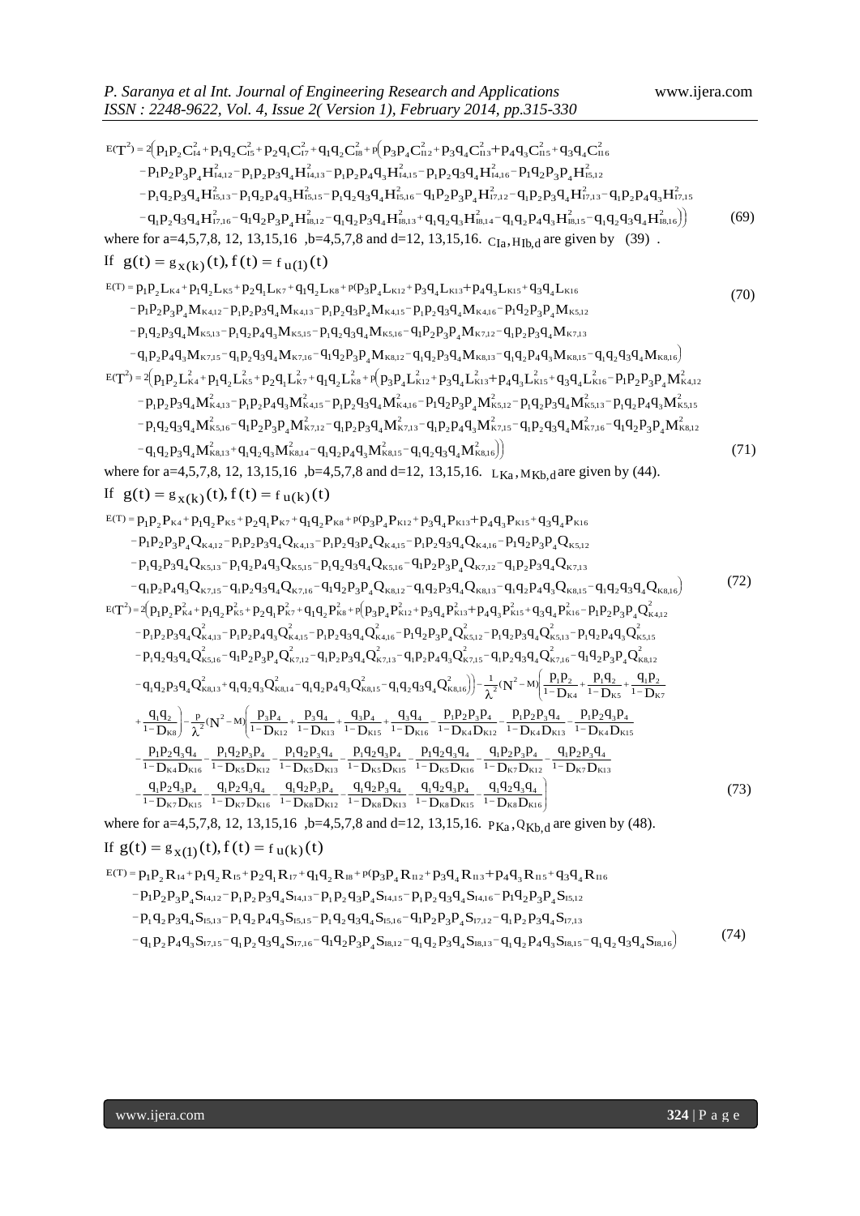$$E(T^2) = 2\Big(p_1p_2C_{I4}^2 + p_1q_2C_{I5}^2 + p_2q_1C_{I7}^2 + q_1q_2C_{I8}^2 + p\Big(p_3p_4C_{I12}^2 + p_3q_4C_{I13}^2 + p_4q_3C_{I15}^2 + q_3q_4C_{I16}^2$$
$$-p_1p_2p_3p_4H_{I4,12}^2 - p_1p_2p_3q_4H_{I4,13}^2 - p_1p_2p_4q_3H_{I4,15}^2 - p_1p_2q_3q_4H_{I4,16}^2 - p_1q_2p_3p_4H_{I5,12}^2$$
$$-p_1q_2p_3q_4H_{I5,13}^2 - p_1q_2p_4q_3H_{I5,15}^2 - p_1q_2q_3q_4H_{I5,16}^2 - q_1p_2p_3p_4H_{I7,12}^2 - q_1p_2p_3q_4H_{I7,13}^2 - q_1p_2p_4q_3H_{I7,15}^2$$
$$-q_1p_2q_3q_4H_{I7,16}^2 - q_1q_2p_3p_4H_{I8,12}^2 - q_1q_2p_3q_4H_{I8,13}^2 + q_1q_2q_3H_{I8,14}^2 - q_1q_2p_4q_3H_{I8,15}^2 - q_1q_2q_3q_4H_{I8,16}^2\Big)\Big) \quad (69)$$

where for a=4,5,7,8, 12, 13,15,16 ,b=4,5,7,8 and d=12, 13,15,16. $C_{Ia}, H_{Ib,d}$ are given by (39) .

If $g(t) = g_{x(k)}(t), f(t) = f_{u(1)}(t)$

$$E(T) = p_1p_2L_{K4} + p_1q_2L_{K5} + p_2q_1L_{K7} + q_1q_2L_{K8} + p(p_3p_4L_{K12} + p_3q_4L_{K13} + p_4q_3L_{K15} + q_3q_4L_{K16} \quad (70)$$
$$-p_1p_2p_3p_4M_{K4,12} - p_1p_2p_3q_4M_{K4,13} - p_1p_2q_3p_4M_{K4,15} - p_1p_2q_3q_4M_{K4,16} - p_1q_2p_3p_4M_{K5,12}$$
$$-p_1q_2p_3q_4M_{K5,13} - p_1q_2p_4q_3M_{K5,15} - p_1q_2q_3q_4M_{K5,16} - q_1p_2p_3p_4M_{K7,12} - q_1p_2p_3q_4M_{K7,13}$$
$$-q_1p_2p_4q_3M_{K7,15} - q_1p_2q_3q_4M_{K7,16} - q_1q_2p_3p_4M_{K8,12} - q_1q_2p_3q_4M_{K8,13} - q_1q_2p_4q_3M_{K8,15} - q_1q_2q_3q_4M_{K8,16}\big)$$

$$E(T^2) = 2\Big(p_1p_2L_{K4}^2 + p_1q_2L_{K5}^2 + p_2q_1L_{K7}^2 + q_1q_2L_{K8}^2 + p\Big(p_3p_4L_{K12}^2 + p_3q_4L_{K13}^2 + p_4q_3L_{K15}^2 + q_3q_4L_{K16}^2 - p_1p_2p_3p_4M_{K4,12}^2$$
$$-p_1p_2p_3q_4M_{K4,13}^2 - p_1p_2p_4q_3M_{K4,15}^2 - p_1p_2p_3q_4M_{K4,16}^2 - p_1q_2p_3p_4M_{K5,12}^2 - p_1q_2p_3q_4M_{K5,13}^2 - p_1q_2p_4q_3M_{K5,15}^2$$
$$-p_1q_2q_3q_4M_{K5,16}^2 - q_1p_2p_3p_4M_{K7,12}^2 - q_1p_2p_3q_4M_{K7,13}^2 - q_1p_2p_4q_3M_{K7,15}^2 - q_1p_2q_3q_4M_{K7,16}^2 - q_1q_2p_3p_4M_{K8,12}^2$$
$$-q_1q_2p_3q_4M_{K8,13}^2 + q_1q_2q_3M_{K8,14}^2 - q_1q_2p_4q_3M_{K8,15}^2 - q_1q_2q_3q_4M_{K8,16}^2\Big)\Big) \quad (71)$$

where for a=4,5,7,8, 12, 13,15,16 ,b=4,5,7,8 and d=12, 13,15,16. $L_{Ka}, M_{Kb,d}$ are given by (44).

If $g(t) = g_{x(k)}(t), f(t) = f_{u(k)}(t)$

$$E(T) = p_1p_2P_{K4} + p_1q_2P_{K5} + p_2q_1P_{K7} + q_1q_2P_{K8} + p(p_3p_4P_{K12} + p_3q_4P_{K13} + p_4q_3P_{K15} + q_3q_4P_{K16}$$
$$-p_1p_2p_3p_4Q_{K4,12} - p_1p_2p_3q_4Q_{K4,13} - p_1p_2q_3p_4Q_{K4,15} - p_1p_2q_3q_4Q_{K4,16} - p_1q_2p_3p_4Q_{K5,12}$$
$$-p_1q_2p_3q_4Q_{K5,13} - p_1q_2p_4q_3Q_{K5,15} - p_1q_2q_3q_4Q_{K5,16} - q_1p_2p_3p_4Q_{K7,12} - q_1p_2p_3q_4Q_{K7,13}$$
$$-q_1p_2p_4q_3Q_{K7,15} - q_1p_2q_3q_4Q_{K7,16} - q_1q_2p_3p_4Q_{K8,12} - q_1q_2p_3q_4Q_{K8,13} - q_1q_2p_4q_3Q_{K8,15} - q_1q_2q_3q_4Q_{K8,16}\big) \quad (72)$$

$$E(T^2) = 2\Big(p_1p_2P_{K4}^2 + p_1q_2P_{K5}^2 + p_2q_1P_{K7}^2 + q_1q_2P_{K8}^2 + p\Big(p_3p_4P_{K12}^2 + p_3q_4P_{K13}^2 + p_4q_3P_{K15}^2 + q_3q_4P_{K16}^2 - p_1p_2p_3p_4Q_{K4,12}^2$$
$$-p_1p_2p_3q_4Q_{K4,13}^2 - p_1p_2p_4q_3Q_{K4,15}^2 - p_1p_2p_3q_4Q_{K4,16}^2 - p_1q_2p_3p_4Q_{K5,12}^2 - p_1q_2p_3q_4Q_{K5,13}^2 - p_1q_2p_4q_3Q_{K5,15}^2$$
$$-p_1q_2q_3q_4Q_{K5,16}^2 - q_1p_2p_3p_4Q_{K7,12}^2 - q_1p_2p_3q_4Q_{K7,13}^2 - q_1p_2p_4q_3Q_{K7,15}^2 - q_1p_2q_3q_4Q_{K7,16}^2 - q_1q_2p_3p_4Q_{K8,12}^2$$
$$-q_1q_2p_3q_4Q_{K8,13}^2 + q_1q_2q_3Q_{K8,14}^2 - q_1q_2p_4q_3Q_{K8,15}^2 - q_1q_2q_3q_4Q_{K8,16}^2\Big)\Big) - \frac{1}{\lambda^2}(N^2 - M)\left(\frac{p_1p_2}{1-D_{K4}} + \frac{p_1q_2}{1-D_{K5}} + \frac{q_1p_2}{1-D_{K7}}\right.$$
$$\left.+\frac{q_1q_2}{1-D_{K8}}\right) - \frac{p}{\lambda^2}(N^2 - M)\left(\frac{p_3p_4}{1-D_{K12}} + \frac{p_3q_4}{1-D_{K13}} + \frac{q_3p_4}{1-D_{K15}} + \frac{q_3q_4}{1-D_{K16}} - \frac{p_1p_2p_3p_4}{1-D_{K4}D_{K12}} - \frac{p_1p_2p_3q_4}{1-D_{K4}D_{K13}} - \frac{p_1p_2q_3p_4}{1-D_{K4}D_{K15}}\right.$$
$$-\frac{p_1p_2q_3q_4}{1-D_{K4}D_{K16}} - \frac{p_1q_2p_3p_4}{1-D_{K5}D_{K12}} - \frac{p_1q_2p_3q_4}{1-D_{K5}D_{K13}} - \frac{p_1q_2q_3p_4}{1-D_{K5}D_{K15}} - \frac{p_1q_2q_3q_4}{1-D_{K5}D_{K16}} - \frac{q_1p_2p_3p_4}{1-D_{K7}D_{K12}} - \frac{q_1p_2p_3q_4}{1-D_{K7}D_{K13}}$$
$$\left.-\frac{q_1p_2q_3p_4}{1-D_{K7}D_{K15}} - \frac{q_1p_2q_3q_4}{1-D_{K7}D_{K16}} - \frac{q_1q_2p_3p_4}{1-D_{K8}D_{K12}} - \frac{q_1q_2p_3q_4}{1-D_{K8}D_{K13}} - \frac{q_1q_2q_3p_4}{1-D_{K8}D_{K15}} - \frac{q_1q_2q_3q_4}{1-D_{K8}D_{K16}}\right) \quad (73)$$

where for a=4,5,7,8, 12, 13,15,16 ,b=4,5,7,8 and d=12, 13,15,16. $P_{Ka}, Q_{Kb,d}$ are given by (48).

If $g(t) = g_{x(1)}(t), f(t) = f_{u(k)}(t)$

$$E(T) = p_1p_2R_{I4} + p_1q_2R_{I5} + p_2q_1R_{I7} + q_1q_2R_{I8} + p(p_3p_4R_{I12} + p_3q_4R_{I13} + p_4q_3R_{I15} + q_3q_4R_{I16}$$
$$-p_1p_2p_3p_4S_{I4,12} - p_1p_2p_3q_4S_{I4,13} - p_1p_2q_3p_4S_{I4,15} - p_1p_2q_3q_4S_{I4,16} - p_1q_2p_3p_4S_{I5,12}$$
$$-p_1q_2p_3q_4S_{I5,13} - p_1q_2p_4q_3S_{I5,15} - p_1q_2q_3q_4S_{I5,16} - q_1p_2p_3p_4S_{I7,12} - q_1p_2p_3q_4S_{I7,13}$$
$$-q_1p_2p_4q_3S_{I7,15} - q_1p_2q_3q_4S_{I7,16} - q_1q_2p_3p_4S_{I8,12} - q_1q_2p_3q_4S_{I8,13} - q_1q_2p_4q_3S_{I8,15} - q_1q_2q_3q_4S_{I8,16}\big) \quad (74)$$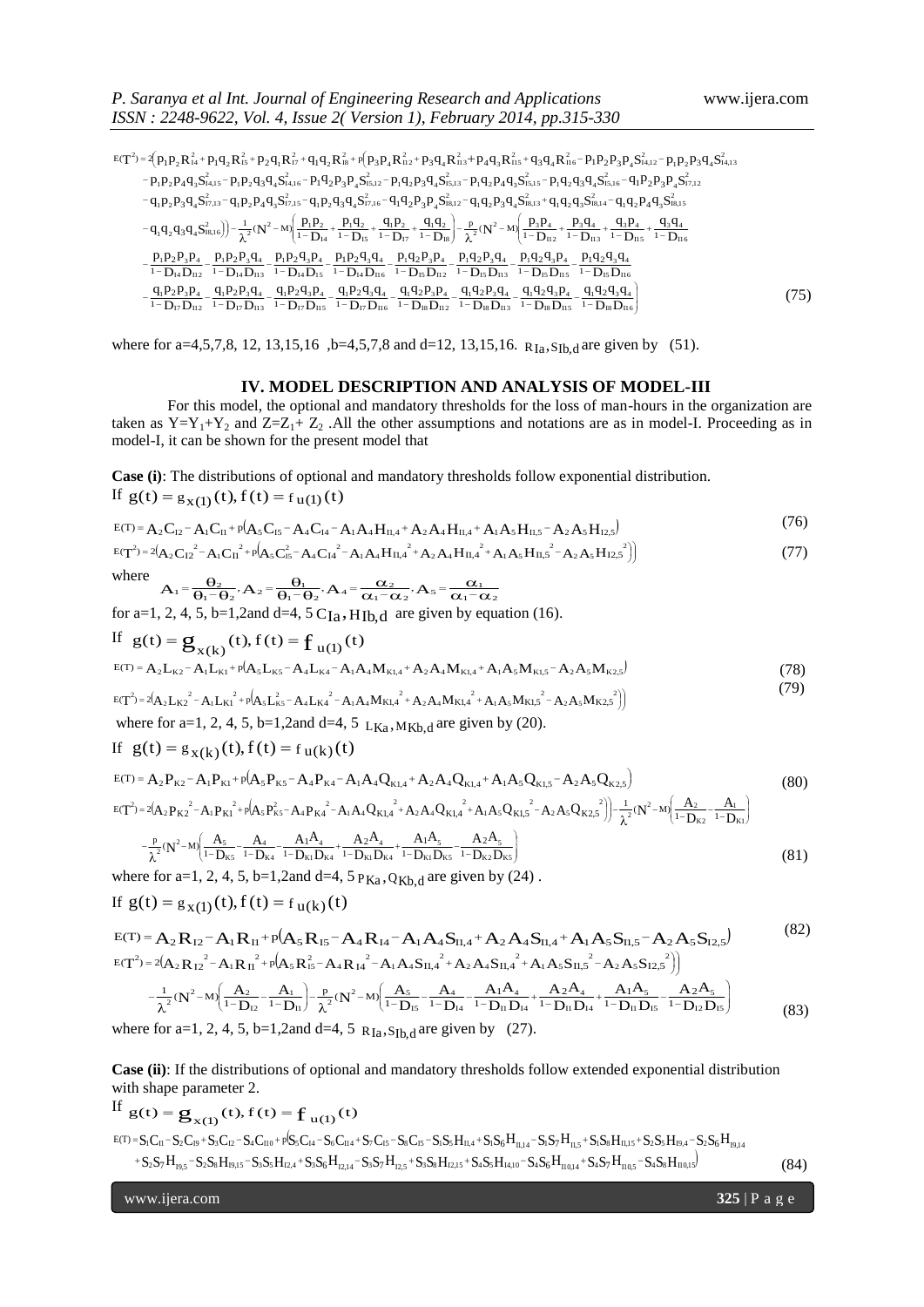$$E(T^2)=2\Big(p_1p_2R_{I4}^2+p_1q_2R_{I5}^2+p_2q_1R_{I7}^2+q_1q_2R_{I8}^2+p\big(p_3p_4R_{II2}^2+p_3q_4R_{II3}^2+p_4q_3R_{II5}^2+q_3q_4R_{II6}^2-p_1p_2p_3p_4S_{I4,I2}^2-p_1p_2p_3q_4S_{I4,I3}^2$$

$$-p_1p_2p_4q_3S_{I4,I5}^2-p_1p_2q_3q_4S_{I4,I6}^2-p_1q_2p_3p_4S_{I5,I2}^2-p_1q_2p_3q_4S_{I5,I3}^2-p_1q_2p_4q_3S_{I5,I5}^2-p_1q_2q_3q_4S_{I5,I6}^2-q_1p_2p_3p_4S_{I7,I2}^2$$

$$-q_1p_2p_3q_4S_{I7,I3}^2-q_1p_2p_4q_3S_{I7,I5}^2-q_1p_2q_3q_4S_{I7,I6}^2-q_1q_2p_3p_4S_{I8,I2}^2-q_1q_2p_3q_4S_{I8,I3}^2+q_1q_2q_3S_{I8,I4}^2-q_1q_2p_4q_3S_{I8,I5}^2$$

$$-q_1q_2q_3q_4S_{I8,I6}^2\big)\Big)-\frac{1}{\lambda^2}(N^2-M)\left(\frac{p_1p_2}{1-D_{I4}}+\frac{p_1q_2}{1-D_{I5}}+\frac{q_1p_2}{1-D_{I7}}+\frac{q_1q_2}{1-D_{I8}}\right)-\frac{p}{\lambda^2}(N^2-M)\left(\frac{p_3p_4}{1-D_{II2}}+\frac{p_3q_4}{1-D_{II3}}+\frac{q_3p_4}{1-D_{II5}}+\frac{q_3q_4}{1-D_{II6}}\right.$$

$$-\frac{p_1p_2p_3p_4}{1-D_{I4}D_{II2}}-\frac{p_1p_2p_3q_4}{1-D_{I4}D_{II3}}-\frac{p_1p_2q_3p_4}{1-D_{I4}D_{I5}}-\frac{p_1p_2q_3q_4}{1-D_{I4}D_{II6}}-\frac{p_1q_2p_3p_4}{1-D_{I5}D_{II2}}-\frac{p_1q_2p_3q_4}{1-D_{I5}D_{II3}}-\frac{p_1q_2q_3p_4}{1-D_{I5}D_{II5}}-\frac{p_1q_2q_3q_4}{1-D_{I5}D_{II6}}$$

$$\left.-\frac{q_1p_2p_3p_4}{1-D_{I7}D_{II2}}-\frac{q_1p_2p_3q_4}{1-D_{I7}D_{II3}}-\frac{q_1p_2q_3p_4}{1-D_{I7}D_{II5}}-\frac{q_1p_2q_3q_4}{1-D_{I7}D_{II6}}-\frac{q_1q_2p_3p_4}{1-D_{I8}D_{II2}}-\frac{q_1q_2p_3q_4}{1-D_{II}D_{II3}}-\frac{q_1q_2q_3p_4}{1-D_{I8}D_{II5}}-\frac{q_1q_2q_3q_4}{1-D_{I8}D_{II6}}\right) \tag{75}$$

where for a=4,5,7,8, 12, 13,15,16 ,b=4,5,7,8 and d=12, 13,15,16. $R_{Ia}, S_{Ib,d}$ are given by (51).

## IV. MODEL DESCRIPTION AND ANALYSIS OF MODEL-III

For this model, the optional and mandatory thresholds for the loss of man-hours in the organization are taken as $Y=Y_1+Y_2$ and $Z=Z_1+Z_2$ .All the other assumptions and notations are as in model-I. Proceeding as in model-I, it can be shown for the present model that

**Case (i)**: The distributions of optional and mandatory thresholds follow exponential distribution.

If $g(t)=g_{x(1)}(t), f(t)=f_{u(1)}(t)$

$$E(T)=A_2C_{I2}-A_1C_{I1}+p\left(A_5C_{I5}-A_4C_{I4}-A_1A_4H_{I1,4}+A_2A_4H_{I1,4}+A_1A_5H_{I1,5}-A_2A_5H_{I2,5}\right) \tag{76}$$

$$E(T^2)=2\left(A_2C_{I2}^{\ 2}-A_1C_{I1}^{\ 2}+p\left(A_5C_{I5}^2-A_4C_{I4}^{\ 2}-A_1A_4H_{I1,4}^{\ 2}+A_2A_4H_{I1,4}^{\ 2}+A_1A_5H_{I1,5}^{\ 2}-A_2A_5H_{I2,5}^{\ 2}\right)\right) \tag{77}$$

where $A_1=\frac{\theta_2}{\theta_1-\theta_2}, A_2=\frac{\theta_1}{\theta_1-\theta_2}, A_4=\frac{\alpha_2}{\alpha_1-\alpha_2}, A_5=\frac{\alpha_1}{\alpha_1-\alpha_2}$

for a=1, 2, 4, 5, b=1,2and d=4, 5 $C_{Ia}, H_{Ib,d}$ are given by equation (16).

If $g(t)=g_{x(k)}(t), f(t)=f_{u(1)}(t)$

$$E(T)=A_2L_{K2}-A_1L_{K1}+p\left(A_5L_{K5}-A_4L_{K4}-A_1A_4M_{K1,4}+A_2A_4M_{K1,4}+A_1A_5M_{K1,5}-A_2A_5M_{K2,5}\right) \tag{78}$$

$$E(T^2)=2\left(A_2L_{K2}^{\ 2}-A_1L_{K1}^{\ 2}+p\left(A_5L_{K5}^2-A_4L_{K4}^{\ 2}-A_1A_4M_{K1,4}^{\ 2}+A_2A_4M_{K1,4}^{\ 2}+A_1A_5M_{K1,5}^{\ 2}-A_2A_5M_{K2,5}^{\ 2}\right)\right) \tag{79}$$

where for a=1, 2, 4, 5, b=1,2and d=4, 5 $L_{Ka}, M_{Kb,d}$ are given by (20).

If $g(t)=g_{x(k)}(t), f(t)=f_{u(k)}(t)$

$$E(T)=A_2P_{K2}-A_1P_{K1}+p\left(A_5P_{K5}-A_4P_{K4}-A_1A_4Q_{K1,4}+A_2A_4Q_{K1,4}+A_1A_5Q_{K1,5}-A_2A_5Q_{K2,5}\right) \tag{80}$$

$$E(T^2)=2\left(A_2P_{K2}^{\ 2}-A_1P_{K1}^{\ 2}+p\left(A_5P_{K5}^2-A_4P_{K4}^{\ 2}-A_1A_4Q_{K1,4}^{\ 2}+A_2A_4Q_{K1,4}^{\ 2}+A_1A_5Q_{K1,5}^{\ 2}-A_2A_5Q_{K2,5}^{\ 2}\right)\right)-\frac{1}{\lambda^2}(N^2-M)\left(\frac{A_2}{1-D_{K2}}-\frac{A_1}{1-D_{K1}}\right)$$

$$-\frac{p}{\lambda^2}(N^2-M)\left(\frac{A_5}{1-D_{K5}}-\frac{A_4}{1-D_{K4}}-\frac{A_1A_4}{1-D_{K1}D_{K4}}+\frac{A_2A_4}{1-D_{K1}D_{K4}}+\frac{A_1A_5}{1-D_{K1}D_{K5}}-\frac{A_2A_5}{1-D_{K2}D_{K5}}\right) \tag{81}$$

where for a=1, 2, 4, 5, b=1,2and d=4, 5 $P_{Ka}, Q_{Kb,d}$ are given by (24) .

If $g(t)=g_{x(1)}(t), f(t)=f_{u(k)}(t)$

$$E(T)=A_2R_{I2}-A_1R_{I1}+p\left(A_5R_{I5}-A_4R_{I4}-A_1A_4S_{I1,4}+A_2A_4S_{I1,4}+A_1A_5S_{I1,5}-A_2A_5S_{I2,5}\right) \tag{82}$$

$$E(T^2)=2\left(A_2R_{I2}^{\ 2}-A_1R_{I1}^{\ 2}+p\left(A_5R_{I5}^2-A_4R_{I4}^{\ 2}-A_1A_4S_{I1,4}^{\ 2}+A_2A_4S_{I1,4}^{\ 2}+A_1A_5S_{I1,5}^{\ 2}-A_2A_5S_{I2,5}^{\ 2}\right)\right)$$

$$-\frac{1}{\lambda^2}(N^2-M)\left(\frac{A_2}{1-D_{I2}}-\frac{A_1}{1-D_{I1}}\right)-\frac{p}{\lambda^2}(N^2-M)\left(\frac{A_5}{1-D_{I5}}-\frac{A_4}{1-D_{I4}}-\frac{A_1A_4}{1-D_{I1}D_{I4}}+\frac{A_2A_4}{1-D_{I1}D_{I4}}+\frac{A_1A_5}{1-D_{I1}D_{I5}}-\frac{A_2A_5}{1-D_{I2}D_{I5}}\right) \tag{83}$$

where for a=1, 2, 4, 5, b=1,2and d=4, 5 $R_{Ia}, S_{Ib,d}$ are given by (27).

**Case (ii)**: If the distributions of optional and mandatory thresholds follow extended exponential distribution with shape parameter 2.

If $g(t)=g_{x(1)}(t), f(t)=f_{u(1)}(t)$

$$E(T)=S_1C_{I1}-S_2C_{I9}+S_3C_{I2}-S_4C_{I10}+p\big(S_5C_{I4}-S_6C_{I14}+S_7C_{I5}-S_8C_{I15}-S_1S_5H_{I1,4}+S_1S_6H_{I1,14}-S_1S_7H_{I1,5}+S_1S_8H_{I1,15}+S_2S_5H_{I9,4}-S_2S_6H_{I9,14}$$

$$+S_2S_7H_{I9,5}-S_2S_8H_{I9,15}-S_3S_5H_{I2,4}+S_3S_6H_{I2,14}-S_3S_7H_{I2,5}+S_3S_8H_{I2,15}+S_4S_5H_{I4,10}-S_4S_6H_{I10,14}+S_4S_7H_{I10,5}-S_4S_8H_{I10,15}\big) \tag{84}$$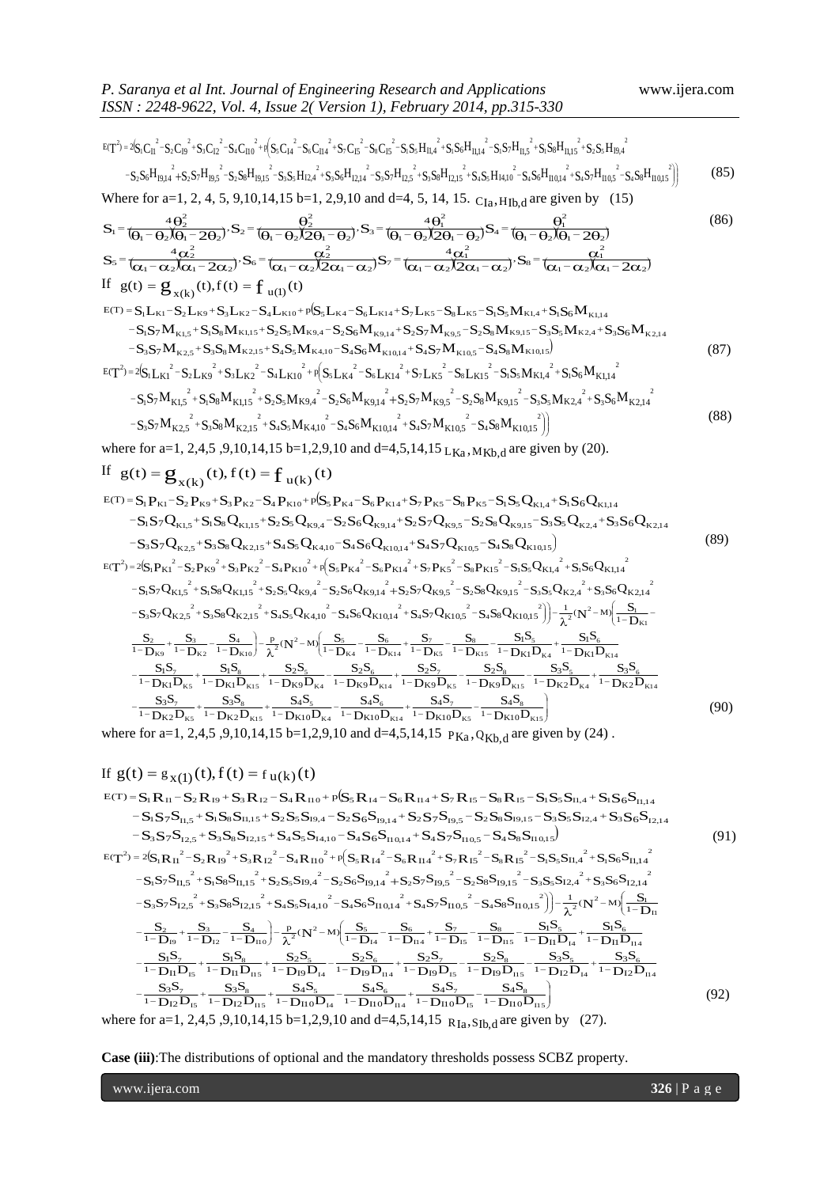$$E(T^2) = 2\Big(S_1 C_{I1}{}^2 - S_2 C_{I9}{}^2 + S_3 C_{I2}{}^2 - S_4 C_{I10}{}^2 + p\Big(S_5 C_{I4}{}^2 - S_6 C_{I14}{}^2 + S_7 C_{I5}{}^2 - S_8 C_{I15}{}^2 - S_1 S_5 H_{I1,4}{}^2 + S_1 S_6 H_{I1,14}{}^2 - S_1 S_7 H_{I1,5}{}^2 + S_1 S_8 H_{I1,15}{}^2 + S_2 S_5 H_{I9,4}{}^2$$
$$- S_2 S_6 H_{I9,14}{}^2 + S_2 S_7 H_{I9,5}{}^2 - S_2 S_8 H_{I9,15}{}^2 - S_3 S_5 H_{I2,4}{}^2 + S_3 S_6 H_{I2,14}{}^2 - S_3 S_7 H_{I2,5}{}^2 + S_3 S_8 H_{I2,15}{}^2 + S_4 S_5 H_{I4,10}{}^2 - S_4 S_6 H_{I10,14}{}^2 + S_4 S_7 H_{I10,5}{}^2 - S_4 S_8 H_{I10,15}{}^2\Big)\Big) \quad (85)$$

Where for a=1, 2, 4, 5, 9,10,14,15 b=1, 2,9,10 and d=4, 5, 14, 15. $C_{Ia}, H_{Ib,d}$ are given by (15)

$$S_1 = \frac{4\theta_2^2}{(\theta_1-\theta_2)(\theta_1-2\theta_2)}, S_2 = \frac{\theta_2^2}{(\theta_1-\theta_2)(2\theta_1-\theta_2)}, S_3 = \frac{4\theta_1^2}{(\theta_1-\theta_2)(2\theta_1-\theta_2)} S_4 = \frac{\theta_1^2}{(\theta_1-\theta_2)(\theta_1-2\theta_2)} \quad (86)$$

$$S_5 = \frac{4\alpha_2^2}{(\alpha_1-\alpha_2)(\alpha_1-2\alpha_2)}, S_6 = \frac{\alpha_2^2}{(\alpha_1-\alpha_2)(2\alpha_1-\alpha_2)} S_7 = \frac{4\alpha_1^2}{(\alpha_1-\alpha_2)(2\alpha_1-\alpha_2)}, S_8 = \frac{\alpha_1^2}{(\alpha_1-\alpha_2)(\alpha_1-2\alpha_2)}$$

If $g(t) = g_{x(k)}(t), f(t) = f_{u(1)}(t)$

$$E(T) = S_1 L_{K1} - S_2 L_{K9} + S_3 L_{K2} - S_4 L_{K10} + p\big(S_5 L_{K4} - S_6 L_{K14} + S_7 L_{K5} - S_8 L_{K5} - S_1 S_5 M_{K1,4} + S_1 S_6 M_{K1,14}$$
$$- S_1 S_7 M_{K1,5} + S_1 S_8 M_{K1,15} + S_2 S_5 M_{K9,4} - S_2 S_6 M_{K9,14} + S_2 S_7 M_{K9,5} - S_2 S_8 M_{K9,15} - S_3 S_5 M_{K2,4} + S_3 S_6 M_{K2,14}$$
$$- S_3 S_7 M_{K2,5} + S_3 S_8 M_{K2,15} + S_4 S_5 M_{K4,10} - S_4 S_6 M_{K10,14} + S_4 S_7 M_{K10,5} - S_4 S_8 M_{K10,15}\big) \quad (87)$$

$$E(T^2) = 2\Big(S_1 L_{K1}{}^2 - S_2 L_{K9}{}^2 + S_3 L_{K2}{}^2 - S_4 L_{K10}{}^2 + p\Big(S_5 L_{K4}{}^2 - S_6 L_{K14}{}^2 + S_7 L_{K5}{}^2 - S_8 L_{K15}{}^2 - S_1 S_5 M_{K1,4}{}^2 + S_1 S_6 M_{K1,14}{}^2$$
$$- S_1 S_7 M_{K1,5}{}^2 + S_1 S_8 M_{K1,15}{}^2 + S_2 S_5 M_{K9,4}{}^2 - S_2 S_6 M_{K9,14}{}^2 + S_2 S_7 M_{K9,5}{}^2 - S_2 S_8 M_{K9,15}{}^2 - S_3 S_5 M_{K2,4}{}^2 + S_3 S_6 M_{K2,14}{}^2$$
$$- S_3 S_7 M_{K2,5}{}^2 + S_3 S_8 M_{K2,15}{}^2 + S_4 S_5 M_{K4,10}{}^2 - S_4 S_6 M_{K10,14}{}^2 + S_4 S_7 M_{K10,5}{}^2 - S_4 S_8 M_{K10,15}{}^2\Big)\Big) \quad (88)$$

where for a=1, 2,4,5 ,9,10,14,15 b=1,2,9,10 and d=4,5,14,15 $L_{Ka}, M_{Kb,d}$ are given by (20).

If $g(t) = g_{x(k)}(t), f(t) = f_{u(k)}(t)$

$$E(T) = S_1 P_{K1} - S_2 P_{K9} + S_3 P_{K2} - S_4 P_{K10} + p\big(S_5 P_{K4} - S_6 P_{K14} + S_7 P_{K5} - S_8 P_{K5} - S_1 S_5 Q_{K1,4} + S_1 S_6 Q_{K1,14}$$
$$- S_1 S_7 Q_{K1,5} + S_1 S_8 Q_{K1,15} + S_2 S_5 Q_{K9,4} - S_2 S_6 Q_{K9,14} + S_2 S_7 Q_{K9,5} - S_2 S_8 Q_{K9,15} - S_3 S_5 Q_{K2,4} + S_3 S_6 Q_{K2,14}$$
$$- S_3 S_7 Q_{K2,5} + S_3 S_8 Q_{K2,15} + S_4 S_5 Q_{K4,10} - S_4 S_6 Q_{K10,14} + S_4 S_7 Q_{K10,5} - S_4 S_8 Q_{K10,15}\big) \quad (89)$$

$$E(T^2) = 2\Big(S_1 P_{K1}{}^2 - S_2 P_{K9}{}^2 + S_3 P_{K2}{}^2 - S_4 P_{K10}{}^2 + p\Big(S_5 P_{K4}{}^2 - S_6 P_{K14}{}^2 + S_7 P_{K5}{}^2 - S_8 P_{K15}{}^2 - S_1 S_5 Q_{K1,4}{}^2 + S_1 S_6 Q_{K1,14}{}^2$$
$$- S_1 S_7 Q_{K1,5}{}^2 + S_1 S_8 Q_{K1,15}{}^2 + S_2 S_5 Q_{K9,4}{}^2 - S_2 S_6 Q_{K9,14}{}^2 + S_2 S_7 Q_{K9,5}{}^2 - S_2 S_8 Q_{K9,15}{}^2 - S_3 S_5 Q_{K2,4}{}^2 + S_3 S_6 Q_{K2,14}{}^2$$
$$- S_3 S_7 Q_{K2,5}{}^2 + S_3 S_8 Q_{K2,15}{}^2 + S_4 S_5 Q_{K4,10}{}^2 - S_4 S_6 Q_{K10,14}{}^2 + S_4 S_7 Q_{K10,5}{}^2 - S_4 S_8 Q_{K10,15}{}^2\Big)\Big) - \frac{1}{\lambda^2}(N^2 - M)\Big(\frac{S_1}{1-D_{K1}} -$$
$$\frac{S_2}{1-D_{K9}} + \frac{S_3}{1-D_{K2}} - \frac{S_4}{1-D_{K10}}\Big) - \frac{p}{\lambda^2}(N^2 - M)\Big(\frac{S_5}{1-D_{K4}} - \frac{S_6}{1-D_{K14}} + \frac{S_7}{1-D_{K5}} - \frac{S_8}{1-D_{K15}} - \frac{S_1 S_5}{1-D_{K1}D_{K4}} + \frac{S_1 S_6}{1-D_{K1}D_{K14}}$$
$$- \frac{S_1 S_7}{1-D_{K1}D_{K5}} + \frac{S_1 S_8}{1-D_{K1}D_{K15}} + \frac{S_2 S_5}{1-D_{K9}D_{K4}} - \frac{S_2 S_6}{1-D_{K9}D_{K14}} + \frac{S_2 S_7}{1-D_{K9}D_{K5}} - \frac{S_2 S_8}{1-D_{K9}D_{K15}} - \frac{S_3 S_5}{1-D_{K2}D_{K4}} + \frac{S_3 S_6}{1-D_{K2}D_{K14}}$$
$$- \frac{S_3 S_7}{1-D_{K2}D_{K5}} + \frac{S_3 S_8}{1-D_{K2}D_{K15}} + \frac{S_4 S_5}{1-D_{K10}D_{K4}} - \frac{S_4 S_6}{1-D_{K10}D_{K14}} + \frac{S_4 S_7}{1-D_{K10}D_{K5}} - \frac{S_4 S_8}{1-D_{K10}D_{K15}}\Big) \quad (90)$$

where for a=1, 2,4,5 ,9,10,14,15 b=1,2,9,10 and d=4,5,14,15 $P_{Ka}, Q_{Kb,d}$ are given by (24) .

If $g(t) = g_{x(1)}(t), f(t) = f_{u(k)}(t)$

$$E(T) = S_1 R_{I1} - S_2 R_{I9} + S_3 R_{I2} - S_4 R_{I10} + p\big(S_5 R_{I4} - S_6 R_{I14} + S_7 R_{I5} - S_8 R_{I5} - S_1 S_5 S_{I1,4} + S_1 S_6 S_{I1,14}$$
$$- S_1 S_7 S_{I1,5} + S_1 S_8 S_{I1,15} + S_2 S_5 S_{I9,4} - S_2 S_6 S_{I9,14} + S_2 S_7 S_{I9,5} - S_2 S_8 S_{I9,15} - S_3 S_5 S_{I2,4} + S_3 S_6 S_{I2,14}$$
$$- S_3 S_7 S_{I2,5} + S_3 S_8 S_{I2,15} + S_4 S_5 S_{I4,10} - S_4 S_6 S_{I10,14} + S_4 S_7 S_{I10,5} - S_4 S_8 S_{I10,15}\big) \quad (91)$$

$$E(T^2) = 2\Big(S_1 R_{I1}{}^2 - S_2 R_{I9}{}^2 + S_3 R_{I2}{}^2 - S_4 R_{I10}{}^2 + p\Big(S_5 R_{I4}{}^2 - S_6 R_{I14}{}^2 + S_7 R_{I5}{}^2 - S_8 R_{I5}{}^2 - S_1 S_5 S_{I1,4}{}^2 + S_1 S_6 S_{I1,14}{}^2$$
$$- S_1 S_7 S_{I1,5}{}^2 + S_1 S_8 S_{I1,15}{}^2 + S_2 S_5 S_{I9,4}{}^2 - S_2 S_6 S_{I9,14}{}^2 + S_2 S_7 S_{I9,5}{}^2 - S_2 S_8 S_{I9,15}{}^2 - S_3 S_5 S_{I2,4}{}^2 + S_3 S_6 S_{I2,14}{}^2$$
$$- S_3 S_7 S_{I2,5}{}^2 + S_3 S_8 S_{I2,15}{}^2 + S_4 S_5 S_{I4,10}{}^2 - S_4 S_6 S_{I10,14}{}^2 + S_4 S_7 S_{I10,5}{}^2 - S_4 S_8 S_{I10,15}{}^2\Big)\Big) - \frac{1}{\lambda^2}(N^2 - M)\Big(\frac{S_1}{1-D_{I1}}$$
$$- \frac{S_2}{1-D_{I9}} + \frac{S_3}{1-D_{I2}} - \frac{S_4}{1-D_{I10}}\Big) - \frac{p}{\lambda^2}(N^2 - M)\Big(\frac{S_5}{1-D_{I4}} - \frac{S_6}{1-D_{I14}} + \frac{S_7}{1-D_{I5}} - \frac{S_8}{1-D_{I15}} - \frac{S_1 S_5}{1-D_{I1}D_{I4}} + \frac{S_1 S_6}{1-D_{I1}D_{I14}}$$
$$- \frac{S_1 S_7}{1-D_{I1}D_{I5}} + \frac{S_1 S_8}{1-D_{I1}D_{I15}} + \frac{S_2 S_5}{1-D_{I9}D_{I4}} - \frac{S_2 S_6}{1-D_{I9}D_{I14}} + \frac{S_2 S_7}{1-D_{I9}D_{I5}} - \frac{S_2 S_8}{1-D_{I9}D_{I15}} - \frac{S_3 S_5}{1-D_{I2}D_{I4}} + \frac{S_3 S_6}{1-D_{I2}D_{I14}}$$
$$- \frac{S_3 S_7}{1-D_{I2}D_{I5}} + \frac{S_3 S_8}{1-D_{I2}D_{I15}} + \frac{S_4 S_5}{1-D_{I10}D_{I4}} - \frac{S_4 S_6}{1-D_{I10}D_{I14}} + \frac{S_4 S_7}{1-D_{I10}D_{I5}} - \frac{S_4 S_8}{1-D_{I10}D_{I15}}\Big) \quad (92)$$

where for a=1, 2,4,5 ,9,10,14,15 b=1,2,9,10 and d=4,5,14,15 $R_{Ia}, S_{Ib,d}$ are given by (27).

**Case (iii)**:The distributions of optional and the mandatory thresholds possess SCBZ property.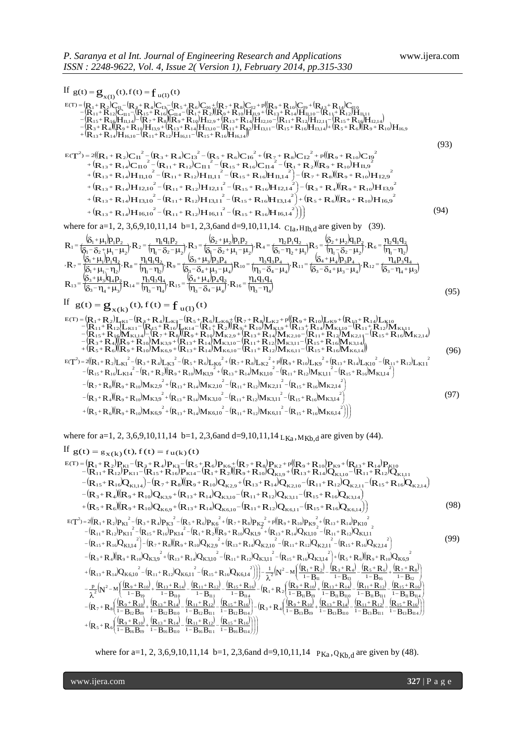If $g(t) = g_{x(1)}(t), f(t) = f_{u(1)}(t)$

$$
\begin{aligned}
E(T) = & (R_1+R_2)C_{I1} - (R_3+R_4)C_{I3} - (R_5+R_6)C_{I6} + (R_7+R_8)C_{I2} + p\big((R_9+R_{10})C_{I9} + (R_{13}+R_{14})C_{I10} \\
& - (R_{11}+R_{12})C_{I11} - (R_{15}+R_{16})C_{I14} - (R_1+R_2)\big((R_9+R_{10})H_{I1,9} + (R_{13}+R_{14})H_{I1,10} - (R_{11}+R_{12})H_{I1,11} \\
& - (R_{15}+R_{16})H_{I1,14}\big) - (R_7+R_8)\big((R_9+R_{10})H_{I2,9} + (R_{13}+R_{14})H_{I2,10} - (R_{11}+R_{12})H_{I2,11} - (R_{15}+R_{16})H_{I2,14}\big) \\
& - (R_3+R_4)\big((R_9+R_{10})H_{I3,9} + (R_{13}+R_{14})H_{I3,10} - (R_{11}+R_{12})H_{I3,11} - (R_{15}+R_{16})H_{I3,14}\big) + (R_5+R_6)\big((R_9+R_{10})H_{I6,9} \\
& + (R_{13}+R_{14})H_{I6,10} - (R_{11}+R_{12})H_{I6,11} - (R_{15}+R_{16})H_{I6,14}\big)\big)
\end{aligned} \tag{93}
$$

$$
\begin{aligned}
E(T^2) = 2\Big( & (R_1+R_2)C_{I1}^2 - (R_3+R_4)C_{I3}^2 - (R_5+R_6)C_{I6}^2 + (R_7+R_8)C_{I2}^2 + p\Big((R_9+R_{10})C_{I9}^2 \\
& + (R_{13}+R_{14})C_{I10}^2 - (R_{11}+R_{12})C_{I11}^2 - (R_{15}+R_{16})C_{I14}^2 - (R_1+R_2)\big((R_9+R_{10})H_{I1,9}^2 \\
& + (R_{13}+R_{14})H_{I1,10}^2 - (R_{11}+R_{12})H_{I1,11}^2 - (R_{15}+R_{16})H_{I1,14}^2\big) - (R_7+R_8)\big((R_9+R_{10})H_{I2,9}^2 \\
& + (R_{13}+R_{14})H_{I2,10}^2 - (R_{11}+R_{12})H_{I2,11}^2 - (R_{15}+R_{16})H_{I2,14}^2\big) - (R_3+R_4)\big((R_9+R_{10})H_{I3,9}^2 \\
& + (R_{13}+R_{14})H_{I3,10}^2 - (R_{11}+R_{12})H_{I3,11}^2 - (R_{15}+R_{16})H_{I3,14}^2\big) + (R_5+R_6)\big((R_9+R_{10})H_{I6,9}^2 \\
& + (R_{13}+R_{14})H_{I6,10}^2 - (R_{11}+R_{12})H_{I6,11}^2 - (R_{15}+R_{16})H_{I6,14}^2\big)\Big)\Big)
\end{aligned} \tag{94}
$$

where for a=1, 2, 3,6,9,10,11,14 b=1, 2,3,6and d=9,10,11,14. $C_{Ia}, H_{Ib,d}$ are given by (39).

$$
\begin{aligned}
& R_1 = \frac{(\delta_1+\mu_1)p_1p_2}{(\delta_1-\delta_2+\mu_1-\mu_2)}, R_2 = \frac{\eta_1 q_1 p_2}{(\eta_1-\delta_2-\mu_2)}, R_3 = \frac{(\delta_2+\mu_2)p_1p_2}{(\delta_1-\delta_2+\mu_1-\mu_2)}, R_4 = \frac{\eta_2 p_1 q_2}{(\delta_1-\eta_2+\mu_1)} R_5 = \frac{(\delta_2+\mu_2)q_1p_2}{(\eta_1-\delta_2-\mu_2)}, R_6 = \frac{\eta_2 q_1 q_2}{(\eta_1-\eta_2)} \\
& , R_7 = \frac{(\delta_1+\mu_1)p_1q_2}{(\delta_1+\mu_1-\eta_2)}, R_8 = \frac{\eta_1 q_1 q_2}{(\eta_1-\eta_2)}, R_9 = \frac{(\delta_3+\mu_3)p_3p_4}{(\delta_3-\delta_4+\mu_3-\mu_4)} R_{10} = \frac{\eta_3 q_3 p_4}{(\eta_3-\delta_4-\mu_4)}, R_{11} = \frac{(\delta_4+\mu_4)p_3p_4}{(\delta_3-\delta_4+\mu_3-\mu_4)}, R_{12} = \frac{\eta_4 p_3 q_4}{(\delta_3-\eta_4+\mu_3)} \\
& R_{13} = \frac{(\delta_3+\mu_3)q_4p_3}{(\delta_3-\eta_4+\mu_3)} R_{14} = \frac{\eta_3 q_3 q_4}{(\eta_3-\eta_4)}, R_{15} = \frac{(\delta_4+\mu_4)p_4q_3}{(\eta_3-\delta_4-\mu_4)}, R_{16} = \frac{\eta_4 q_3 q_4}{(\eta_3-\eta_4)}
\end{aligned} \tag{95}
$$

If $g(t) = g_{x(k)}(t), f(t) = f_{u(1)}(t)$

$$
\begin{aligned}
E(T) = & (R_1+R_2)L_{K1} - (R_3+R_4)L_{K3} - (R_5+R_6)L_{K6} + (R_7+R_8)L_{K2} + p\big((R_9+R_{10})L_{K9} + (R_{13}+R_{14})L_{K10} \\
& - (R_{11}+R_{12})L_{K11} - (R_{15}+R_{16})L_{K14} - (R_1+R_2)\big((R_9+R_{10})M_{K1,9} + (R_{13}+R_{14})M_{K1,10} - (R_{11}+R_{12})M_{K1,11} \\
& - (R_{15}+R_{16})M_{K1,14}\big) - (R_7+R_8)\big((R_9+R_{10})M_{K2,9} + (R_{13}+R_{14})M_{K2,10} - (R_{11}+R_{12})M_{K2,11} - (R_{15}+R_{16})M_{K2,14}\big) \\
& - (R_3+R_4)\big((R_9+R_{10})M_{K3,9} + (R_{13}+R_{14})M_{K3,10} - (R_{11}+R_{12})M_{K3,11} - (R_{15}+R_{16})M_{K3,14}\big) \\
& + (R_5+R_6)\big((R_9+R_{10})M_{K6,9} + (R_{13}+R_{14})M_{K6,10} - (R_{11}+R_{12})M_{K6,11} - (R_{15}+R_{16})M_{K6,14}\big)\big)
\end{aligned} \tag{96}
$$

$$
\begin{aligned}
E(T^2) = 2\Big( & (R_1+R_2)L_{K1}^2 - (R_3+R_4)L_{K3}^2 - (R_5+R_6)L_{K6}^2 + (R_7+R_8)L_{K2}^2 + p\Big((R_9+R_{10})L_{K9}^2 + (R_{13}+R_{14})L_{K10}^2 - (R_{11}+R_{12})L_{K11}^2 \\
& - (R_{15}+R_{16})L_{K14}^2 - (R_1+R_2)\big((R_9+R_{10})M_{K1,9}^2 + (R_{13}+R_{14})M_{K1,10}^2 - (R_{11}+R_{12})M_{K1,11}^2 - (R_{15}+R_{16})M_{K1,14}^2\big) \\
& - (R_7+R_8)\big((R_9+R_{10})M_{K2,9}^2 + (R_{13}+R_{14})M_{K2,10}^2 - (R_{11}+R_{12})M_{K2,11}^2 - (R_{15}+R_{16})M_{K2,14}^2\big) \\
& - (R_3+R_4)\big((R_9+R_{10})M_{K3,9}^2 + (R_{13}+R_{14})M_{K3,10}^2 - (R_{11}+R_{12})M_{K3,11}^2 - (R_{15}+R_{16})M_{K3,14}^2\big) \\
& + (R_5+R_6)\big((R_9+R_{10})M_{K6,9}^2 + (R_{13}+R_{14})M_{K6,10}^2 - (R_{11}+R_{12})M_{K6,11}^2 - (R_{15}+R_{16})M_{K6,14}^2\big)\Big)\Big)
\end{aligned} \tag{97}
$$

where for a=1, 2, 3,6,9,10,11,14 b=1, 2,3,6and d=9,10,11,14 $L_{Ka}, M_{Kb,d}$ are given by (44).

If $g(t) = g_{x(k)}(t), f(t) = f_{u(k)}(t)$

$$
\begin{aligned}
E(T) = & (R_1+R_2)P_{K1} - (R_3+R_4)P_{K3} - (R_5+R_6)P_{K6} + (R_7+R_8)P_{K2} + p\big((R_9+R_{10})P_{K9} + (R_{13}+R_{14})P_{K10} \\
& - (R_{11}+R_{12})P_{K11} - (R_{15}+R_{16})P_{K14} - (R_1+R_2)\big((R_9+R_{10})Q_{K1,9} + (R_{13}+R_{14})Q_{K1,10} - (R_{11}+R_{12})Q_{K1,11} \\
& - (R_{15}+R_{16})Q_{K1,14}\big) - (R_7+R_8)\big((R_9+R_{10})Q_{K2,9} + (R_{13}+R_{14})Q_{K2,10} - (R_{11}+R_{12})Q_{K2,11} - (R_{15}+R_{16})Q_{K2,14}\big) \\
& - (R_3+R_4)\big((R_9+R_{10})Q_{K3,9} + (R_{13}+R_{14})Q_{K3,10} - (R_{11}+R_{12})Q_{K3,11} - (R_{15}+R_{16})Q_{K3,14}\big) \\
& + (R_5+R_6)\big((R_9+R_{10})Q_{K6,9} + (R_{13}+R_{14})Q_{K6,10} - (R_{11}+R_{12})Q_{K6,11} - (R_{15}+R_{16})Q_{K6,14}\big)\big)
\end{aligned} \tag{98}
$$

$$
\begin{aligned}
E(T^2) = 2\Big( & (R_1+R_2)P_{K1}^2 - (R_3+R_4)P_{K3}^2 - (R_5+R_6)P_{K6}^2 + (R_7+R_8)P_{K2}^2 + p\Big((R_9+R_{10})P_{K9}^2 + (R_{13}+R_{14})P_{K10}^2 \\
& - (R_{11}+R_{12})P_{K11}^2 - (R_{15}+R_{16})P_{K14}^2 - (R_1+R_2)\big((R_9+R_{10})Q_{K1,9}^2 + (R_{13}+R_{14})Q_{K1,10}^2 - (R_{11}+R_{12})Q_{K1,11}^2 \\
& - (R_{15}+R_{16})Q_{K1,14}^2\big) - (R_7+R_8)\big((R_9+R_{10})Q_{K2,9}^2 + (R_{13}+R_{14})Q_{K2,10}^2 - (R_{11}+R_{12})Q_{K2,11}^2 - (R_{15}+R_{16})Q_{K2,14}^2\big) \\
& - (R_3+R_4)\big((R_9+R_{10})Q_{K3,9}^2 + (R_{13}+R_{14})Q_{K3,10}^2 - (R_{11}+R_{12})Q_{K3,11}^2 - (R_{15}+R_{16})Q_{K3,14}^2\big) + (R_5+R_6)\big((R_9+R_{10})Q_{K6,9}^2 \\
& + (R_{13}+R_{14})Q_{K6,10}^2 - (R_{11}+R_{12})Q_{K6,11}^2 - (R_{15}+R_{16})Q_{K6,14}^2\big)\Big)\Big) - \frac{1}{\lambda^2}\left(N^2 - M\left(\frac{(R_1+R_2)}{1-B_{I1}} - \frac{(R_3+R_4)}{1-B_{I3}} - \frac{(R_5+R_6)}{1-B_{I6}} + \frac{(R_7+R_8)}{1-B_{I2}}\right)\right) \\
& - \frac{p}{\lambda^2}\left(N^2 - M\left(\frac{(R_9+R_{10})}{1-B_{I9}} + \frac{(R_{13}+R_{14})}{1-B_{I10}} - \frac{(R_{11}+R_{12})}{1-B_{I11}} - \frac{(R_{15}+R_{16})}{1-B_{I14}} - (R_1+R_2\left(\frac{(R_9+R_{10})}{1-B_{I1}B_{I9}} + \frac{(R_{13}+R_{14})}{1-B_{I1}B_{I10}} - \frac{(R_{11}+R_{12})}{1-B_{I1}B_{I11}} - \frac{(R_{15}+R_{16})}{1-B_{I1}B_{I14}}\right)\right.\right. \\
& - (R_7+R_8\left(\frac{(R_9+R_{10})}{1-B_{I2}B_{I9}} + \frac{(R_{13}+R_{14})}{1-B_{I2}B_{I10}} - \frac{(R_{11}+R_{12})}{1-B_{I2}B_{I11}} - \frac{(R_{15}+R_{16})}{1-B_{I2}B_{I14}}\right) - (R_3+R_4\left(\frac{(R_9+R_{10})}{1-B_{I3}B_{I9}} + \frac{(R_{13}+R_{14})}{1-B_{I3}B_{I10}} - \frac{(R_{11}+R_{12})}{1-B_{I3}B_{I11}} - \frac{(R_{15}+R_{16})}{1-B_{I3}B_{I14}}\right) \\
& \left.\left. + (R_5+R_6\left(\frac{(R_9+R_{10})}{1-B_{I6}B_{I9}} + \frac{(R_{13}+R_{14})}{1-B_{I6}B_{I10}} - \frac{(R_{11}+R_{12})}{1-B_{I6}B_{I11}} - \frac{(R_{15}+R_{16})}{1-B_{I6}B_{I14}}\right)\right)\right)
\end{aligned} \tag{99}
$$

where for a=1, 2, 3,6,9,10,11,14 b=1, 2,3,6and d=9,10,11,14 $P_{Ka}, Q_{Kb,d}$ are given by (48).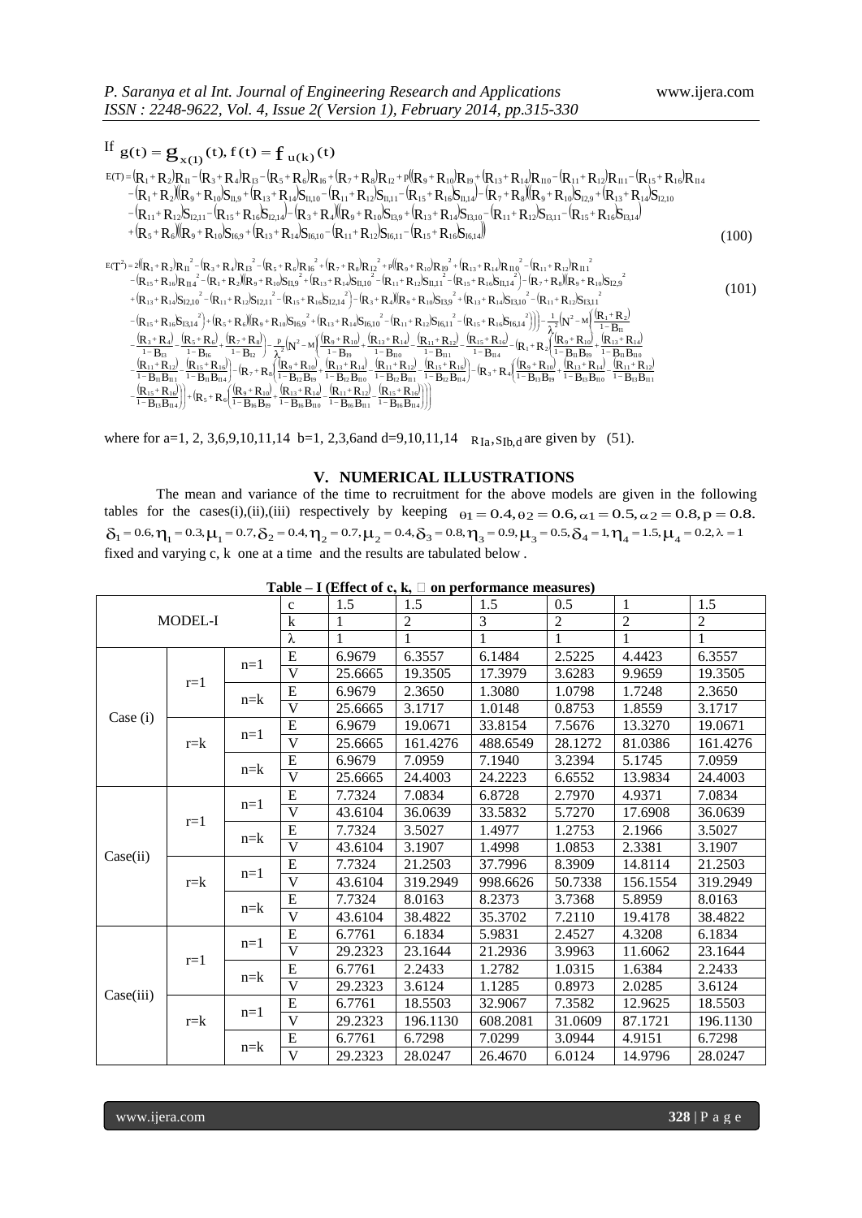If $g(t) = g_{x(1)}(t), f(t) = f_{u(k)}(t)$

$$E(T) = (R_1+R_2)R_{I1} - (R_3+R_4)R_{I3} - (R_5+R_6)R_{I6} + (R_7+R_8)R_{I2} + p\big((R_9+R_{10})R_{I9} + (R_{13}+R_{14})R_{I10} - (R_{11}+R_{12})R_{I11} - (R_{15}+R_{16})R_{I14}$$
$$-(R_1+R_2)\big((R_9+R_{10})S_{I1,9} + (R_{13}+R_{14})S_{I1,10} - (R_{11}+R_{12})S_{I1,11} - (R_{15}+R_{16})S_{I1,14}\big) - (R_7+R_8)\big((R_9+R_{10})S_{I2,9} + (R_{13}+R_{14})S_{I2,10}$$
$$-(R_{11}+R_{12})S_{I2,11} - (R_{15}+R_{16})S_{I2,14}\big) - (R_3+R_4)\big((R_9+R_{10})S_{I3,9} + (R_{13}+R_{14})S_{I3,10} - (R_{11}+R_{12})S_{I3,11} - (R_{15}+R_{16})S_{I3,14}\big)$$
$$+(R_5+R_6)\big((R_9+R_{10})S_{I6,9} + (R_{13}+R_{14})S_{I6,10} - (R_{11}+R_{12})S_{I6,11} - (R_{15}+R_{16})S_{I6,14}\big)\big) \tag{100}$$

$$E(T^2) = 2\Big((R_1+R_2)R_{I1}^2 - (R_3+R_4)R_{I3}^2 - (R_5+R_6)R_{I6}^2 + (R_7+R_8)R_{I2}^2 + p\big((R_9+R_{10})R_{I9}^2 + (R_{13}+R_{14})R_{I10}^2 - (R_{11}+R_{12})R_{I11}^2$$
$$-(R_{15}+R_{16})R_{I14}^2 - (R_1+R_2)\big((R_9+R_{10})S_{I1,9}^2 + (R_{13}+R_{14})S_{I1,10}^2 - (R_{11}+R_{12})S_{I1,11}^2 - (R_{15}+R_{16})S_{I1,14}^2\big) - (R_7+R_8)\big((R_9+R_{10})S_{I2,9}^2$$
$$+(R_{13}+R_{14})S_{I2,10}^2 - (R_{11}+R_{12})S_{I2,11}^2 - (R_{15}+R_{16})S_{I2,14}^2\big) - (R_3+R_4)\big((R_9+R_{10})S_{I3,9}^2 + (R_{13}+R_{14})S_{I3,10}^2 - (R_{11}+R_{12})S_{I3,11}^2 \tag{101}$$
$$-(R_{15}+R_{16})S_{I3,14}^2\big) + (R_5+R_6)\big((R_9+R_{10})S_{I6,9}^2 + (R_{13}+R_{14})S_{I6,10}^2 - (R_{11}+R_{12})S_{I6,11}^2 - (R_{15}+R_{16})S_{I6,14}^2\big)\big)\Big) - \frac{1}{\lambda^2}\Big(N^2 - M\Big(\frac{(R_1+R_2)}{1-B_{I1}}$$
$$-\frac{(R_3+R_4)}{1-B_{I3}} - \frac{(R_5+R_6)}{1-B_{I6}} + \frac{(R_7+R_8)}{1-B_{I2}}\Big) - \frac{p}{\lambda^2}\Big(N^2 - M\Big(\frac{(R_9+R_{10})}{1-B_{I9}} + \frac{(R_{13}+R_{14})}{1-B_{I10}} - \frac{(R_{11}+R_{12})}{1-B_{I11}} - \frac{(R_{15}+R_{16})}{1-B_{I14}} - (R_1+R_2)\Big(\frac{(R_9+R_{10})}{1-B_{I1}B_{I9}} + \frac{(R_{13}+R_{14})}{1-B_{I1}B_{I10}}$$
$$-\frac{(R_{11}+R_{12})}{1-B_{I1}B_{I11}} - \frac{(R_{15}+R_{16})}{1-B_{I1}B_{I14}}\Big) - (R_7+R_8)\Big(\frac{(R_9+R_{10})}{1-B_{I2}B_{I9}} + \frac{(R_{13}+R_{14})}{1-B_{I2}B_{I10}} - \frac{(R_{11}+R_{12})}{1-B_{I2}B_{I11}} - \frac{(R_{15}+R_{16})}{1-B_{I2}B_{I14}}\Big) - (R_3+R_4)\Big(\frac{(R_9+R_{10})}{1-B_{I3}B_{I9}} + \frac{(R_{13}+R_{14})}{1-B_{I3}B_{I10}} - \frac{(R_{11}+R_{12})}{1-B_{I3}B_{I11}}$$
$$-\frac{(R_{15}+R_{16})}{1-B_{I3}B_{I14}}\Big) + (R_5+R_6)\Big(\frac{(R_9+R_{10})}{1-B_{I6}B_{I9}} + \frac{(R_{13}+R_{14})}{1-B_{I6}B_{I10}} - \frac{(R_{11}+R_{12})}{1-B_{I6}B_{I11}} - \frac{(R_{15}+R_{16})}{1-B_{I6}B_{I14}}\Big)\Big)\Big)$$

where for a=1, 2, 3,6,9,10,11,14 b=1, 2,3,6and d=9,10,11,14 $R_{Ia}, S_{Ib,d}$ are given by (51).

## V. NUMERICAL ILLUSTRATIONS

The mean and variance of the time to recruitment for the above models are given in the following tables for the cases(i),(ii),(iii) respectively by keeping $\theta_1 = 0.4, \theta_2 = 0.6, \alpha_1 = 0.5, \alpha_2 = 0.8, p = 0.8$. $\delta_1 = 0.6, \eta_1 = 0.3, \mu_1 = 0.7, \delta_2 = 0.4, \eta_2 = 0.7, \mu_2 = 0.4, \delta_3 = 0.8, \eta_3 = 0.9, \mu_3 = 0.5, \delta_4 = 1, \eta_4 = 1.5, \mu_4 = 0.2, \lambda = 1$ fixed and varying c, k one at a time and the results are tabulated below .

**Table – I (Effect of c, k, λ on performance measures)**

| MODEL-I | | | c | 1.5 | 1.5 | 1.5 | 0.5 | 1 | 1.5 |
|---|---|---|---|---|---|---|---|---|---|
| | | | k | 1 | 2 | 3 | 2 | 2 | 2 |
| | | | λ | 1 | 1 | 1 | 1 | 1 | 1 |
| Case (i) | r=1 | n=1 | E | 6.9679 | 6.3557 | 6.1484 | 2.5225 | 4.4423 | 6.3557 |
| | | | V | 25.6665 | 19.3505 | 17.3979 | 3.6283 | 9.9659 | 19.3505 |
| | | n=k | E | 6.9679 | 2.3650 | 1.3080 | 1.0798 | 1.7248 | 2.3650 |
| | | | V | 25.6665 | 3.1717 | 1.0148 | 0.8753 | 1.8559 | 3.1717 |
| | r=k | n=1 | E | 6.9679 | 19.0671 | 33.8154 | 7.5676 | 13.3270 | 19.0671 |
| | | | V | 25.6665 | 161.4276 | 488.6549 | 28.1272 | 81.0386 | 161.4276 |
| | | n=k | E | 6.9679 | 7.0959 | 7.1940 | 3.2394 | 5.1745 | 7.0959 |
| | | | V | 25.6665 | 24.4003 | 24.2223 | 6.6552 | 13.9834 | 24.4003 |
| Case(ii) | r=1 | n=1 | E | 7.7324 | 7.0834 | 6.8728 | 2.7970 | 4.9371 | 7.0834 |
| | | | V | 43.6104 | 36.0639 | 33.5832 | 5.7270 | 17.6908 | 36.0639 |
| | | n=k | E | 7.7324 | 3.5027 | 1.4977 | 1.2753 | 2.1966 | 3.5027 |
| | | | V | 43.6104 | 3.1907 | 1.4998 | 1.0853 | 2.3381 | 3.1907 |
| | r=k | n=1 | E | 7.7324 | 21.2503 | 37.7996 | 8.3909 | 14.8114 | 21.2503 |
| | | | V | 43.6104 | 319.2949 | 998.6626 | 50.7338 | 156.1554 | 319.2949 |
| | | n=k | E | 7.7324 | 8.0163 | 8.2373 | 3.7368 | 5.8959 | 8.0163 |
| | | | V | 43.6104 | 38.4822 | 35.3702 | 7.2110 | 19.4178 | 38.4822 |
| Case(iii) | r=1 | n=1 | E | 6.7761 | 6.1834 | 5.9831 | 2.4527 | 4.3208 | 6.1834 |
| | | | V | 29.2323 | 23.1644 | 21.2936 | 3.9963 | 11.6062 | 23.1644 |
| | | n=k | E | 6.7761 | 2.2433 | 1.2782 | 1.0315 | 1.6384 | 2.2433 |
| | | | V | 29.2323 | 3.6124 | 1.1285 | 0.8973 | 2.0285 | 3.6124 |
| | r=k | n=1 | E | 6.7761 | 18.5503 | 32.9067 | 7.3582 | 12.9625 | 18.5503 |
| | | | V | 29.2323 | 196.1130 | 608.2081 | 31.0609 | 87.1721 | 196.1130 |
| | | n=k | E | 6.7761 | 6.7298 | 7.0299 | 3.0944 | 4.9151 | 6.7298 |
| | | | V | 29.2323 | 28.0247 | 26.4670 | 6.0124 | 14.9796 | 28.0247 |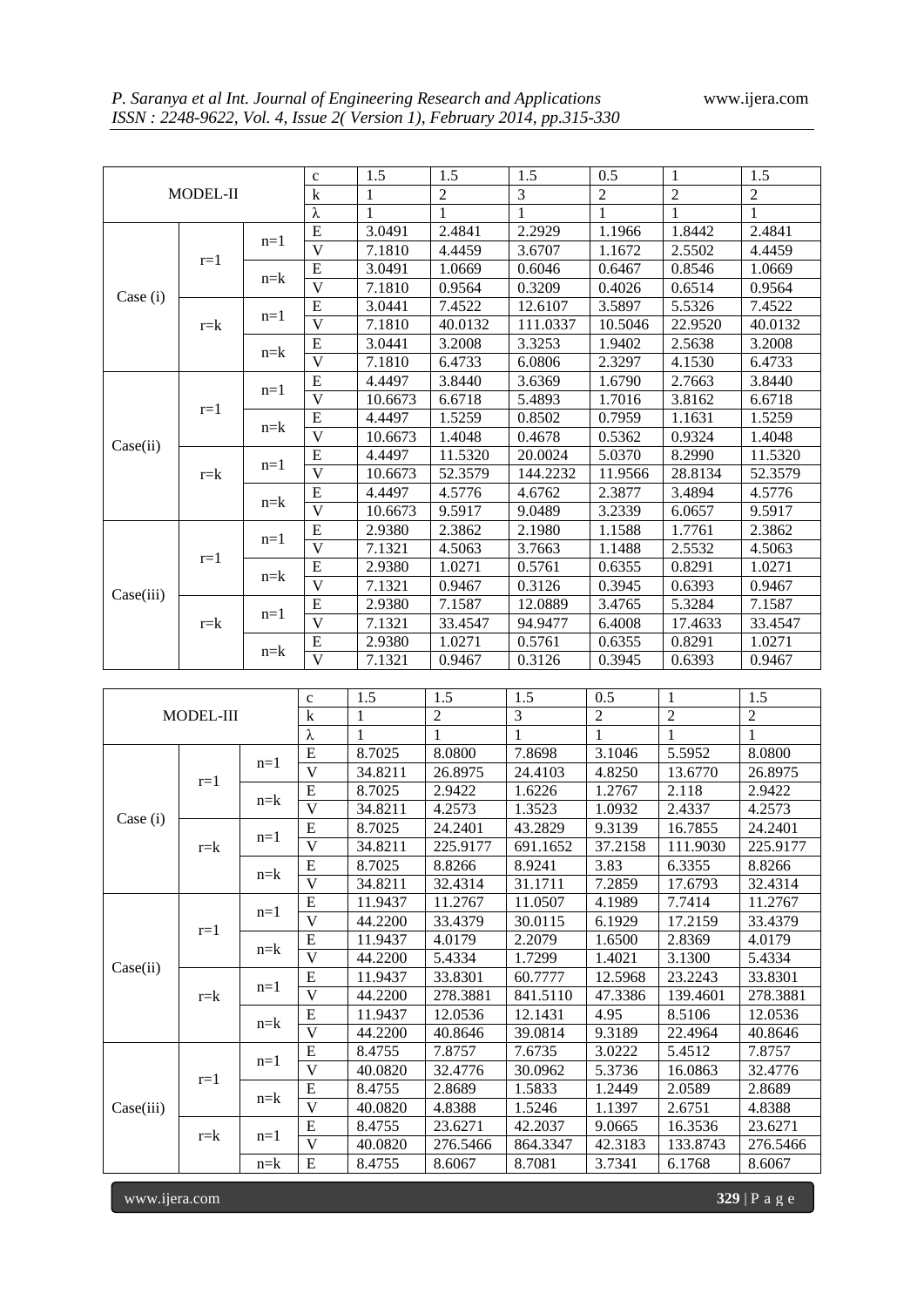| MODEL-II | | | c | 1.5 | 1.5 | 1.5 | 0.5 | 1 | 1.5 |
|---|---|---|---|---|---|---|---|---|---|
| | | | k | 1 | 2 | 3 | 2 | 2 | 2 |
| | | | λ | 1 | 1 | 1 | 1 | 1 | 1 |
| Case (i) | r=1 | n=1 | E | 3.0491 | 2.4841 | 2.2929 | 1.1966 | 1.8442 | 2.4841 |
| | | | V | 7.1810 | 4.4459 | 3.6707 | 1.1672 | 2.5502 | 4.4459 |
| | | n=k | E | 3.0491 | 1.0669 | 0.6046 | 0.6467 | 0.8546 | 1.0669 |
| | | | V | 7.1810 | 0.9564 | 0.3209 | 0.4026 | 0.6514 | 0.9564 |
| | r=k | n=1 | E | 3.0441 | 7.4522 | 12.6107 | 3.5897 | 5.5326 | 7.4522 |
| | | | V | 7.1810 | 40.0132 | 111.0337 | 10.5046 | 22.9520 | 40.0132 |
| | | n=k | E | 3.0441 | 3.2008 | 3.3253 | 1.9402 | 2.5638 | 3.2008 |
| | | | V | 7.1810 | 6.4733 | 6.0806 | 2.3297 | 4.1530 | 6.4733 |
| Case(ii) | r=1 | n=1 | E | 4.4497 | 3.8440 | 3.6369 | 1.6790 | 2.7663 | 3.8440 |
| | | | V | 10.6673 | 6.6718 | 5.4893 | 1.7016 | 3.8162 | 6.6718 |
| | | n=k | E | 4.4497 | 1.5259 | 0.8502 | 0.7959 | 1.1631 | 1.5259 |
| | | | V | 10.6673 | 1.4048 | 0.4678 | 0.5362 | 0.9324 | 1.4048 |
| | r=k | n=1 | E | 4.4497 | 11.5320 | 20.0024 | 5.0370 | 8.2990 | 11.5320 |
| | | | V | 10.6673 | 52.3579 | 144.2232 | 11.9566 | 28.8134 | 52.3579 |
| | | n=k | E | 4.4497 | 4.5776 | 4.6762 | 2.3877 | 3.4894 | 4.5776 |
| | | | V | 10.6673 | 9.5917 | 9.0489 | 3.2339 | 6.0657 | 9.5917 |
| Case(iii) | r=1 | n=1 | E | 2.9380 | 2.3862 | 2.1980 | 1.1588 | 1.7761 | 2.3862 |
| | | | V | 7.1321 | 4.5063 | 3.7663 | 1.1488 | 2.5532 | 4.5063 |
| | | n=k | E | 2.9380 | 1.0271 | 0.5761 | 0.6355 | 0.8291 | 1.0271 |
| | | | V | 7.1321 | 0.9467 | 0.3126 | 0.3945 | 0.6393 | 0.9467 |
| | r=k | n=1 | E | 2.9380 | 7.1587 | 12.0889 | 3.4765 | 5.3284 | 7.1587 |
| | | | V | 7.1321 | 33.4547 | 94.9477 | 6.4008 | 17.4633 | 33.4547 |
| | | n=k | E | 2.9380 | 1.0271 | 0.5761 | 0.6355 | 0.8291 | 1.0271 |
| | | | V | 7.1321 | 0.9467 | 0.3126 | 0.3945 | 0.6393 | 0.9467 |

| MODEL-III | | | c | 1.5 | 1.5 | 1.5 | 0.5 | 1 | 1.5 |
|---|---|---|---|---|---|---|---|---|---|
| | | | k | 1 | 2 | 3 | 2 | 2 | 2 |
| | | | λ | 1 | 1 | 1 | 1 | 1 | 1 |
| Case (i) | r=1 | n=1 | E | 8.7025 | 8.0800 | 7.8698 | 3.1046 | 5.5952 | 8.0800 |
| | | | V | 34.8211 | 26.8975 | 24.4103 | 4.8250 | 13.6770 | 26.8975 |
| | | n=k | E | 8.7025 | 2.9422 | 1.6226 | 1.2767 | 2.118 | 2.9422 |
| | | | V | 34.8211 | 4.2573 | 1.3523 | 1.0932 | 2.4337 | 4.2573 |
| | r=k | n=1 | E | 8.7025 | 24.2401 | 43.2829 | 9.3139 | 16.7855 | 24.2401 |
| | | | V | 34.8211 | 225.9177 | 691.1652 | 37.2158 | 111.9030 | 225.9177 |
| | | n=k | E | 8.7025 | 8.8266 | 8.9241 | 3.83 | 6.3355 | 8.8266 |
| | | | V | 34.8211 | 32.4314 | 31.1711 | 7.2859 | 17.6793 | 32.4314 |
| Case(ii) | r=1 | n=1 | E | 11.9437 | 11.2767 | 11.0507 | 4.1989 | 7.7414 | 11.2767 |
| | | | V | 44.2200 | 33.4379 | 30.0115 | 6.1929 | 17.2159 | 33.4379 |
| | | n=k | E | 11.9437 | 4.0179 | 2.2079 | 1.6500 | 2.8369 | 4.0179 |
| | | | V | 44.2200 | 5.4334 | 1.7299 | 1.4021 | 3.1300 | 5.4334 |
| | r=k | n=1 | E | 11.9437 | 33.8301 | 60.7777 | 12.5968 | 23.2243 | 33.8301 |
| | | | V | 44.2200 | 278.3881 | 841.5110 | 47.3386 | 139.4601 | 278.3881 |
| | | n=k | E | 11.9437 | 12.0536 | 12.1431 | 4.95 | 8.5106 | 12.0536 |
| | | | V | 44.2200 | 40.8646 | 39.0814 | 9.3189 | 22.4964 | 40.8646 |
| Case(iii) | r=1 | n=1 | E | 8.4755 | 7.8757 | 7.6735 | 3.0222 | 5.4512 | 7.8757 |
| | | | V | 40.0820 | 32.4776 | 30.0962 | 5.3736 | 16.0863 | 32.4776 |
| | | n=k | E | 8.4755 | 2.8689 | 1.5833 | 1.2449 | 2.0589 | 2.8689 |
| | | | V | 40.0820 | 4.8388 | 1.5246 | 1.1397 | 2.6751 | 4.8388 |
| | r=k | n=1 | E | 8.4755 | 23.6271 | 42.2037 | 9.0665 | 16.3536 | 23.6271 |
| | | | V | 40.0820 | 276.5466 | 864.3347 | 42.3183 | 133.8743 | 276.5466 |
| | | n=k | E | 8.4755 | 8.6067 | 8.7081 | 3.7341 | 6.1768 | 8.6067 |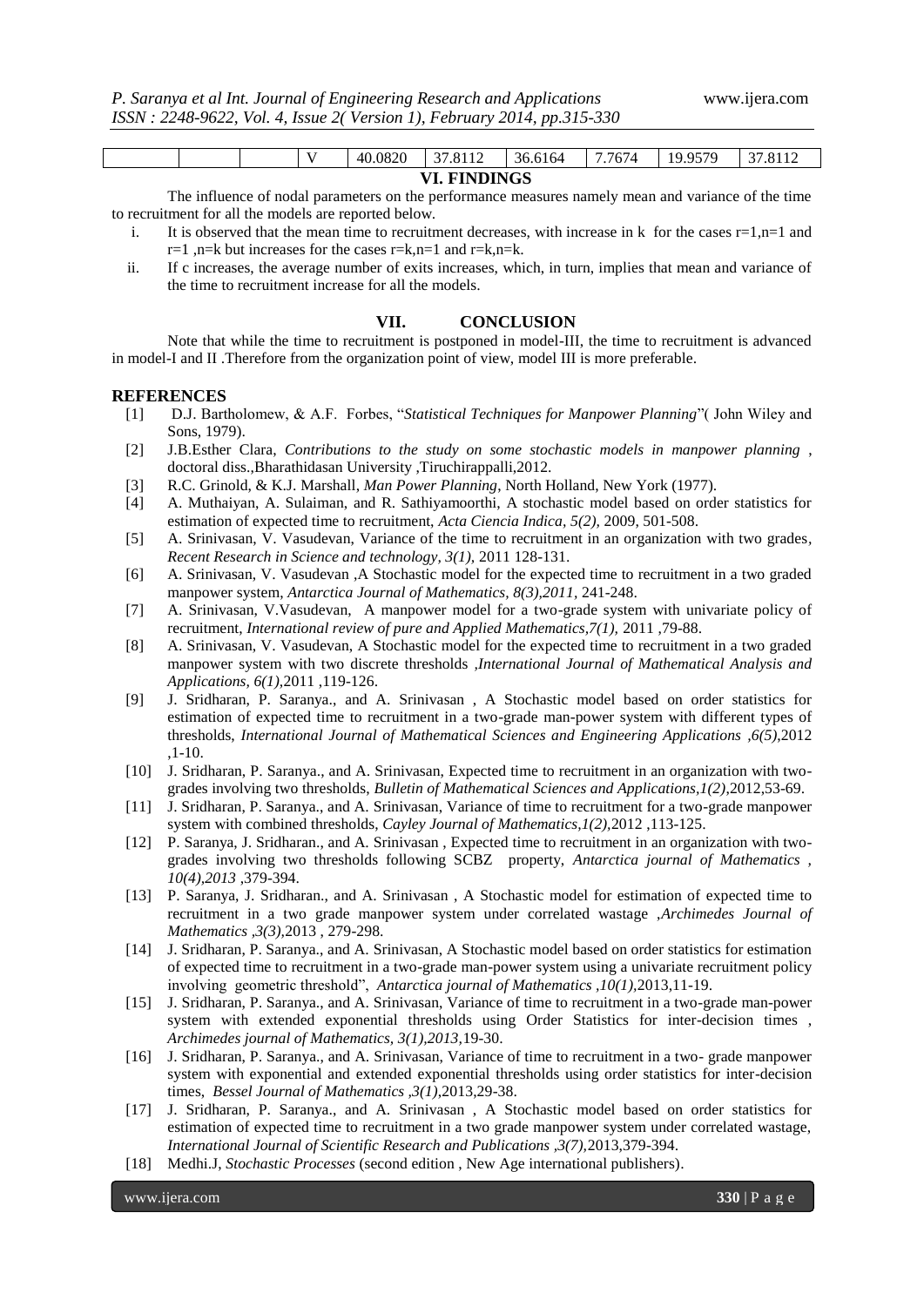| | | | | | | | | |
|---|---|---|---|---|---|---|---|---|
| | | | V | 40.0820 | 37.8112 | 36.6164 | 7.7674 | 19.9579 | 37.8112 |

## VI. FINDINGS

The influence of nodal parameters on the performance measures namely mean and variance of the time to recruitment for all the models are reported below.

i. It is observed that the mean time to recruitment decreases, with increase in k for the cases r=1,n=1 and r=1 ,n=k but increases for the cases r=k,n=1 and r=k,n=k.

ii. If c increases, the average number of exits increases, which, in turn, implies that mean and variance of the time to recruitment increase for all the models.

## VII. CONCLUSION

Note that while the time to recruitment is postponed in model-III, the time to recruitment is advanced in model-I and II .Therefore from the organization point of view, model III is more preferable.

## REFERENCES

[1] D.J. Bartholomew, & A.F. Forbes, "*Statistical Techniques for Manpower Planning*"( John Wiley and Sons, 1979).

[2] J.B.Esther Clara, *Contributions to the study on some stochastic models in manpower planning* , doctoral diss.,Bharathidasan University ,Tiruchirappalli,2012.

[3] R.C. Grinold, & K.J. Marshall, *Man Power Planning*, North Holland, New York (1977).

[4] A. Muthaiyan, A. Sulaiman, and R. Sathiyamoorthi, A stochastic model based on order statistics for estimation of expected time to recruitment, *Acta Ciencia Indica, 5(2),* 2009, 501-508.

[5] A. Srinivasan, V. Vasudevan, Variance of the time to recruitment in an organization with two grades, *Recent Research in Science and technology, 3(1)*, 2011 128-131.

[6] A. Srinivasan, V. Vasudevan ,A Stochastic model for the expected time to recruitment in a two graded manpower system, *Antarctica Journal of Mathematics, 8(3),2011*, 241-248.

[7] A. Srinivasan, V.Vasudevan, A manpower model for a two-grade system with univariate policy of recruitment, *International review of pure and Applied Mathematics,7(1),* 2011 ,79-88.

[8] A. Srinivasan, V. Vasudevan, A Stochastic model for the expected time to recruitment in a two graded manpower system with two discrete thresholds ,*International Journal of Mathematical Analysis and Applications, 6(1)*,2011 ,119-126.

[9] J. Sridharan, P. Saranya., and A. Srinivasan , A Stochastic model based on order statistics for estimation of expected time to recruitment in a two-grade man-power system with different types of thresholds, *International Journal of Mathematical Sciences and Engineering Applications ,6(5)*,2012 ,1-10.

[10] J. Sridharan, P. Saranya., and A. Srinivasan, Expected time to recruitment in an organization with two-grades involving two thresholds, *Bulletin of Mathematical Sciences and Applications,1(2)*,2012,53-69.

[11] J. Sridharan, P. Saranya., and A. Srinivasan, Variance of time to recruitment for a two-grade manpower system with combined thresholds, *Cayley Journal of Mathematics,1(2)*,2012 ,113-125.

[12] P. Saranya, J. Sridharan., and A. Srinivasan , Expected time to recruitment in an organization with two-grades involving two thresholds following SCBZ property, *Antarctica journal of Mathematics , 10(4),2013* ,379-394.

[13] P. Saranya, J. Sridharan., and A. Srinivasan , A Stochastic model for estimation of expected time to recruitment in a two grade manpower system under correlated wastage ,*Archimedes Journal of Mathematics ,3(3)*,2013 , 279-298.

[14] J. Sridharan, P. Saranya., and A. Srinivasan, A Stochastic model based on order statistics for estimation of expected time to recruitment in a two-grade man-power system using a univariate recruitment policy involving geometric threshold", *Antarctica journal of Mathematics ,10(1)*,2013,11-19.

[15] J. Sridharan, P. Saranya., and A. Srinivasan, Variance of time to recruitment in a two-grade man-power system with extended exponential thresholds using Order Statistics for inter-decision times , *Archimedes journal of Mathematics, 3(1),2013,*19-30.

[16] J. Sridharan, P. Saranya., and A. Srinivasan, Variance of time to recruitment in a two- grade manpower system with exponential and extended exponential thresholds using order statistics for inter-decision times, *Bessel Journal of Mathematics ,3(1)*,2013,29-38.

[17] J. Sridharan, P. Saranya., and A. Srinivasan , A Stochastic model based on order statistics for estimation of expected time to recruitment in a two grade manpower system under correlated wastage, *International Journal of Scientific Research and Publications ,3(7),*2013,379-394.

[18] Medhi.J, *Stochastic Processes* (second edition , New Age international publishers).